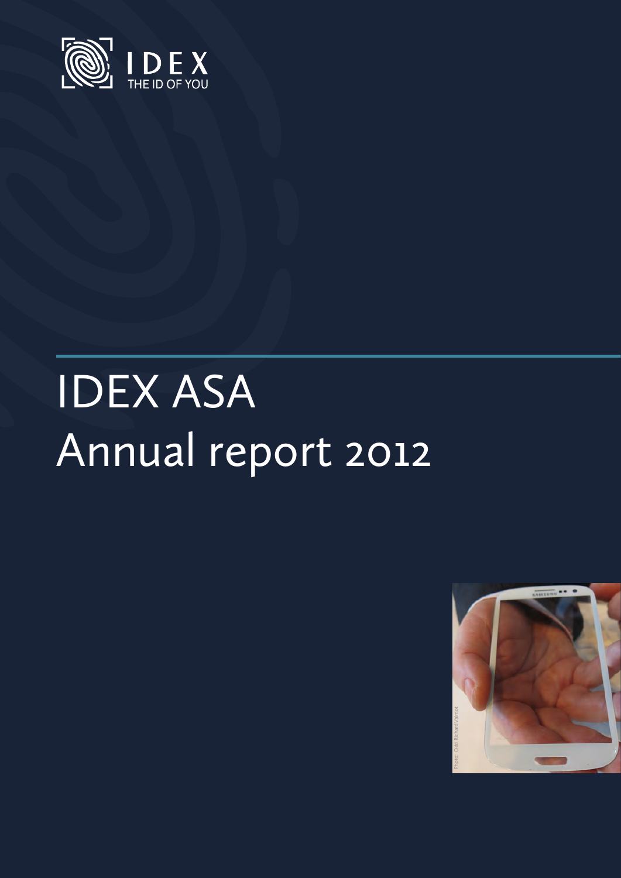IDEX
THE ID OF YOU

# IDEX ASA
# Annual report 2012

Photo: Odd Richard Valmot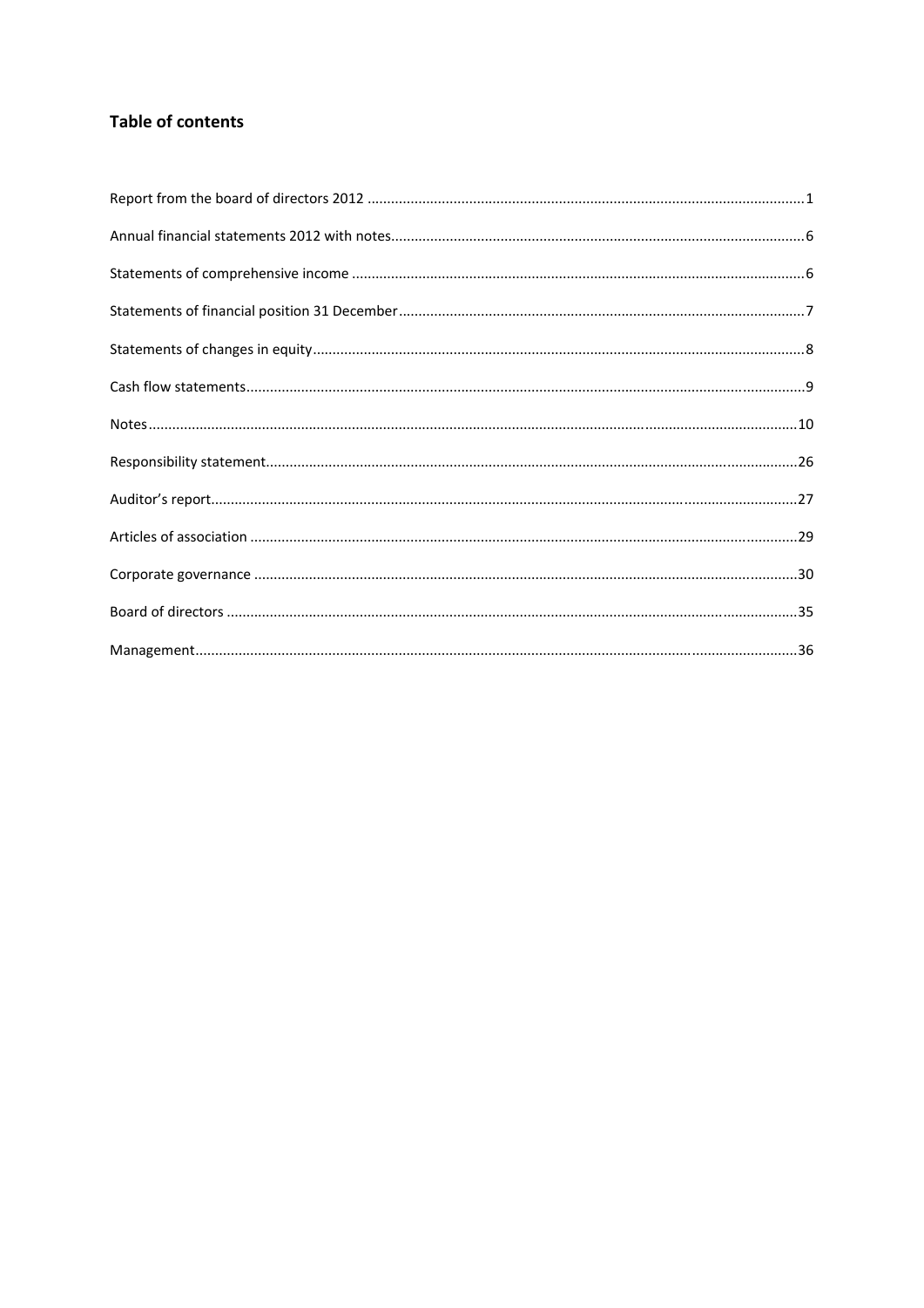## Table of contents

Report from the board of directors 2012 ........................................................................................................... 1

Annual financial statements 2012 with notes..................................................................................................... 6

Statements of comprehensive income ............................................................................................................... 6

Statements of financial position 31 December................................................................................................... 7

Statements of changes in equity......................................................................................................................... 8

Cash flow statements.......................................................................................................................................... 9

Notes.................................................................................................................................................................. 10

Responsibility statement.................................................................................................................................... 26

Auditor's report.................................................................................................................................................. 27

Articles of association ........................................................................................................................................ 29

Corporate governance ....................................................................................................................................... 30

Board of directors .............................................................................................................................................. 35

Management...................................................................................................................................................... 36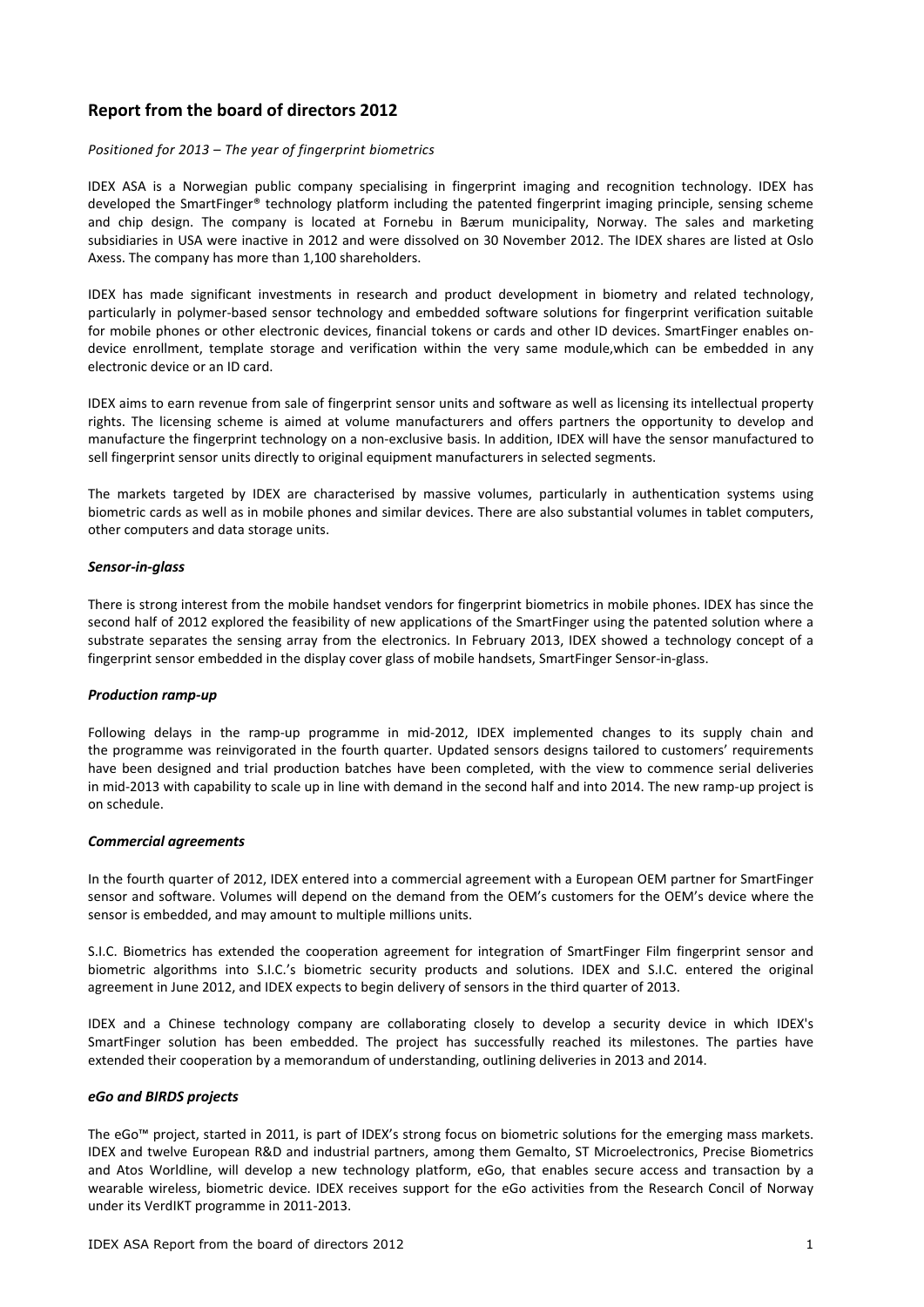## Report from the board of directors 2012

*Positioned for 2013 – The year of fingerprint biometrics*

IDEX ASA is a Norwegian public company specialising in fingerprint imaging and recognition technology. IDEX has developed the SmartFinger® technology platform including the patented fingerprint imaging principle, sensing scheme and chip design. The company is located at Fornebu in Bærum municipality, Norway. The sales and marketing subsidiaries in USA were inactive in 2012 and were dissolved on 30 November 2012. The IDEX shares are listed at Oslo Axess. The company has more than 1,100 shareholders.

IDEX has made significant investments in research and product development in biometry and related technology, particularly in polymer-based sensor technology and embedded software solutions for fingerprint verification suitable for mobile phones or other electronic devices, financial tokens or cards and other ID devices. SmartFinger enables on-device enrollment, template storage and verification within the very same module,which can be embedded in any electronic device or an ID card.

IDEX aims to earn revenue from sale of fingerprint sensor units and software as well as licensing its intellectual property rights. The licensing scheme is aimed at volume manufacturers and offers partners the opportunity to develop and manufacture the fingerprint technology on a non-exclusive basis. In addition, IDEX will have the sensor manufactured to sell fingerprint sensor units directly to original equipment manufacturers in selected segments.

The markets targeted by IDEX are characterised by massive volumes, particularly in authentication systems using biometric cards as well as in mobile phones and similar devices. There are also substantial volumes in tablet computers, other computers and data storage units.

#### *Sensor-in-glass*

There is strong interest from the mobile handset vendors for fingerprint biometrics in mobile phones. IDEX has since the second half of 2012 explored the feasibility of new applications of the SmartFinger using the patented solution where a substrate separates the sensing array from the electronics. In February 2013, IDEX showed a technology concept of a fingerprint sensor embedded in the display cover glass of mobile handsets, SmartFinger Sensor-in-glass.

#### *Production ramp-up*

Following delays in the ramp-up programme in mid-2012, IDEX implemented changes to its supply chain and the programme was reinvigorated in the fourth quarter. Updated sensors designs tailored to customers' requirements have been designed and trial production batches have been completed, with the view to commence serial deliveries in mid-2013 with capability to scale up in line with demand in the second half and into 2014. The new ramp-up project is on schedule.

#### *Commercial agreements*

In the fourth quarter of 2012, IDEX entered into a commercial agreement with a European OEM partner for SmartFinger sensor and software. Volumes will depend on the demand from the OEM's customers for the OEM's device where the sensor is embedded, and may amount to multiple millions units.

S.I.C. Biometrics has extended the cooperation agreement for integration of SmartFinger Film fingerprint sensor and biometric algorithms into S.I.C.'s biometric security products and solutions. IDEX and S.I.C. entered the original agreement in June 2012, and IDEX expects to begin delivery of sensors in the third quarter of 2013.

IDEX and a Chinese technology company are collaborating closely to develop a security device in which IDEX's SmartFinger solution has been embedded. The project has successfully reached its milestones. The parties have extended their cooperation by a memorandum of understanding, outlining deliveries in 2013 and 2014.

#### *eGo and BIRDS projects*

The eGo™ project, started in 2011, is part of IDEX's strong focus on biometric solutions for the emerging mass markets. IDEX and twelve European R&D and industrial partners, among them Gemalto, ST Microelectronics, Precise Biometrics and Atos Worldline, will develop a new technology platform, eGo, that enables secure access and transaction by a wearable wireless, biometric device. IDEX receives support for the eGo activities from the Research Concil of Norway under its VerdIKT programme in 2011-2013.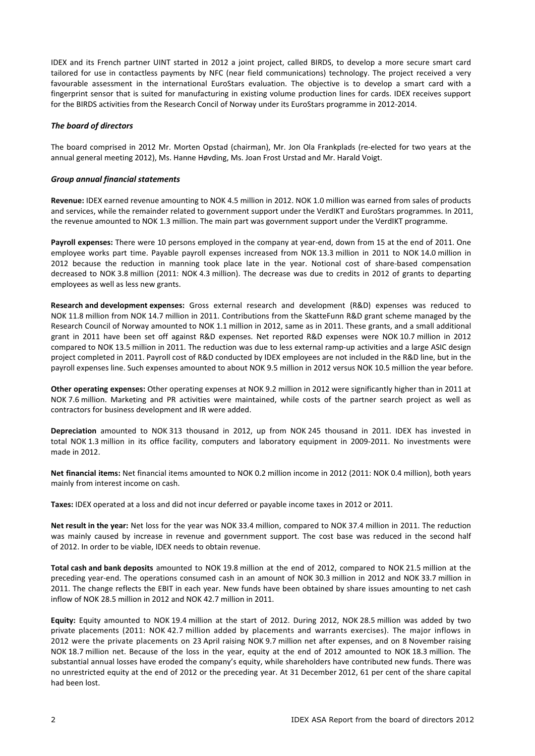IDEX and its French partner UINT started in 2012 a joint project, called BIRDS, to develop a more secure smart card tailored for use in contactless payments by NFC (near field communications) technology. The project received a very favourable assessment in the international EuroStars evaluation. The objective is to develop a smart card with a fingerprint sensor that is suited for manufacturing in existing volume production lines for cards. IDEX receives support for the BIRDS activities from the Research Concil of Norway under its EuroStars programme in 2012-2014.

### *The board of directors*

The board comprised in 2012 Mr. Morten Opstad (chairman), Mr. Jon Ola Frankplads (re-elected for two years at the annual general meeting 2012), Ms. Hanne Høvding, Ms. Joan Frost Urstad and Mr. Harald Voigt.

### *Group annual financial statements*

**Revenue:** IDEX earned revenue amounting to NOK 4.5 million in 2012. NOK 1.0 million was earned from sales of products and services, while the remainder related to government support under the VerdIKT and EuroStars programmes. In 2011, the revenue amounted to NOK 1.3 million. The main part was government support under the VerdIKT programme.

**Payroll expenses:** There were 10 persons employed in the company at year-end, down from 15 at the end of 2011. One employee works part time. Payable payroll expenses increased from NOK 13.3 million in 2011 to NOK 14.0 million in 2012 because the reduction in manning took place late in the year. Notional cost of share-based compensation decreased to NOK 3.8 million (2011: NOK 4.3 million). The decrease was due to credits in 2012 of grants to departing employees as well as less new grants.

**Research and development expenses:** Gross external research and development (R&D) expenses was reduced to NOK 11.8 million from NOK 14.7 million in 2011. Contributions from the SkatteFunn R&D grant scheme managed by the Research Council of Norway amounted to NOK 1.1 million in 2012, same as in 2011. These grants, and a small additional grant in 2011 have been set off against R&D expenses. Net reported R&D expenses were NOK 10.7 million in 2012 compared to NOK 13.5 million in 2011. The reduction was due to less external ramp-up activities and a large ASIC design project completed in 2011. Payroll cost of R&D conducted by IDEX employees are not included in the R&D line, but in the payroll expenses line. Such expenses amounted to about NOK 9.5 million in 2012 versus NOK 10.5 million the year before.

**Other operating expenses:** Other operating expenses at NOK 9.2 million in 2012 were significantly higher than in 2011 at NOK 7.6 million. Marketing and PR activities were maintained, while costs of the partner search project as well as contractors for business development and IR were added.

**Depreciation** amounted to NOK 313 thousand in 2012, up from NOK 245 thousand in 2011. IDEX has invested in total NOK 1.3 million in its office facility, computers and laboratory equipment in 2009-2011. No investments were made in 2012.

**Net financial items:** Net financial items amounted to NOK 0.2 million income in 2012 (2011: NOK 0.4 million), both years mainly from interest income on cash.

**Taxes:** IDEX operated at a loss and did not incur deferred or payable income taxes in 2012 or 2011.

**Net result in the year:** Net loss for the year was NOK 33.4 million, compared to NOK 37.4 million in 2011. The reduction was mainly caused by increase in revenue and government support. The cost base was reduced in the second half of 2012. In order to be viable, IDEX needs to obtain revenue.

**Total cash and bank deposits** amounted to NOK 19.8 million at the end of 2012, compared to NOK 21.5 million at the preceding year-end. The operations consumed cash in an amount of NOK 30.3 million in 2012 and NOK 33.7 million in 2011. The change reflects the EBIT in each year. New funds have been obtained by share issues amounting to net cash inflow of NOK 28.5 million in 2012 and NOK 42.7 million in 2011.

**Equity:** Equity amounted to NOK 19.4 million at the start of 2012. During 2012, NOK 28.5 million was added by two private placements (2011: NOK 42.7 million added by placements and warrants exercises). The major inflows in 2012 were the private placements on 23 April raising NOK 9.7 million net after expenses, and on 8 November raising NOK 18.7 million net. Because of the loss in the year, equity at the end of 2012 amounted to NOK 18.3 million. The substantial annual losses have eroded the company's equity, while shareholders have contributed new funds. There was no unrestricted equity at the end of 2012 or the preceding year. At 31 December 2012, 61 per cent of the share capital had been lost.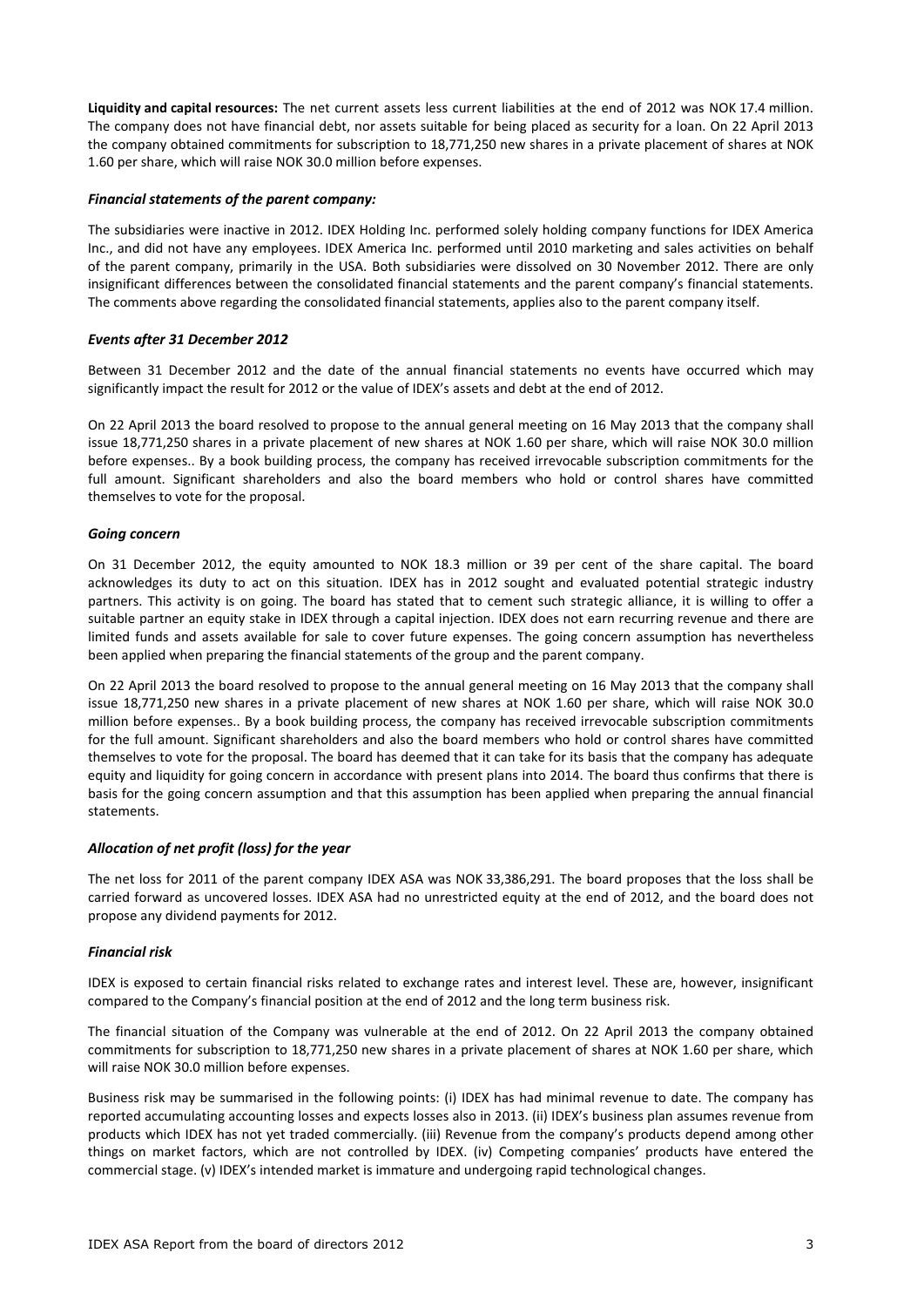**Liquidity and capital resources:** The net current assets less current liabilities at the end of 2012 was NOK 17.4 million. The company does not have financial debt, nor assets suitable for being placed as security for a loan. On 22 April 2013 the company obtained commitments for subscription to 18,771,250 new shares in a private placement of shares at NOK 1.60 per share, which will raise NOK 30.0 million before expenses.

### *Financial statements of the parent company:*

The subsidiaries were inactive in 2012. IDEX Holding Inc. performed solely holding company functions for IDEX America Inc., and did not have any employees. IDEX America Inc. performed until 2010 marketing and sales activities on behalf of the parent company, primarily in the USA. Both subsidiaries were dissolved on 30 November 2012. There are only insignificant differences between the consolidated financial statements and the parent company's financial statements. The comments above regarding the consolidated financial statements, applies also to the parent company itself.

### *Events after 31 December 2012*

Between 31 December 2012 and the date of the annual financial statements no events have occurred which may significantly impact the result for 2012 or the value of IDEX's assets and debt at the end of 2012.

On 22 April 2013 the board resolved to propose to the annual general meeting on 16 May 2013 that the company shall issue 18,771,250 shares in a private placement of new shares at NOK 1.60 per share, which will raise NOK 30.0 million before expenses.. By a book building process, the company has received irrevocable subscription commitments for the full amount. Significant shareholders and also the board members who hold or control shares have committed themselves to vote for the proposal.

### *Going concern*

On 31 December 2012, the equity amounted to NOK 18.3 million or 39 per cent of the share capital. The board acknowledges its duty to act on this situation. IDEX has in 2012 sought and evaluated potential strategic industry partners. This activity is on going. The board has stated that to cement such strategic alliance, it is willing to offer a suitable partner an equity stake in IDEX through a capital injection. IDEX does not earn recurring revenue and there are limited funds and assets available for sale to cover future expenses. The going concern assumption has nevertheless been applied when preparing the financial statements of the group and the parent company.

On 22 April 2013 the board resolved to propose to the annual general meeting on 16 May 2013 that the company shall issue 18,771,250 new shares in a private placement of new shares at NOK 1.60 per share, which will raise NOK 30.0 million before expenses.. By a book building process, the company has received irrevocable subscription commitments for the full amount. Significant shareholders and also the board members who hold or control shares have committed themselves to vote for the proposal. The board has deemed that it can take for its basis that the company has adequate equity and liquidity for going concern in accordance with present plans into 2014. The board thus confirms that there is basis for the going concern assumption and that this assumption has been applied when preparing the annual financial statements.

### *Allocation of net profit (loss) for the year*

The net loss for 2011 of the parent company IDEX ASA was NOK 33,386,291. The board proposes that the loss shall be carried forward as uncovered losses. IDEX ASA had no unrestricted equity at the end of 2012, and the board does not propose any dividend payments for 2012.

### *Financial risk*

IDEX is exposed to certain financial risks related to exchange rates and interest level. These are, however, insignificant compared to the Company's financial position at the end of 2012 and the long term business risk.

The financial situation of the Company was vulnerable at the end of 2012. On 22 April 2013 the company obtained commitments for subscription to 18,771,250 new shares in a private placement of shares at NOK 1.60 per share, which will raise NOK 30.0 million before expenses.

Business risk may be summarised in the following points: (i) IDEX has had minimal revenue to date. The company has reported accumulating accounting losses and expects losses also in 2013. (ii) IDEX's business plan assumes revenue from products which IDEX has not yet traded commercially. (iii) Revenue from the company's products depend among other things on market factors, which are not controlled by IDEX. (iv) Competing companies' products have entered the commercial stage. (v) IDEX's intended market is immature and undergoing rapid technological changes.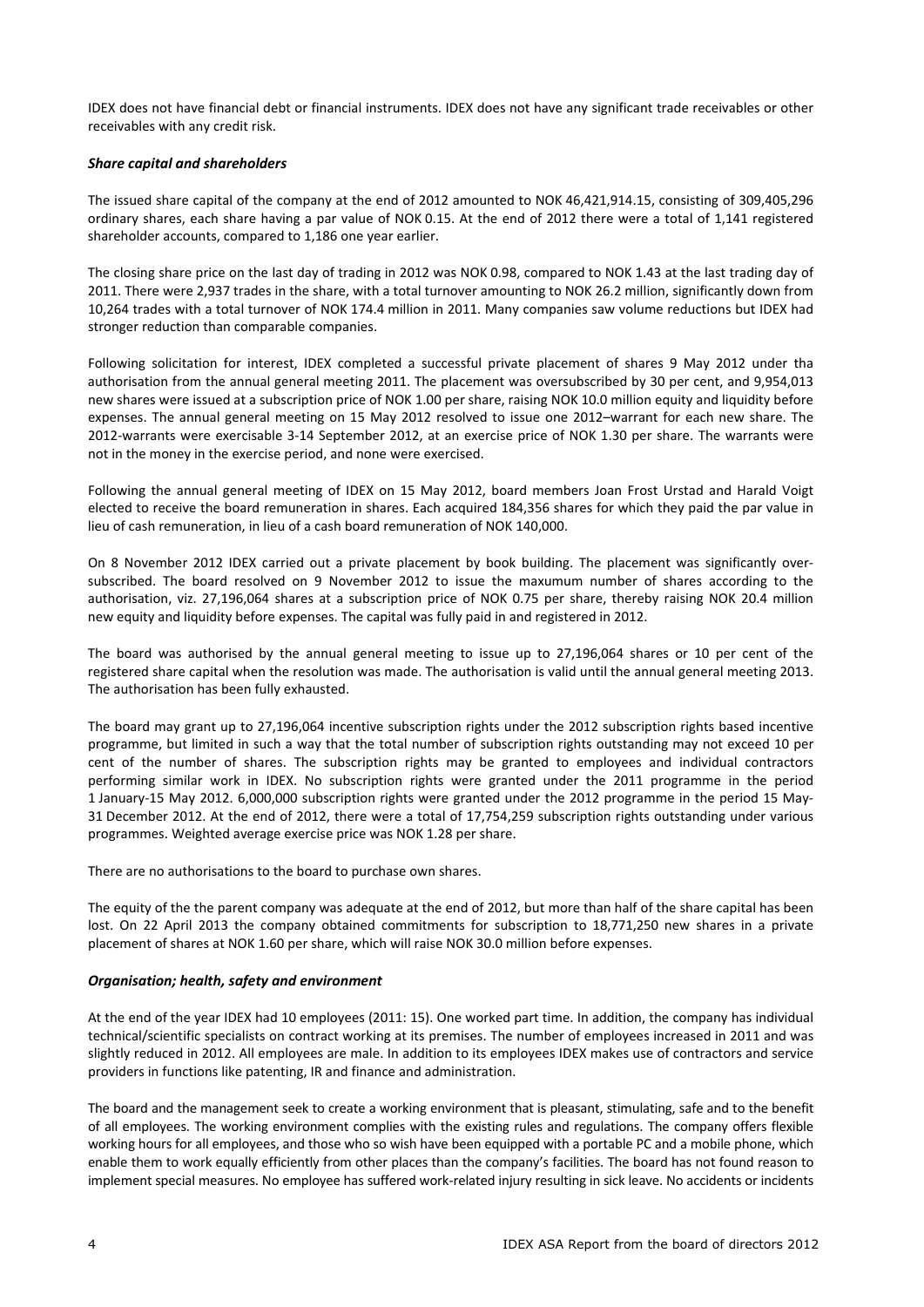IDEX does not have financial debt or financial instruments. IDEX does not have any significant trade receivables or other receivables with any credit risk.

### *Share capital and shareholders*

The issued share capital of the company at the end of 2012 amounted to NOK 46,421,914.15, consisting of 309,405,296 ordinary shares, each share having a par value of NOK 0.15. At the end of 2012 there were a total of 1,141 registered shareholder accounts, compared to 1,186 one year earlier.

The closing share price on the last day of trading in 2012 was NOK 0.98, compared to NOK 1.43 at the last trading day of 2011. There were 2,937 trades in the share, with a total turnover amounting to NOK 26.2 million, significantly down from 10,264 trades with a total turnover of NOK 174.4 million in 2011. Many companies saw volume reductions but IDEX had stronger reduction than comparable companies.

Following solicitation for interest, IDEX completed a successful private placement of shares 9 May 2012 under tha authorisation from the annual general meeting 2011. The placement was oversubscribed by 30 per cent, and 9,954,013 new shares were issued at a subscription price of NOK 1.00 per share, raising NOK 10.0 million equity and liquidity before expenses. The annual general meeting on 15 May 2012 resolved to issue one 2012–warrant for each new share. The 2012-warrants were exercisable 3-14 September 2012, at an exercise price of NOK 1.30 per share. The warrants were not in the money in the exercise period, and none were exercised.

Following the annual general meeting of IDEX on 15 May 2012, board members Joan Frost Urstad and Harald Voigt elected to receive the board remuneration in shares. Each acquired 184,356 shares for which they paid the par value in lieu of cash remuneration, in lieu of a cash board remuneration of NOK 140,000.

On 8 November 2012 IDEX carried out a private placement by book building. The placement was significantly over-subscribed. The board resolved on 9 November 2012 to issue the maxumum number of shares according to the authorisation, viz. 27,196,064 shares at a subscription price of NOK 0.75 per share, thereby raising NOK 20.4 million new equity and liquidity before expenses. The capital was fully paid in and registered in 2012.

The board was authorised by the annual general meeting to issue up to 27,196,064 shares or 10 per cent of the registered share capital when the resolution was made. The authorisation is valid until the annual general meeting 2013. The authorisation has been fully exhausted.

The board may grant up to 27,196,064 incentive subscription rights under the 2012 subscription rights based incentive programme, but limited in such a way that the total number of subscription rights outstanding may not exceed 10 per cent of the number of shares. The subscription rights may be granted to employees and individual contractors performing similar work in IDEX. No subscription rights were granted under the 2011 programme in the period 1 January-15 May 2012. 6,000,000 subscription rights were granted under the 2012 programme in the period 15 May-31 December 2012. At the end of 2012, there were a total of 17,754,259 subscription rights outstanding under various programmes. Weighted average exercise price was NOK 1.28 per share.

There are no authorisations to the board to purchase own shares.

The equity of the the parent company was adequate at the end of 2012, but more than half of the share capital has been lost. On 22 April 2013 the company obtained commitments for subscription to 18,771,250 new shares in a private placement of shares at NOK 1.60 per share, which will raise NOK 30.0 million before expenses.

### *Organisation; health, safety and environment*

At the end of the year IDEX had 10 employees (2011: 15). One worked part time. In addition, the company has individual technical/scientific specialists on contract working at its premises. The number of employees increased in 2011 and was slightly reduced in 2012. All employees are male. In addition to its employees IDEX makes use of contractors and service providers in functions like patenting, IR and finance and administration.

The board and the management seek to create a working environment that is pleasant, stimulating, safe and to the benefit of all employees. The working environment complies with the existing rules and regulations. The company offers flexible working hours for all employees, and those who so wish have been equipped with a portable PC and a mobile phone, which enable them to work equally efficiently from other places than the company's facilities. The board has not found reason to implement special measures. No employee has suffered work-related injury resulting in sick leave. No accidents or incidents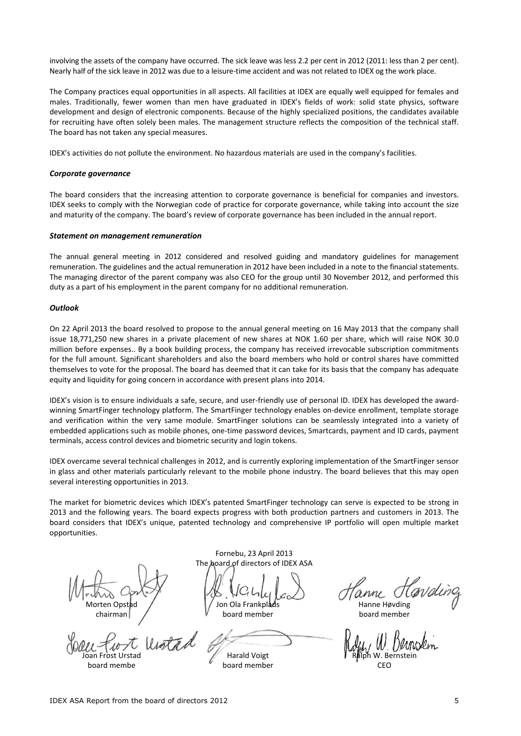involving the assets of the company have occurred. The sick leave was less 2.2 per cent in 2012 (2011: less than 2 per cent). Nearly half of the sick leave in 2012 was due to a leisure-time accident and was not related to IDEX og the work place.

The Company practices equal opportunities in all aspects. All facilities at IDEX are equally well equipped for females and males. Traditionally, fewer women than men have graduated in IDEX's fields of work: solid state physics, software development and design of electronic components. Because of the highly specialized positions, the candidates available for recruiting have often solely been males. The management structure reflects the composition of the technical staff. The board has not taken any special measures.

IDEX's activities do not pollute the environment. No hazardous materials are used in the company's facilities.

***Corporate governance***

The board considers that the increasing attention to corporate governance is beneficial for companies and investors. IDEX seeks to comply with the Norwegian code of practice for corporate governance, while taking into account the size and maturity of the company. The board's review of corporate governance has been included in the annual report.

***Statement on management remuneration***

The annual general meeting in 2012 considered and resolved guiding and mandatory guidelines for management remuneration. The guidelines and the actual remuneration in 2012 have been included in a note to the financial statements. The managing director of the parent company was also CEO for the group until 30 November 2012, and performed this duty as a part of his employment in the parent company for no additional remuneration.

***Outlook***

On 22 April 2013 the board resolved to propose to the annual general meeting on 16 May 2013 that the company shall issue 18,771,250 new shares in a private placement of new shares at NOK 1.60 per share, which will raise NOK 30.0 million before expenses.. By a book building process, the company has received irrevocable subscription commitments for the full amount. Significant shareholders and also the board members who hold or control shares have committed themselves to vote for the proposal. The board has deemed that it can take for its basis that the company has adequate equity and liquidity for going concern in accordance with present plans into 2014.

IDEX's vision is to ensure individuals a safe, secure, and user-friendly use of personal ID. IDEX has developed the award-winning SmartFinger technology platform. The SmartFinger technology enables on-device enrollment, template storage and verification within the very same module. SmartFinger solutions can be seamlessly integrated into a variety of embedded applications such as mobile phones, one-time password devices, Smartcards, payment and ID cards, payment terminals, access control devices and biometric security and login tokens.

IDEX overcame several technical challenges in 2012, and is currently exploring implementation of the SmartFinger sensor in glass and other materials particularly relevant to the mobile phone industry. The board believes that this may open several interesting opportunities in 2013.

The market for biometric devices which IDEX's patented SmartFinger technology can serve is expected to be strong in 2013 and the following years. The board expects progress with both production partners and customers in 2013. The board considers that IDEX's unique, patented technology and comprehensive IP portfolio will open multiple market opportunities.

Fornebu, 23 April 2013
The board of directors of IDEX ASA

| | | |
|---|---|---|
| Morten Opstad<br>chairman | Jon Ola Frankplads<br>board member | Hanne Høvding<br>board member |
| Joan Frost Urstad<br>board membe | Harald Voigt<br>board member | Ralph W. Bernstein<br>CEO |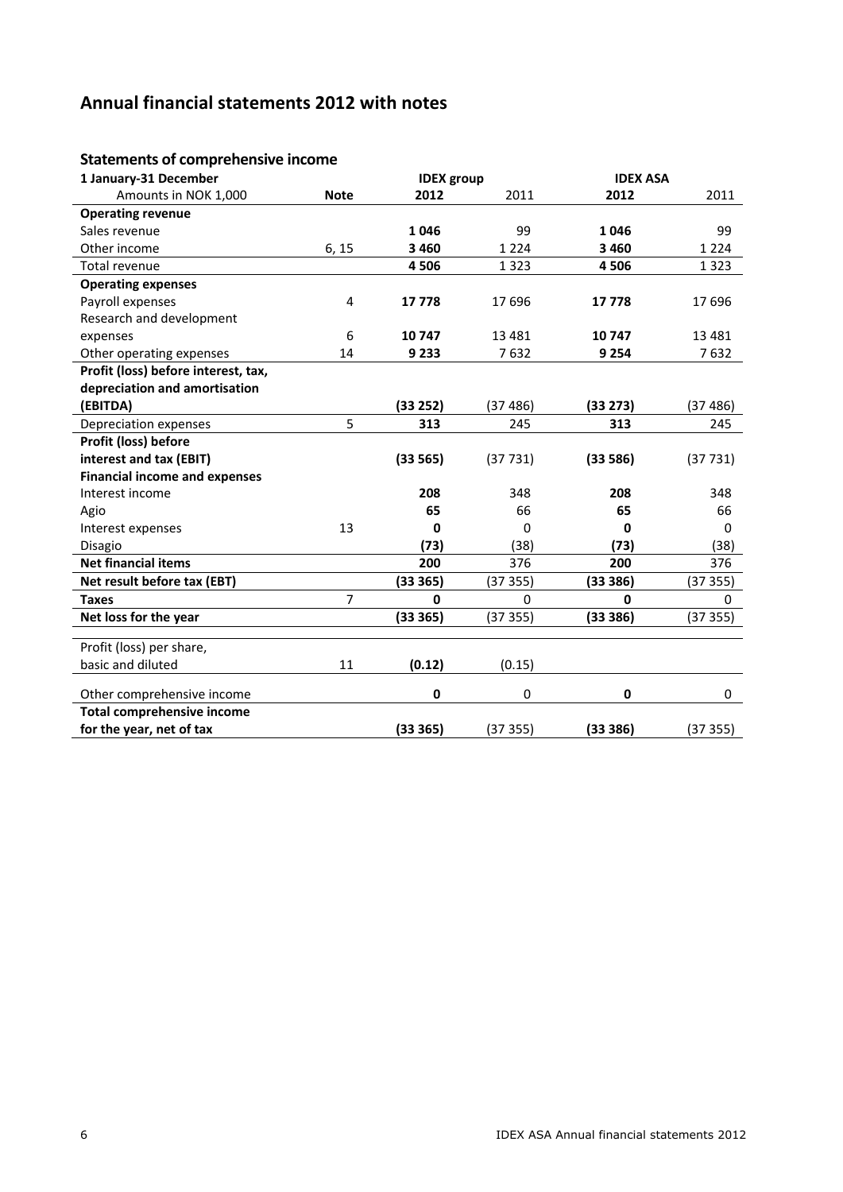# Annual financial statements 2012 with notes

## Statements of comprehensive income

| 1 January-31 December | | IDEX group | | IDEX ASA | |
|---|---|---|---|---|---|
| Amounts in NOK 1,000 | **Note** | **2012** | 2011 | **2012** | 2011 |
| **Operating revenue** | | | | | |
| Sales revenue | | **1 046** | 99 | **1 046** | 99 |
| Other income | 6, 15 | **3 460** | 1 224 | **3 460** | 1 224 |
| Total revenue | | **4 506** | 1 323 | **4 506** | 1 323 |
| **Operating expenses** | | | | | |
| Payroll expenses | 4 | **17 778** | 17 696 | **17 778** | 17 696 |
| Research and development expenses | 6 | **10 747** | 13 481 | **10 747** | 13 481 |
| Other operating expenses | 14 | **9 233** | 7 632 | **9 254** | 7 632 |
| **Profit (loss) before interest, tax, depreciation and amortisation (EBITDA)** | | **(33 252)** | (37 486) | **(33 273)** | (37 486) |
| Depreciation expenses | 5 | **313** | 245 | **313** | 245 |
| **Profit (loss) before interest and tax (EBIT)** | | **(33 565)** | (37 731) | **(33 586)** | (37 731) |
| **Financial income and expenses** | | | | | |
| Interest income | | **208** | 348 | **208** | 348 |
| Agio | | **65** | 66 | **65** | 66 |
| Interest expenses | 13 | **0** | 0 | **0** | 0 |
| Disagio | | **(73)** | (38) | **(73)** | (38) |
| **Net financial items** | | **200** | 376 | **200** | 376 |
| **Net result before tax (EBT)** | | **(33 365)** | (37 355) | **(33 386)** | (37 355) |
| **Taxes** | 7 | **0** | 0 | **0** | 0 |
| **Net loss for the year** | | **(33 365)** | (37 355) | **(33 386)** | (37 355) |
| Profit (loss) per share, basic and diluted | 11 | **(0.12)** | (0.15) | | |
| Other comprehensive income | | **0** | 0 | **0** | 0 |
| **Total comprehensive income for the year, net of tax** | | **(33 365)** | (37 355) | **(33 386)** | (37 355) |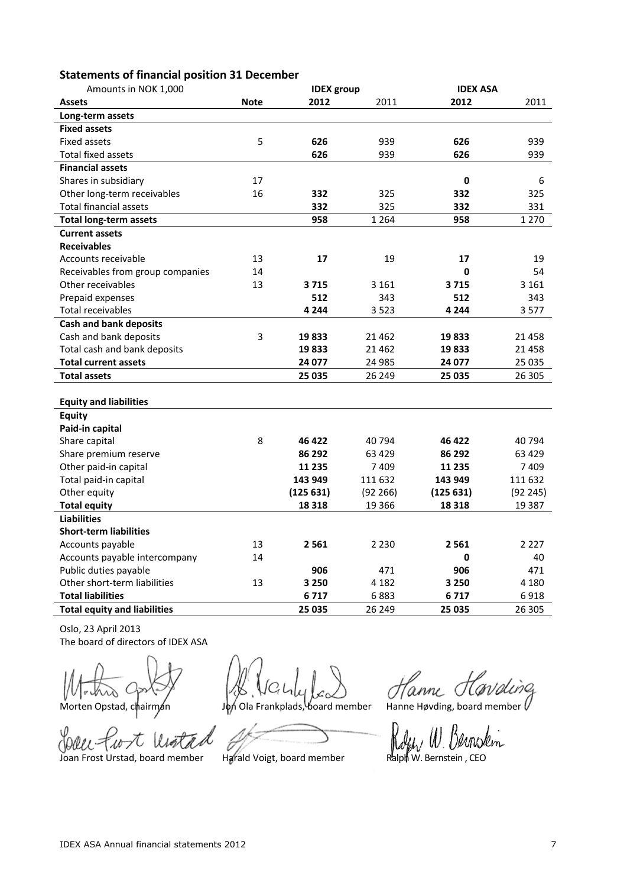## Statements of financial position 31 December

| Amounts in NOK 1,000 | | IDEX group | | IDEX ASA | |
|---|---|---|---|---|---|
| **Assets** | **Note** | **2012** | 2011 | **2012** | 2011 |
| **Long-term assets** | | | | | |
| **Fixed assets** | | | | | |
| Fixed assets | 5 | **626** | 939 | **626** | 939 |
| Total fixed assets | | **626** | 939 | **626** | 939 |
| **Financial assets** | | | | | |
| Shares in subsidiary | 17 | | | **0** | 6 |
| Other long-term receivables | 16 | **332** | 325 | **332** | 325 |
| Total financial assets | | **332** | 325 | **332** | 331 |
| **Total long-term assets** | | **958** | 1 264 | **958** | 1 270 |
| **Current assets** | | | | | |
| **Receivables** | | | | | |
| Accounts receivable | 13 | **17** | 19 | **17** | 19 |
| Receivables from group companies | 14 | | | **0** | 54 |
| Other receivables | 13 | **3 715** | 3 161 | **3 715** | 3 161 |
| Prepaid expenses | | **512** | 343 | **512** | 343 |
| Total receivables | | **4 244** | 3 523 | **4 244** | 3 577 |
| **Cash and bank deposits** | | | | | |
| Cash and bank deposits | 3 | **19 833** | 21 462 | **19 833** | 21 458 |
| Total cash and bank deposits | | **19 833** | 21 462 | **19 833** | 21 458 |
| **Total current assets** | | **24 077** | 24 985 | **24 077** | 25 035 |
| **Total assets** | | **25 035** | 26 249 | **25 035** | 26 305 |
| | | | | | |
| **Equity and liabilities** | | | | | |
| **Equity** | | | | | |
| **Paid-in capital** | | | | | |
| Share capital | 8 | **46 422** | 40 794 | **46 422** | 40 794 |
| Share premium reserve | | **86 292** | 63 429 | **86 292** | 63 429 |
| Other paid-in capital | | **11 235** | 7 409 | **11 235** | 7 409 |
| Total paid-in capital | | **143 949** | 111 632 | **143 949** | 111 632 |
| Other equity | | **(125 631)** | (92 266) | **(125 631)** | (92 245) |
| **Total equity** | | **18 318** | 19 366 | **18 318** | 19 387 |
| **Liabilities** | | | | | |
| **Short-term liabilities** | | | | | |
| Accounts payable | 13 | **2 561** | 2 230 | **2 561** | 2 227 |
| Accounts payable intercompany | 14 | | | **0** | 40 |
| Public duties payable | | **906** | 471 | **906** | 471 |
| Other short-term liabilities | 13 | **3 250** | 4 182 | **3 250** | 4 180 |
| **Total liabilities** | | **6 717** | 6 883 | **6 717** | 6 918 |
| **Total equity and liabilities** | | **25 035** | 26 249 | **25 035** | 26 305 |

Oslo, 23 April 2013
The board of directors of IDEX ASA

Morten Opstad, chairman — Jon Ola Frankplads, board member — Hanne Høvding, board member

Joan Frost Urstad, board member — Harald Voigt, board member — Ralph W. Bernstein , CEO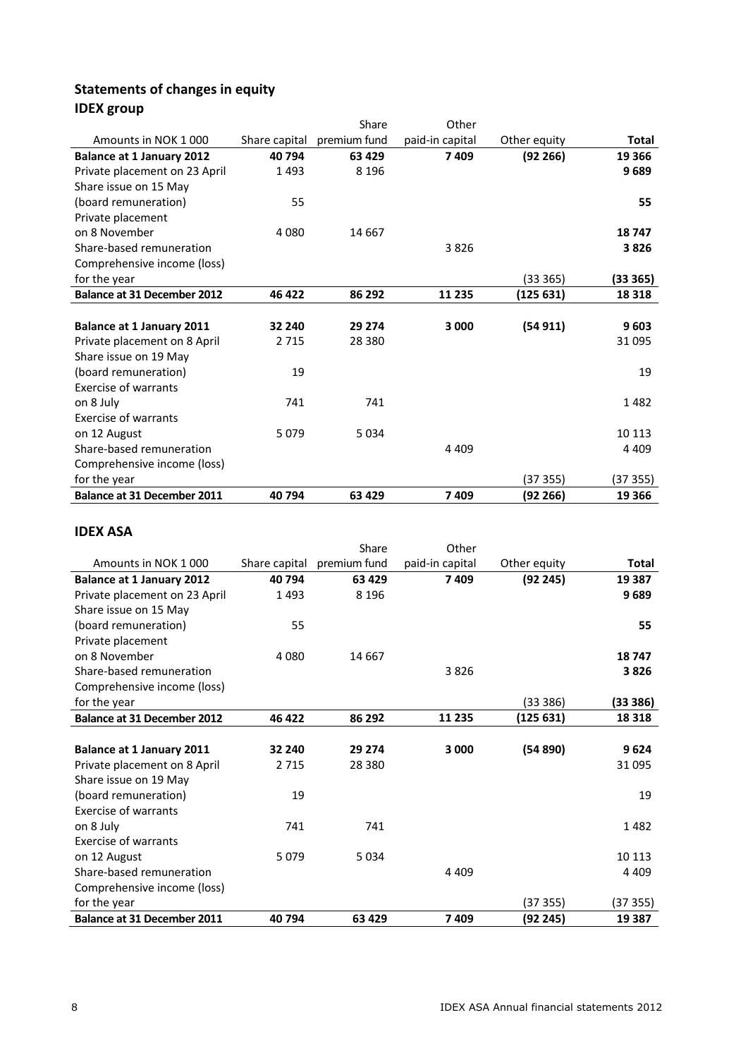## Statements of changes in equity

### IDEX group

| Amounts in NOK 1 000 | Share capital | Share premium fund | Other paid-in capital | Other equity | Total |
|---|---|---|---|---|---|
| **Balance at 1 January 2012** | **40 794** | **63 429** | **7 409** | **(92 266)** | **19 366** |
| Private placement on 23 April | 1 493 | 8 196 | | | **9 689** |
| Share issue on 15 May (board remuneration) | 55 | | | | **55** |
| Private placement on 8 November | 4 080 | 14 667 | | | **18 747** |
| Share-based remuneration | | | 3 826 | | **3 826** |
| Comprehensive income (loss) for the year | | | | (33 365) | **(33 365)** |
| **Balance at 31 December 2012** | **46 422** | **86 292** | **11 235** | **(125 631)** | **18 318** |
| | | | | | |
| **Balance at 1 January 2011** | **32 240** | **29 274** | **3 000** | **(54 911)** | **9 603** |
| Private placement on 8 April | 2 715 | 28 380 | | | 31 095 |
| Share issue on 19 May (board remuneration) | 19 | | | | 19 |
| Exercise of warrants on 8 July | 741 | 741 | | | 1 482 |
| Exercise of warrants on 12 August | 5 079 | 5 034 | | | 10 113 |
| Share-based remuneration | | | 4 409 | | 4 409 |
| Comprehensive income (loss) for the year | | | | (37 355) | (37 355) |
| **Balance at 31 December 2011** | **40 794** | **63 429** | **7 409** | **(92 266)** | **19 366** |

### IDEX ASA

| Amounts in NOK 1 000 | Share capital | Share premium fund | Other paid-in capital | Other equity | Total |
|---|---|---|---|---|---|
| **Balance at 1 January 2012** | **40 794** | **63 429** | **7 409** | **(92 245)** | **19 387** |
| Private placement on 23 April | 1 493 | 8 196 | | | **9 689** |
| Share issue on 15 May (board remuneration) | 55 | | | | **55** |
| Private placement on 8 November | 4 080 | 14 667 | | | **18 747** |
| Share-based remuneration | | | 3 826 | | **3 826** |
| Comprehensive income (loss) for the year | | | | (33 386) | **(33 386)** |
| **Balance at 31 December 2012** | **46 422** | **86 292** | **11 235** | **(125 631)** | **18 318** |
| | | | | | |
| **Balance at 1 January 2011** | **32 240** | **29 274** | **3 000** | **(54 890)** | **9 624** |
| Private placement on 8 April | 2 715 | 28 380 | | | 31 095 |
| Share issue on 19 May (board remuneration) | 19 | | | | 19 |
| Exercise of warrants on 8 July | 741 | 741 | | | 1 482 |
| Exercise of warrants on 12 August | 5 079 | 5 034 | | | 10 113 |
| Share-based remuneration | | | 4 409 | | 4 409 |
| Comprehensive income (loss) for the year | | | | (37 355) | (37 355) |
| **Balance at 31 December 2011** | **40 794** | **63 429** | **7 409** | **(92 245)** | **19 387** |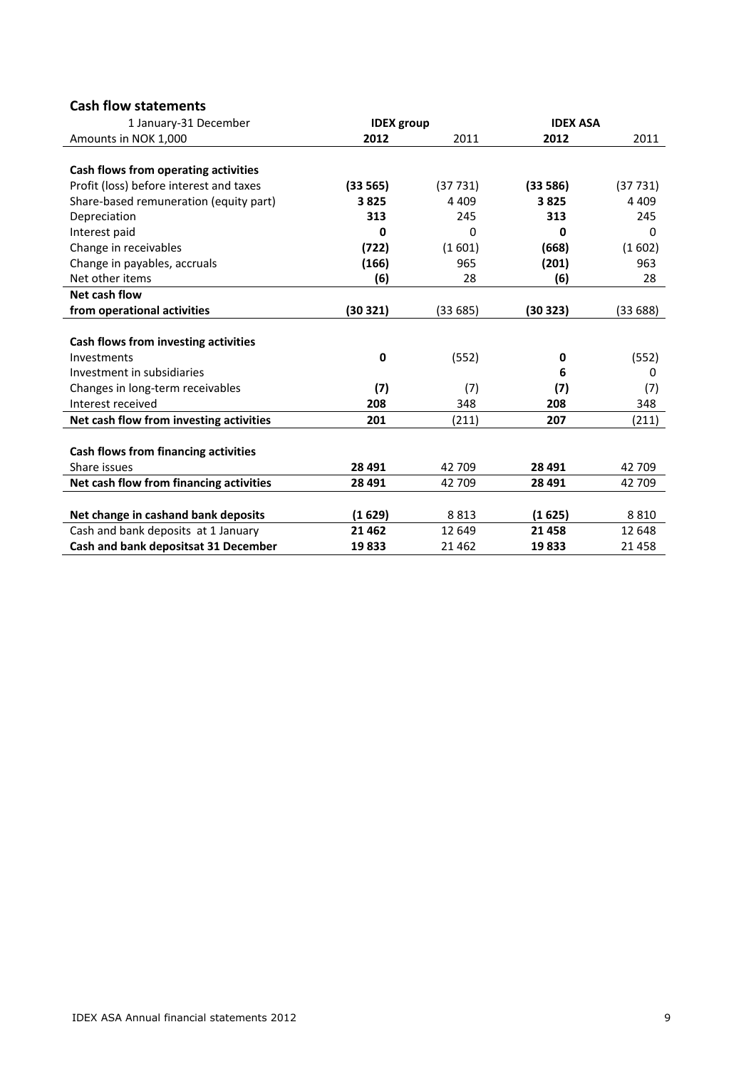## Cash flow statements

| 1 January-31 December | IDEX group | | IDEX ASA | |
|---|---|---|---|---|
| Amounts in NOK 1,000 | **2012** | 2011 | **2012** | 2011 |
| **Cash flows from operating activities** | | | | |
| Profit (loss) before interest and taxes | **(33 565)** | (37 731) | **(33 586)** | (37 731) |
| Share-based remuneration (equity part) | **3 825** | 4 409 | **3 825** | 4 409 |
| Depreciation | **313** | 245 | **313** | 245 |
| Interest paid | **0** | 0 | **0** | 0 |
| Change in receivables | **(722)** | (1 601) | **(668)** | (1 602) |
| Change in payables, accruals | **(166)** | 965 | **(201)** | 963 |
| Net other items | **(6)** | 28 | **(6)** | 28 |
| **Net cash flow from operational activities** | **(30 321)** | (33 685) | **(30 323)** | (33 688) |
| **Cash flows from investing activities** | | | | |
| Investments | **0** | (552) | **0** | (552) |
| Investment in subsidiaries | | | **6** | 0 |
| Changes in long-term receivables | **(7)** | (7) | **(7)** | (7) |
| Interest received | **208** | 348 | **208** | 348 |
| **Net cash flow from investing activities** | **201** | (211) | **207** | (211) |
| **Cash flows from financing activities** | | | | |
| Share issues | **28 491** | 42 709 | **28 491** | 42 709 |
| **Net cash flow from financing activities** | **28 491** | 42 709 | **28 491** | 42 709 |
| **Net change in cashand bank deposits** | **(1 629)** | 8 813 | **(1 625)** | 8 810 |
| Cash and bank deposits at 1 January | **21 462** | 12 649 | **21 458** | 12 648 |
| **Cash and bank depositsat 31 December** | **19 833** | 21 462 | **19 833** | 21 458 |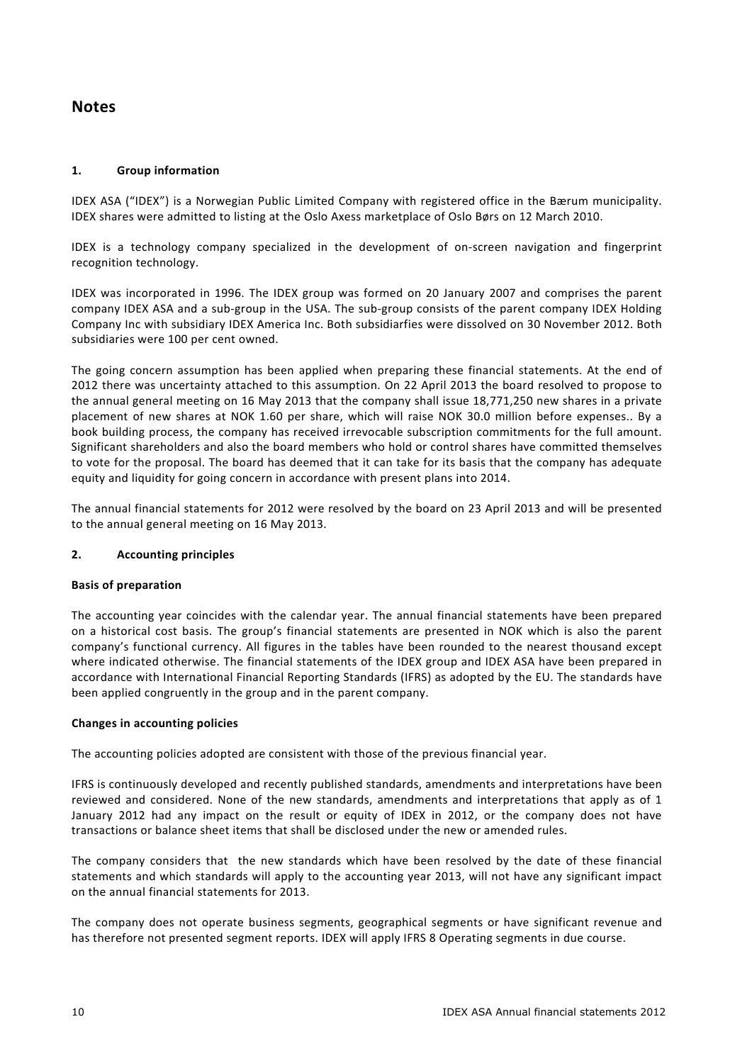# Notes

## 1. Group information

IDEX ASA ("IDEX") is a Norwegian Public Limited Company with registered office in the Bærum municipality. IDEX shares were admitted to listing at the Oslo Axess marketplace of Oslo Børs on 12 March 2010.

IDEX is a technology company specialized in the development of on-screen navigation and fingerprint recognition technology.

IDEX was incorporated in 1996. The IDEX group was formed on 20 January 2007 and comprises the parent company IDEX ASA and a sub-group in the USA. The sub-group consists of the parent company IDEX Holding Company Inc with subsidiary IDEX America Inc. Both subsidiarfies were dissolved on 30 November 2012. Both subsidiaries were 100 per cent owned.

The going concern assumption has been applied when preparing these financial statements. At the end of 2012 there was uncertainty attached to this assumption. On 22 April 2013 the board resolved to propose to the annual general meeting on 16 May 2013 that the company shall issue 18,771,250 new shares in a private placement of new shares at NOK 1.60 per share, which will raise NOK 30.0 million before expenses.. By a book building process, the company has received irrevocable subscription commitments for the full amount. Significant shareholders and also the board members who hold or control shares have committed themselves to vote for the proposal. The board has deemed that it can take for its basis that the company has adequate equity and liquidity for going concern in accordance with present plans into 2014.

The annual financial statements for 2012 were resolved by the board on 23 April 2013 and will be presented to the annual general meeting on 16 May 2013.

## 2. Accounting principles

**Basis of preparation**

The accounting year coincides with the calendar year. The annual financial statements have been prepared on a historical cost basis. The group's financial statements are presented in NOK which is also the parent company's functional currency. All figures in the tables have been rounded to the nearest thousand except where indicated otherwise. The financial statements of the IDEX group and IDEX ASA have been prepared in accordance with International Financial Reporting Standards (IFRS) as adopted by the EU. The standards have been applied congruently in the group and in the parent company.

**Changes in accounting policies**

The accounting policies adopted are consistent with those of the previous financial year.

IFRS is continuously developed and recently published standards, amendments and interpretations have been reviewed and considered. None of the new standards, amendments and interpretations that apply as of 1 January 2012 had any impact on the result or equity of IDEX in 2012, or the company does not have transactions or balance sheet items that shall be disclosed under the new or amended rules.

The company considers that the new standards which have been resolved by the date of these financial statements and which standards will apply to the accounting year 2013, will not have any significant impact on the annual financial statements for 2013.

The company does not operate business segments, geographical segments or have significant revenue and has therefore not presented segment reports. IDEX will apply IFRS 8 Operating segments in due course.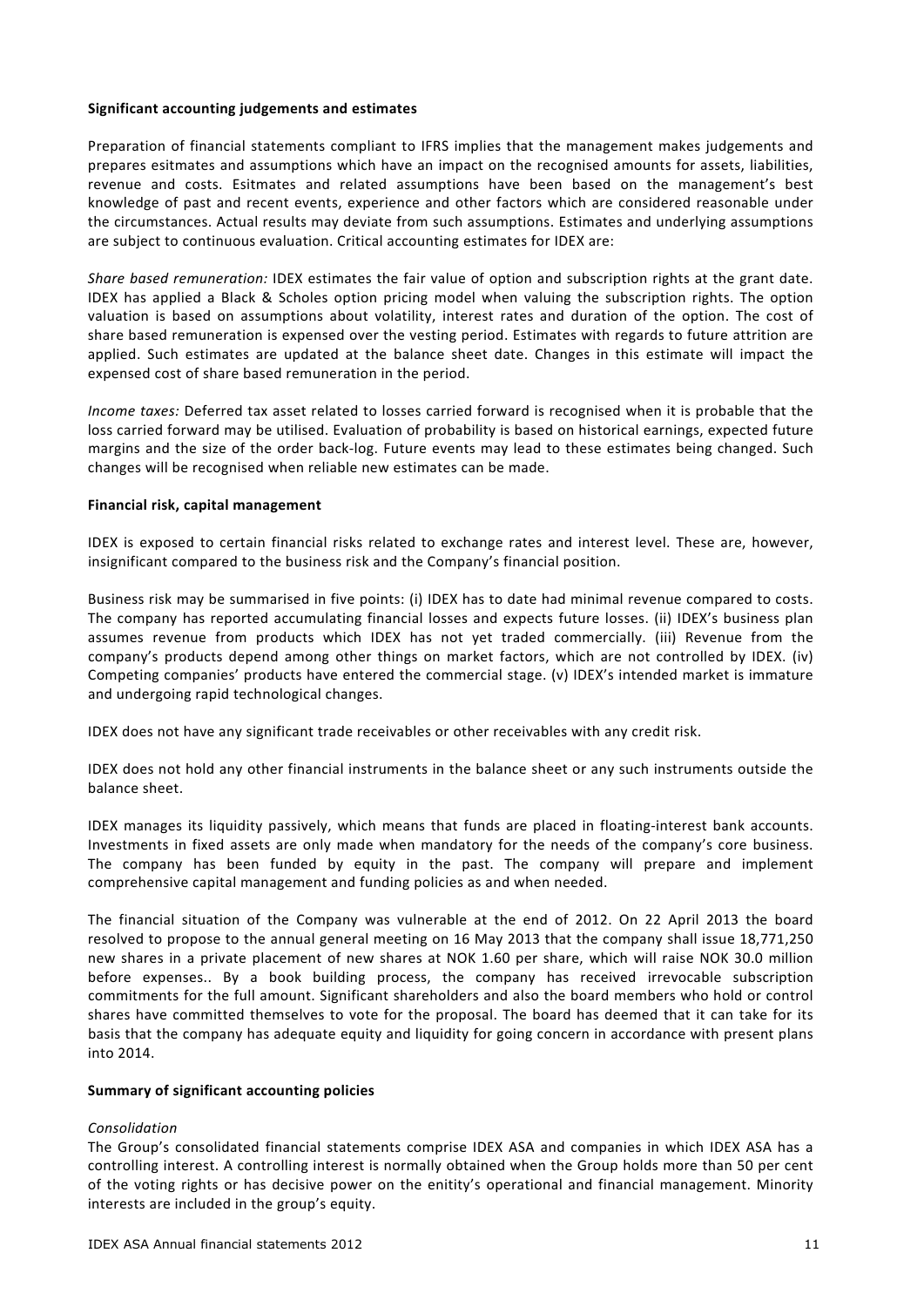**Significant accounting judgements and estimates**

Preparation of financial statements compliant to IFRS implies that the management makes judgements and prepares esitmates and assumptions which have an impact on the recognised amounts for assets, liabilities, revenue and costs. Esitmates and related assumptions have been based on the management's best knowledge of past and recent events, experience and other factors which are considered reasonable under the circumstances. Actual results may deviate from such assumptions. Estimates and underlying assumptions are subject to continuous evaluation. Critical accounting estimates for IDEX are:

*Share based remuneration:* IDEX estimates the fair value of option and subscription rights at the grant date. IDEX has applied a Black & Scholes option pricing model when valuing the subscription rights. The option valuation is based on assumptions about volatility, interest rates and duration of the option. The cost of share based remuneration is expensed over the vesting period. Estimates with regards to future attrition are applied. Such estimates are updated at the balance sheet date. Changes in this estimate will impact the expensed cost of share based remuneration in the period.

*Income taxes:* Deferred tax asset related to losses carried forward is recognised when it is probable that the loss carried forward may be utilised. Evaluation of probability is based on historical earnings, expected future margins and the size of the order back-log. Future events may lead to these estimates being changed. Such changes will be recognised when reliable new estimates can be made.

**Financial risk, capital management**

IDEX is exposed to certain financial risks related to exchange rates and interest level. These are, however, insignificant compared to the business risk and the Company's financial position.

Business risk may be summarised in five points: (i) IDEX has to date had minimal revenue compared to costs. The company has reported accumulating financial losses and expects future losses. (ii) IDEX's business plan assumes revenue from products which IDEX has not yet traded commercially. (iii) Revenue from the company's products depend among other things on market factors, which are not controlled by IDEX. (iv) Competing companies' products have entered the commercial stage. (v) IDEX's intended market is immature and undergoing rapid technological changes.

IDEX does not have any significant trade receivables or other receivables with any credit risk.

IDEX does not hold any other financial instruments in the balance sheet or any such instruments outside the balance sheet.

IDEX manages its liquidity passively, which means that funds are placed in floating-interest bank accounts. Investments in fixed assets are only made when mandatory for the needs of the company's core business. The company has been funded by equity in the past. The company will prepare and implement comprehensive capital management and funding policies as and when needed.

The financial situation of the Company was vulnerable at the end of 2012. On 22 April 2013 the board resolved to propose to the annual general meeting on 16 May 2013 that the company shall issue 18,771,250 new shares in a private placement of new shares at NOK 1.60 per share, which will raise NOK 30.0 million before expenses.. By a book building process, the company has received irrevocable subscription commitments for the full amount. Significant shareholders and also the board members who hold or control shares have committed themselves to vote for the proposal. The board has deemed that it can take for its basis that the company has adequate equity and liquidity for going concern in accordance with present plans into 2014.

**Summary of significant accounting policies**

*Consolidation*

The Group's consolidated financial statements comprise IDEX ASA and companies in which IDEX ASA has a controlling interest. A controlling interest is normally obtained when the Group holds more than 50 per cent of the voting rights or has decisive power on the enitity's operational and financial management. Minority interests are included in the group's equity.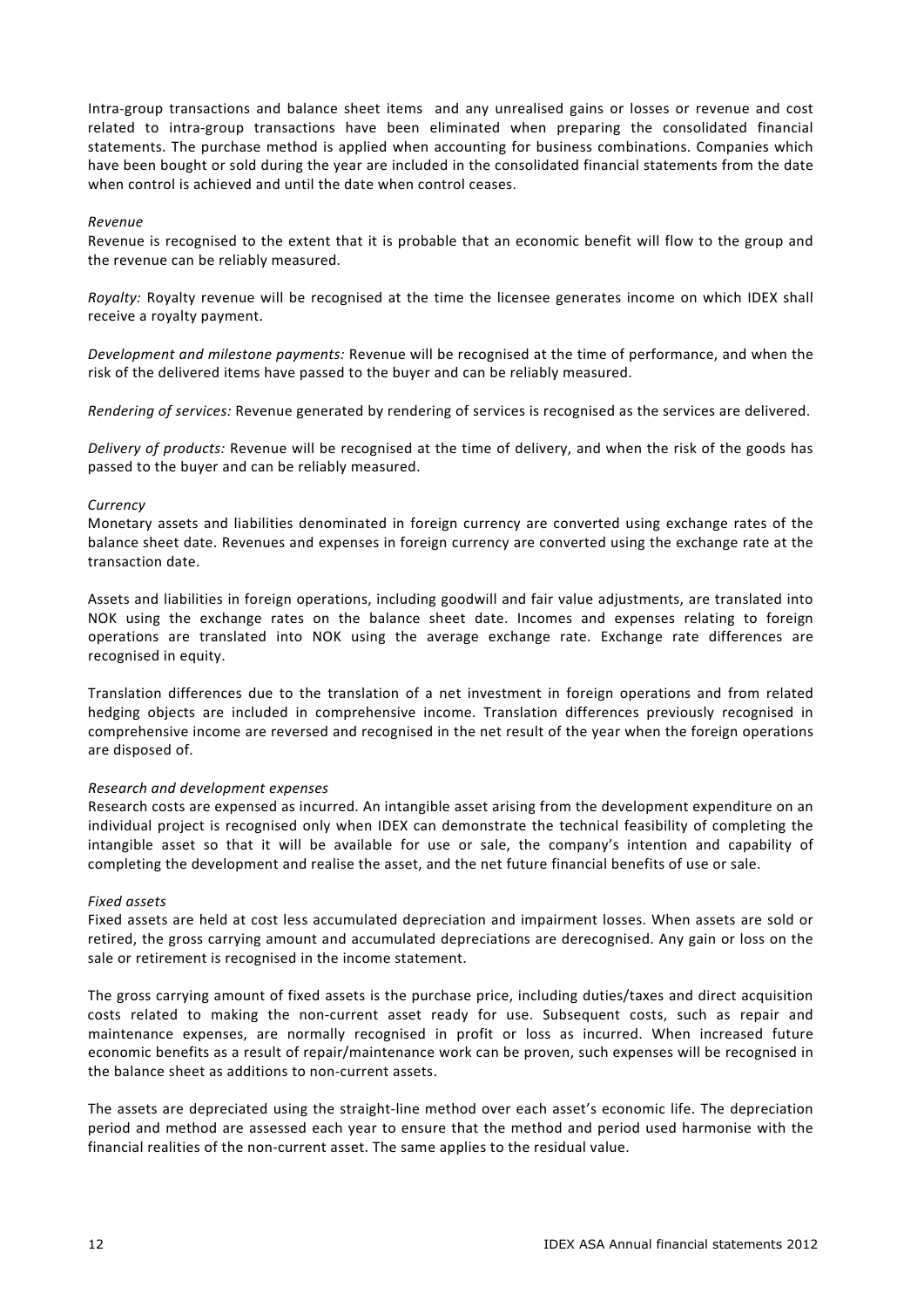Intra-group transactions and balance sheet items and any unrealised gains or losses or revenue and cost related to intra-group transactions have been eliminated when preparing the consolidated financial statements. The purchase method is applied when accounting for business combinations. Companies which have been bought or sold during the year are included in the consolidated financial statements from the date when control is achieved and until the date when control ceases.

*Revenue*

Revenue is recognised to the extent that it is probable that an economic benefit will flow to the group and the revenue can be reliably measured.

*Royalty:* Royalty revenue will be recognised at the time the licensee generates income on which IDEX shall receive a royalty payment.

*Development and milestone payments:* Revenue will be recognised at the time of performance, and when the risk of the delivered items have passed to the buyer and can be reliably measured.

*Rendering of services:* Revenue generated by rendering of services is recognised as the services are delivered.

*Delivery of products:* Revenue will be recognised at the time of delivery, and when the risk of the goods has passed to the buyer and can be reliably measured.

*Currency*

Monetary assets and liabilities denominated in foreign currency are converted using exchange rates of the balance sheet date. Revenues and expenses in foreign currency are converted using the exchange rate at the transaction date.

Assets and liabilities in foreign operations, including goodwill and fair value adjustments, are translated into NOK using the exchange rates on the balance sheet date. Incomes and expenses relating to foreign operations are translated into NOK using the average exchange rate. Exchange rate differences are recognised in equity.

Translation differences due to the translation of a net investment in foreign operations and from related hedging objects are included in comprehensive income. Translation differences previously recognised in comprehensive income are reversed and recognised in the net result of the year when the foreign operations are disposed of.

*Research and development expenses*

Research costs are expensed as incurred. An intangible asset arising from the development expenditure on an individual project is recognised only when IDEX can demonstrate the technical feasibility of completing the intangible asset so that it will be available for use or sale, the company's intention and capability of completing the development and realise the asset, and the net future financial benefits of use or sale.

*Fixed assets*

Fixed assets are held at cost less accumulated depreciation and impairment losses. When assets are sold or retired, the gross carrying amount and accumulated depreciations are derecognised. Any gain or loss on the sale or retirement is recognised in the income statement.

The gross carrying amount of fixed assets is the purchase price, including duties/taxes and direct acquisition costs related to making the non-current asset ready for use. Subsequent costs, such as repair and maintenance expenses, are normally recognised in profit or loss as incurred. When increased future economic benefits as a result of repair/maintenance work can be proven, such expenses will be recognised in the balance sheet as additions to non-current assets.

The assets are depreciated using the straight-line method over each asset's economic life. The depreciation period and method are assessed each year to ensure that the method and period used harmonise with the financial realities of the non-current asset. The same applies to the residual value.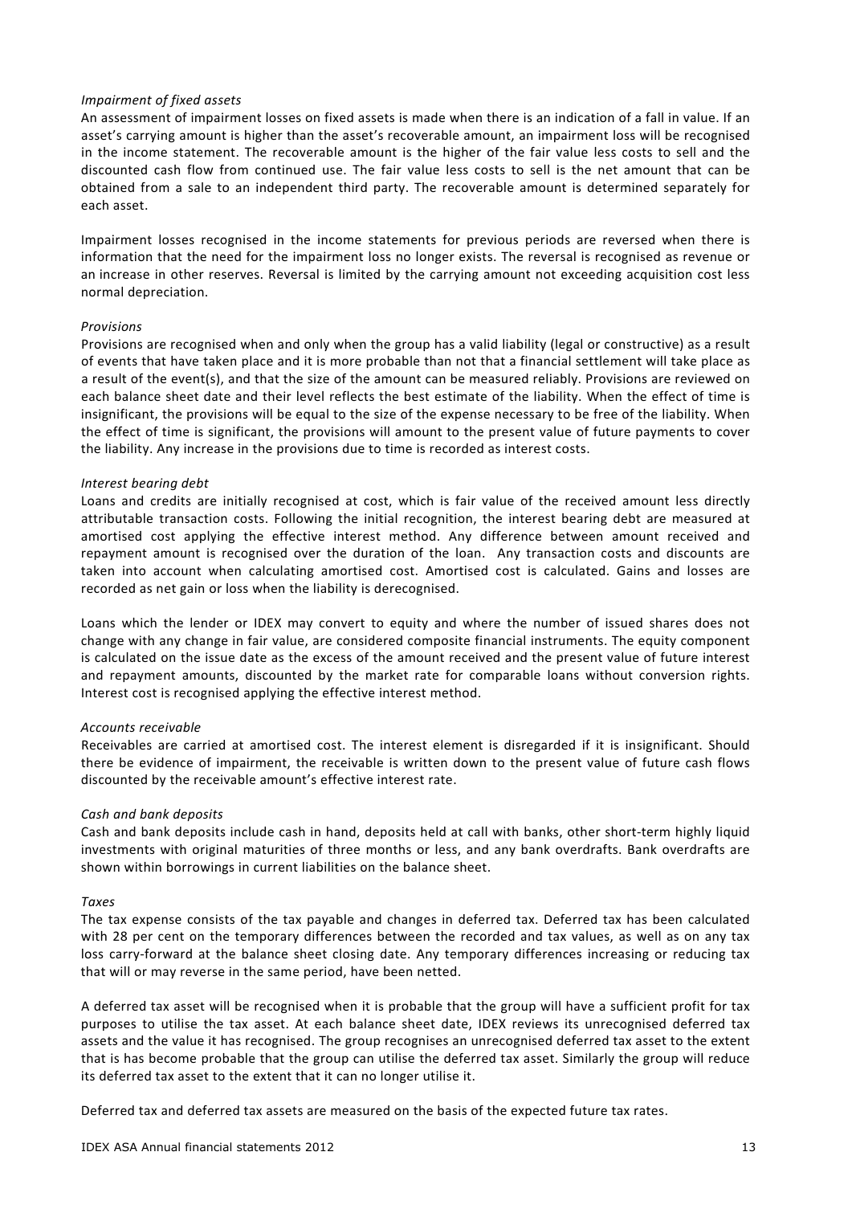*Impairment of fixed assets*

An assessment of impairment losses on fixed assets is made when there is an indication of a fall in value. If an asset's carrying amount is higher than the asset's recoverable amount, an impairment loss will be recognised in the income statement. The recoverable amount is the higher of the fair value less costs to sell and the discounted cash flow from continued use. The fair value less costs to sell is the net amount that can be obtained from a sale to an independent third party. The recoverable amount is determined separately for each asset.

Impairment losses recognised in the income statements for previous periods are reversed when there is information that the need for the impairment loss no longer exists. The reversal is recognised as revenue or an increase in other reserves. Reversal is limited by the carrying amount not exceeding acquisition cost less normal depreciation.

*Provisions*

Provisions are recognised when and only when the group has a valid liability (legal or constructive) as a result of events that have taken place and it is more probable than not that a financial settlement will take place as a result of the event(s), and that the size of the amount can be measured reliably. Provisions are reviewed on each balance sheet date and their level reflects the best estimate of the liability. When the effect of time is insignificant, the provisions will be equal to the size of the expense necessary to be free of the liability. When the effect of time is significant, the provisions will amount to the present value of future payments to cover the liability. Any increase in the provisions due to time is recorded as interest costs.

*Interest bearing debt*

Loans and credits are initially recognised at cost, which is fair value of the received amount less directly attributable transaction costs. Following the initial recognition, the interest bearing debt are measured at amortised cost applying the effective interest method. Any difference between amount received and repayment amount is recognised over the duration of the loan. Any transaction costs and discounts are taken into account when calculating amortised cost. Amortised cost is calculated. Gains and losses are recorded as net gain or loss when the liability is derecognised.

Loans which the lender or IDEX may convert to equity and where the number of issued shares does not change with any change in fair value, are considered composite financial instruments. The equity component is calculated on the issue date as the excess of the amount received and the present value of future interest and repayment amounts, discounted by the market rate for comparable loans without conversion rights. Interest cost is recognised applying the effective interest method.

*Accounts receivable*

Receivables are carried at amortised cost. The interest element is disregarded if it is insignificant. Should there be evidence of impairment, the receivable is written down to the present value of future cash flows discounted by the receivable amount's effective interest rate.

*Cash and bank deposits*

Cash and bank deposits include cash in hand, deposits held at call with banks, other short-term highly liquid investments with original maturities of three months or less, and any bank overdrafts. Bank overdrafts are shown within borrowings in current liabilities on the balance sheet.

*Taxes*

The tax expense consists of the tax payable and changes in deferred tax. Deferred tax has been calculated with 28 per cent on the temporary differences between the recorded and tax values, as well as on any tax loss carry-forward at the balance sheet closing date. Any temporary differences increasing or reducing tax that will or may reverse in the same period, have been netted.

A deferred tax asset will be recognised when it is probable that the group will have a sufficient profit for tax purposes to utilise the tax asset. At each balance sheet date, IDEX reviews its unrecognised deferred tax assets and the value it has recognised. The group recognises an unrecognised deferred tax asset to the extent that is has become probable that the group can utilise the deferred tax asset. Similarly the group will reduce its deferred tax asset to the extent that it can no longer utilise it.

Deferred tax and deferred tax assets are measured on the basis of the expected future tax rates.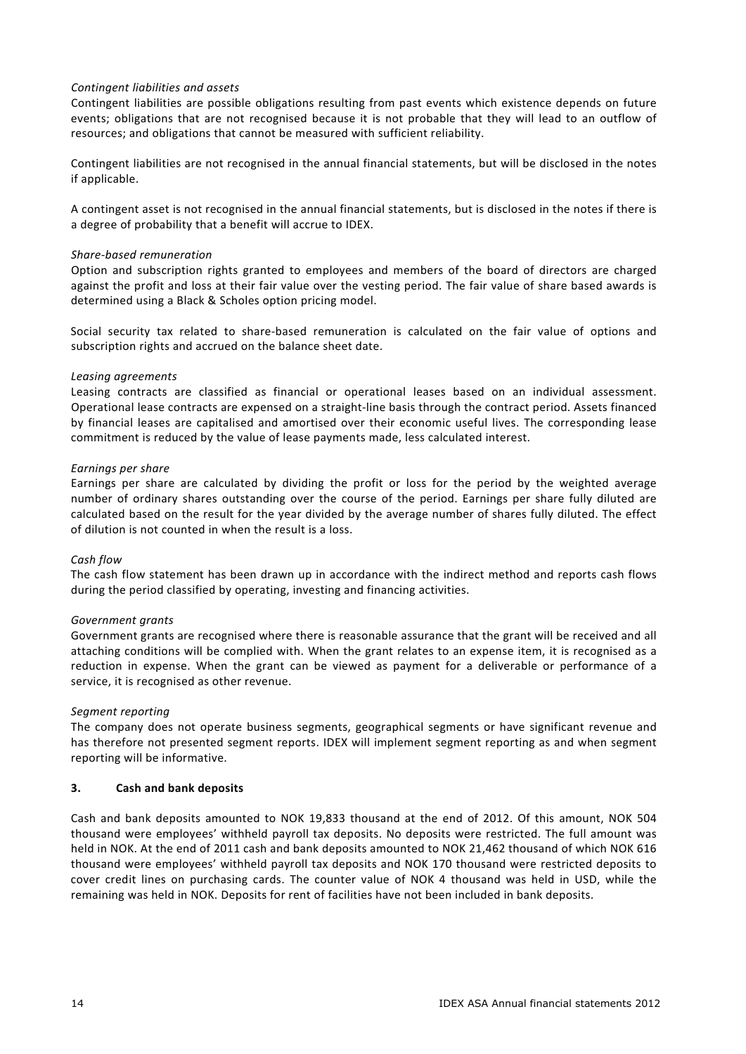*Contingent liabilities and assets*

Contingent liabilities are possible obligations resulting from past events which existence depends on future events; obligations that are not recognised because it is not probable that they will lead to an outflow of resources; and obligations that cannot be measured with sufficient reliability.

Contingent liabilities are not recognised in the annual financial statements, but will be disclosed in the notes if applicable.

A contingent asset is not recognised in the annual financial statements, but is disclosed in the notes if there is a degree of probability that a benefit will accrue to IDEX.

*Share-based remuneration*

Option and subscription rights granted to employees and members of the board of directors are charged against the profit and loss at their fair value over the vesting period. The fair value of share based awards is determined using a Black & Scholes option pricing model.

Social security tax related to share-based remuneration is calculated on the fair value of options and subscription rights and accrued on the balance sheet date.

*Leasing agreements*

Leasing contracts are classified as financial or operational leases based on an individual assessment. Operational lease contracts are expensed on a straight-line basis through the contract period. Assets financed by financial leases are capitalised and amortised over their economic useful lives. The corresponding lease commitment is reduced by the value of lease payments made, less calculated interest.

*Earnings per share*

Earnings per share are calculated by dividing the profit or loss for the period by the weighted average number of ordinary shares outstanding over the course of the period. Earnings per share fully diluted are calculated based on the result for the year divided by the average number of shares fully diluted. The effect of dilution is not counted in when the result is a loss.

*Cash flow*

The cash flow statement has been drawn up in accordance with the indirect method and reports cash flows during the period classified by operating, investing and financing activities.

*Government grants*

Government grants are recognised where there is reasonable assurance that the grant will be received and all attaching conditions will be complied with. When the grant relates to an expense item, it is recognised as a reduction in expense. When the grant can be viewed as payment for a deliverable or performance of a service, it is recognised as other revenue.

*Segment reporting*

The company does not operate business segments, geographical segments or have significant revenue and has therefore not presented segment reports. IDEX will implement segment reporting as and when segment reporting will be informative.

## 3. Cash and bank deposits

Cash and bank deposits amounted to NOK 19,833 thousand at the end of 2012. Of this amount, NOK 504 thousand were employees' withheld payroll tax deposits. No deposits were restricted. The full amount was held in NOK. At the end of 2011 cash and bank deposits amounted to NOK 21,462 thousand of which NOK 616 thousand were employees' withheld payroll tax deposits and NOK 170 thousand were restricted deposits to cover credit lines on purchasing cards. The counter value of NOK 4 thousand was held in USD, while the remaining was held in NOK. Deposits for rent of facilities have not been included in bank deposits.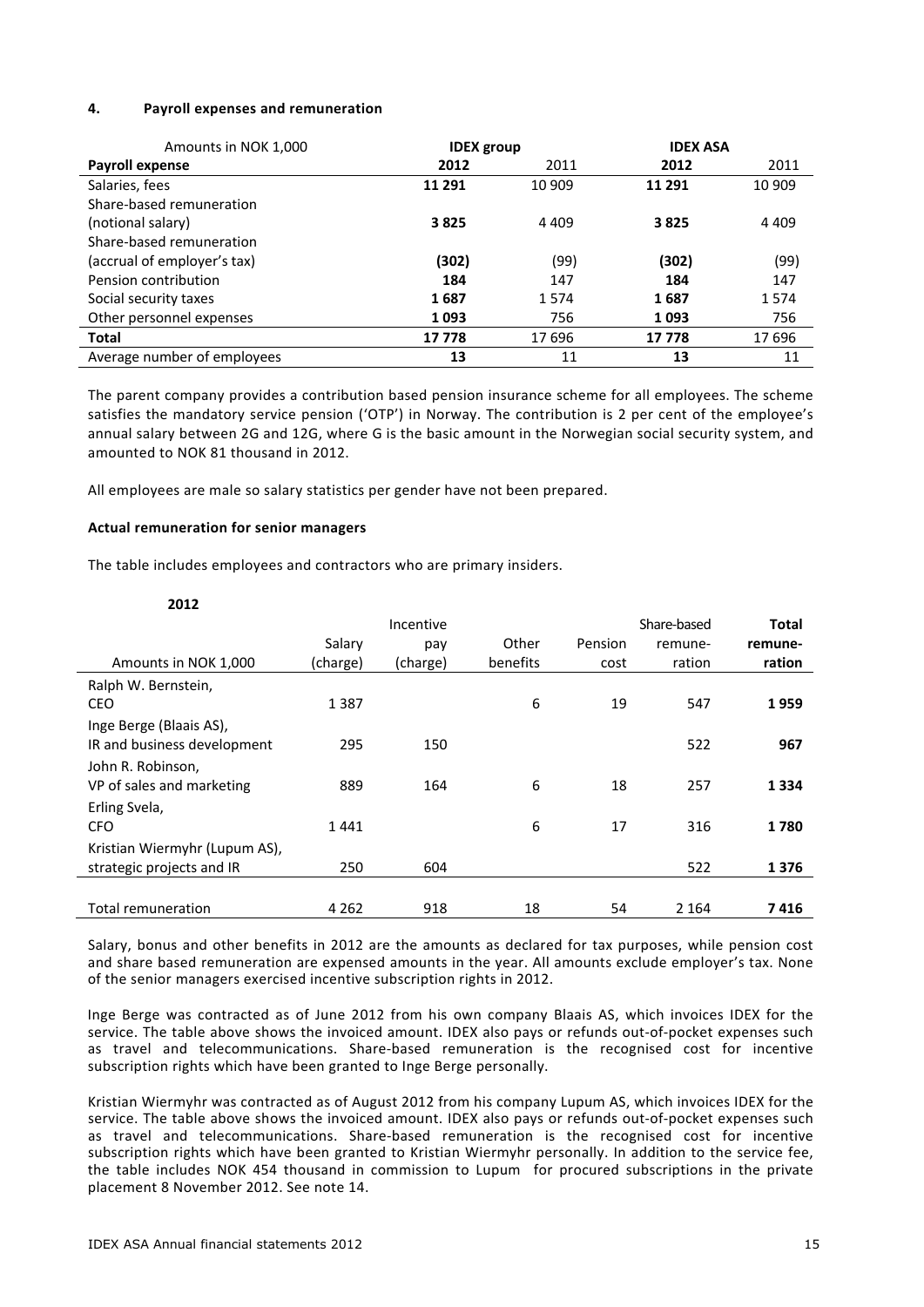## 4. Payroll expenses and remuneration

| Amounts in NOK 1,000 | IDEX group | | IDEX ASA | |
|---|---|---|---|---|
| **Payroll expense** | **2012** | 2011 | **2012** | 2011 |
| Salaries, fees | **11 291** | 10 909 | **11 291** | 10 909 |
| Share-based remuneration (notional salary) | **3 825** | 4 409 | **3 825** | 4 409 |
| Share-based remuneration (accrual of employer's tax) | **(302)** | (99) | **(302)** | (99) |
| Pension contribution | **184** | 147 | **184** | 147 |
| Social security taxes | **1 687** | 1 574 | **1 687** | 1 574 |
| Other personnel expenses | **1 093** | 756 | **1 093** | 756 |
| **Total** | **17 778** | 17 696 | **17 778** | 17 696 |
| Average number of employees | **13** | 11 | **13** | 11 |

The parent company provides a contribution based pension insurance scheme for all employees. The scheme satisfies the mandatory service pension ('OTP') in Norway. The contribution is 2 per cent of the employee's annual salary between 2G and 12G, where G is the basic amount in the Norwegian social security system, and amounted to NOK 81 thousand in 2012.

All employees are male so salary statistics per gender have not been prepared.

### Actual remuneration for senior managers

The table includes employees and contractors who are primary insiders.

**2012**

| Amounts in NOK 1,000 | Salary (charge) | Incentive pay (charge) | Other benefits | Pension cost | Share-based remune-ration | **Total remune-ration** |
|---|---|---|---|---|---|---|
| Ralph W. Bernstein, CEO | 1 387 | | 6 | 19 | 547 | **1 959** |
| Inge Berge (Blaais AS), IR and business development | 295 | 150 | | | 522 | **967** |
| John R. Robinson, VP of sales and marketing | 889 | 164 | 6 | 18 | 257 | **1 334** |
| Erling Svela, CFO | 1 441 | | 6 | 17 | 316 | **1 780** |
| Kristian Wiermyhr (Lupum AS), strategic projects and IR | 250 | 604 | | | 522 | **1 376** |
| Total remuneration | 4 262 | 918 | 18 | 54 | 2 164 | **7 416** |

Salary, bonus and other benefits in 2012 are the amounts as declared for tax purposes, while pension cost and share based remuneration are expensed amounts in the year. All amounts exclude employer's tax. None of the senior managers exercised incentive subscription rights in 2012.

Inge Berge was contracted as of June 2012 from his own company Blaais AS, which invoices IDEX for the service. The table above shows the invoiced amount. IDEX also pays or refunds out-of-pocket expenses such as travel and telecommunications. Share-based remuneration is the recognised cost for incentive subscription rights which have been granted to Inge Berge personally.

Kristian Wiermyhr was contracted as of August 2012 from his company Lupum AS, which invoices IDEX for the service. The table above shows the invoiced amount. IDEX also pays or refunds out-of-pocket expenses such as travel and telecommunications. Share-based remuneration is the recognised cost for incentive subscription rights which have been granted to Kristian Wiermyhr personally. In addition to the service fee, the table includes NOK 454 thousand in commission to Lupum for procured subscriptions in the private placement 8 November 2012. See note 14.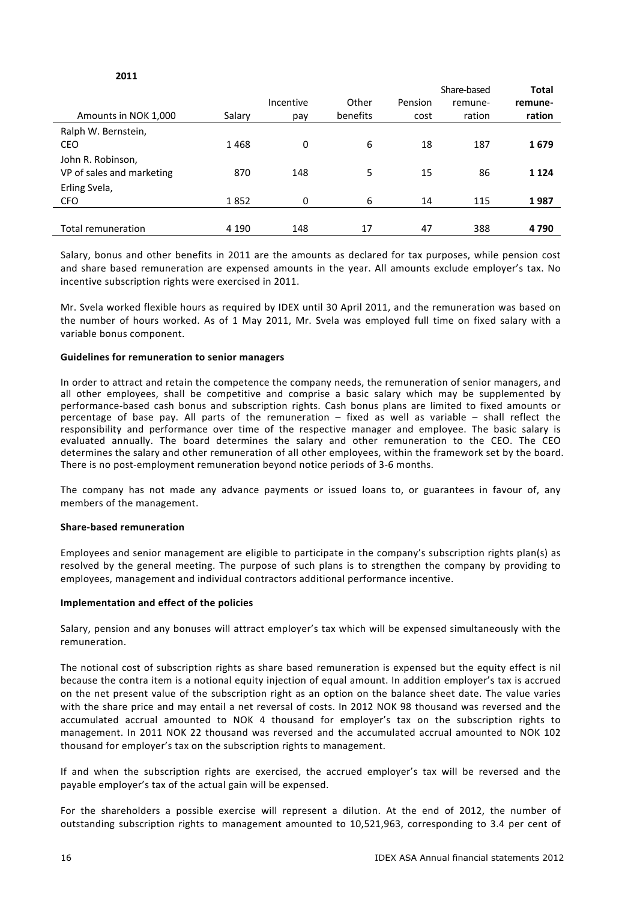**2011**

| Amounts in NOK 1,000 | Salary | Incentive pay | Other benefits | Pension cost | Share-based remune-ration | **Total remune-ration** |
|---|---|---|---|---|---|---|
| Ralph W. Bernstein, CEO | 1 468 | 0 | 6 | 18 | 187 | **1 679** |
| John R. Robinson, VP of sales and marketing | 870 | 148 | 5 | 15 | 86 | **1 124** |
| Erling Svela, CFO | 1 852 | 0 | 6 | 14 | 115 | **1 987** |
| Total remuneration | 4 190 | 148 | 17 | 47 | 388 | **4 790** |

Salary, bonus and other benefits in 2011 are the amounts as declared for tax purposes, while pension cost and share based remuneration are expensed amounts in the year. All amounts exclude employer's tax. No incentive subscription rights were exercised in 2011.

Mr. Svela worked flexible hours as required by IDEX until 30 April 2011, and the remuneration was based on the number of hours worked. As of 1 May 2011, Mr. Svela was employed full time on fixed salary with a variable bonus component.

**Guidelines for remuneration to senior managers**

In order to attract and retain the competence the company needs, the remuneration of senior managers, and all other employees, shall be competitive and comprise a basic salary which may be supplemented by performance-based cash bonus and subscription rights. Cash bonus plans are limited to fixed amounts or percentage of base pay. All parts of the remuneration – fixed as well as variable – shall reflect the responsibility and performance over time of the respective manager and employee. The basic salary is evaluated annually. The board determines the salary and other remuneration to the CEO. The CEO determines the salary and other remuneration of all other employees, within the framework set by the board. There is no post-employment remuneration beyond notice periods of 3-6 months.

The company has not made any advance payments or issued loans to, or guarantees in favour of, any members of the management.

**Share-based remuneration**

Employees and senior management are eligible to participate in the company's subscription rights plan(s) as resolved by the general meeting. The purpose of such plans is to strengthen the company by providing to employees, management and individual contractors additional performance incentive.

**Implementation and effect of the policies**

Salary, pension and any bonuses will attract employer's tax which will be expensed simultaneously with the remuneration.

The notional cost of subscription rights as share based remuneration is expensed but the equity effect is nil because the contra item is a notional equity injection of equal amount. In addition employer's tax is accrued on the net present value of the subscription right as an option on the balance sheet date. The value varies with the share price and may entail a net reversal of costs. In 2012 NOK 98 thousand was reversed and the accumulated accrual amounted to NOK 4 thousand for employer's tax on the subscription rights to management. In 2011 NOK 22 thousand was reversed and the accumulated accrual amounted to NOK 102 thousand for employer's tax on the subscription rights to management.

If and when the subscription rights are exercised, the accrued employer's tax will be reversed and the payable employer's tax of the actual gain will be expensed.

For the shareholders a possible exercise will represent a dilution. At the end of 2012, the number of outstanding subscription rights to management amounted to 10,521,963, corresponding to 3.4 per cent of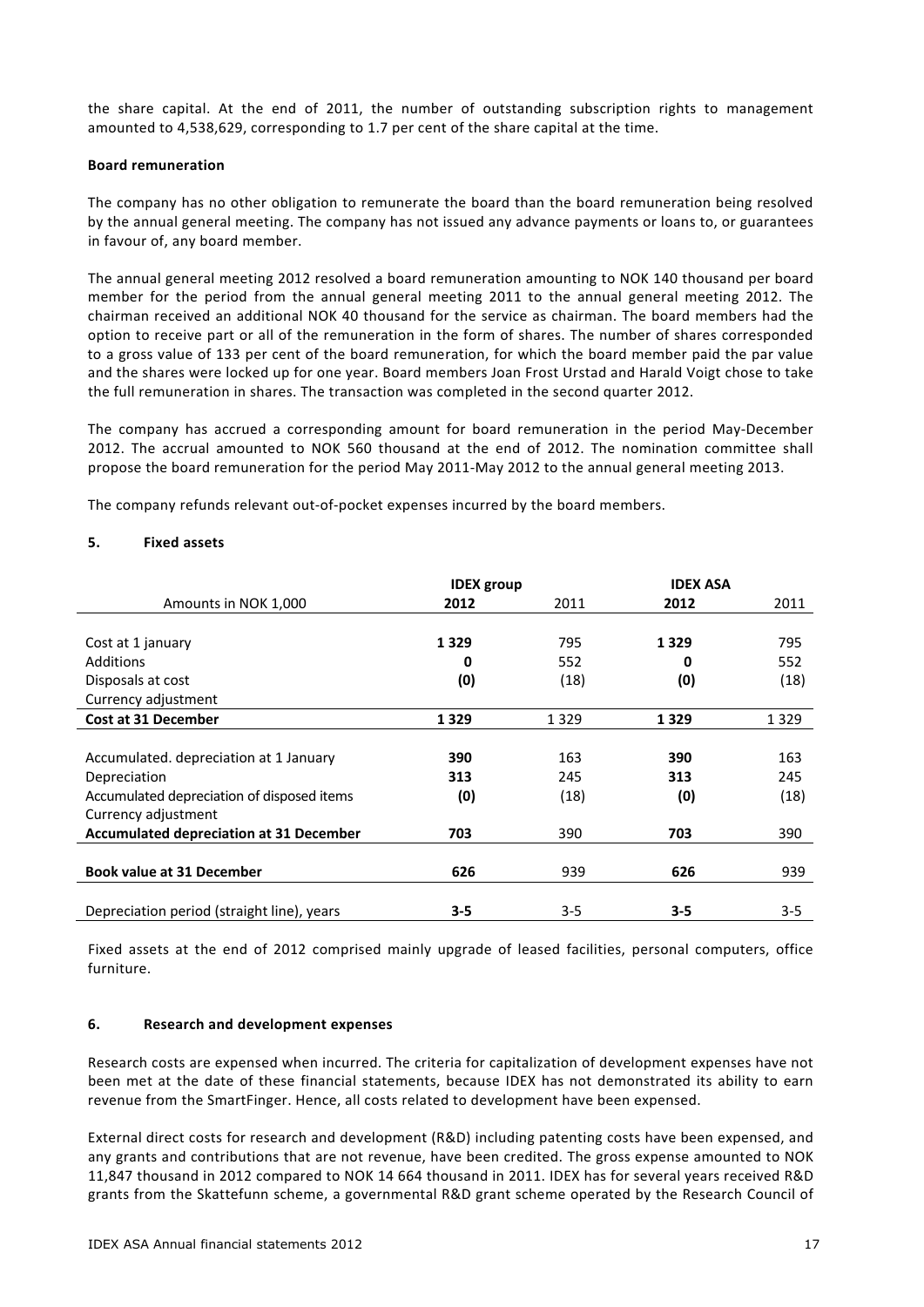the share capital. At the end of 2011, the number of outstanding subscription rights to management amounted to 4,538,629, corresponding to 1.7 per cent of the share capital at the time.

**Board remuneration**

The company has no other obligation to remunerate the board than the board remuneration being resolved by the annual general meeting. The company has not issued any advance payments or loans to, or guarantees in favour of, any board member.

The annual general meeting 2012 resolved a board remuneration amounting to NOK 140 thousand per board member for the period from the annual general meeting 2011 to the annual general meeting 2012. The chairman received an additional NOK 40 thousand for the service as chairman. The board members had the option to receive part or all of the remuneration in the form of shares. The number of shares corresponded to a gross value of 133 per cent of the board remuneration, for which the board member paid the par value and the shares were locked up for one year. Board members Joan Frost Urstad and Harald Voigt chose to take the full remuneration in shares. The transaction was completed in the second quarter 2012.

The company has accrued a corresponding amount for board remuneration in the period May-December 2012. The accrual amounted to NOK 560 thousand at the end of 2012. The nomination committee shall propose the board remuneration for the period May 2011-May 2012 to the annual general meeting 2013.

The company refunds relevant out-of-pocket expenses incurred by the board members.

## 5. Fixed assets

| | **IDEX group** | | **IDEX ASA** | |
|---|---|---|---|---|
| Amounts in NOK 1,000 | **2012** | 2011 | **2012** | 2011 |
| Cost at 1 january | **1 329** | 795 | **1 329** | 795 |
| Additions | **0** | 552 | **0** | 552 |
| Disposals at cost | **(0)** | (18) | **(0)** | (18) |
| Currency adjustment | | | | |
| **Cost at 31 December** | **1 329** | 1 329 | **1 329** | 1 329 |
| Accumulated. depreciation at 1 January | **390** | 163 | **390** | 163 |
| Depreciation | **313** | 245 | **313** | 245 |
| Accumulated depreciation of disposed items | **(0)** | (18) | **(0)** | (18) |
| Currency adjustment | | | | |
| **Accumulated depreciation at 31 December** | **703** | 390 | **703** | 390 |
| **Book value at 31 December** | **626** | 939 | **626** | 939 |
| Depreciation period (straight line), years | **3-5** | 3-5 | **3-5** | 3-5 |

Fixed assets at the end of 2012 comprised mainly upgrade of leased facilities, personal computers, office furniture.

## 6. Research and development expenses

Research costs are expensed when incurred. The criteria for capitalization of development expenses have not been met at the date of these financial statements, because IDEX has not demonstrated its ability to earn revenue from the SmartFinger. Hence, all costs related to development have been expensed.

External direct costs for research and development (R&D) including patenting costs have been expensed, and any grants and contributions that are not revenue, have been credited. The gross expense amounted to NOK 11,847 thousand in 2012 compared to NOK 14 664 thousand in 2011. IDEX has for several years received R&D grants from the Skattefunn scheme, a governmental R&D grant scheme operated by the Research Council of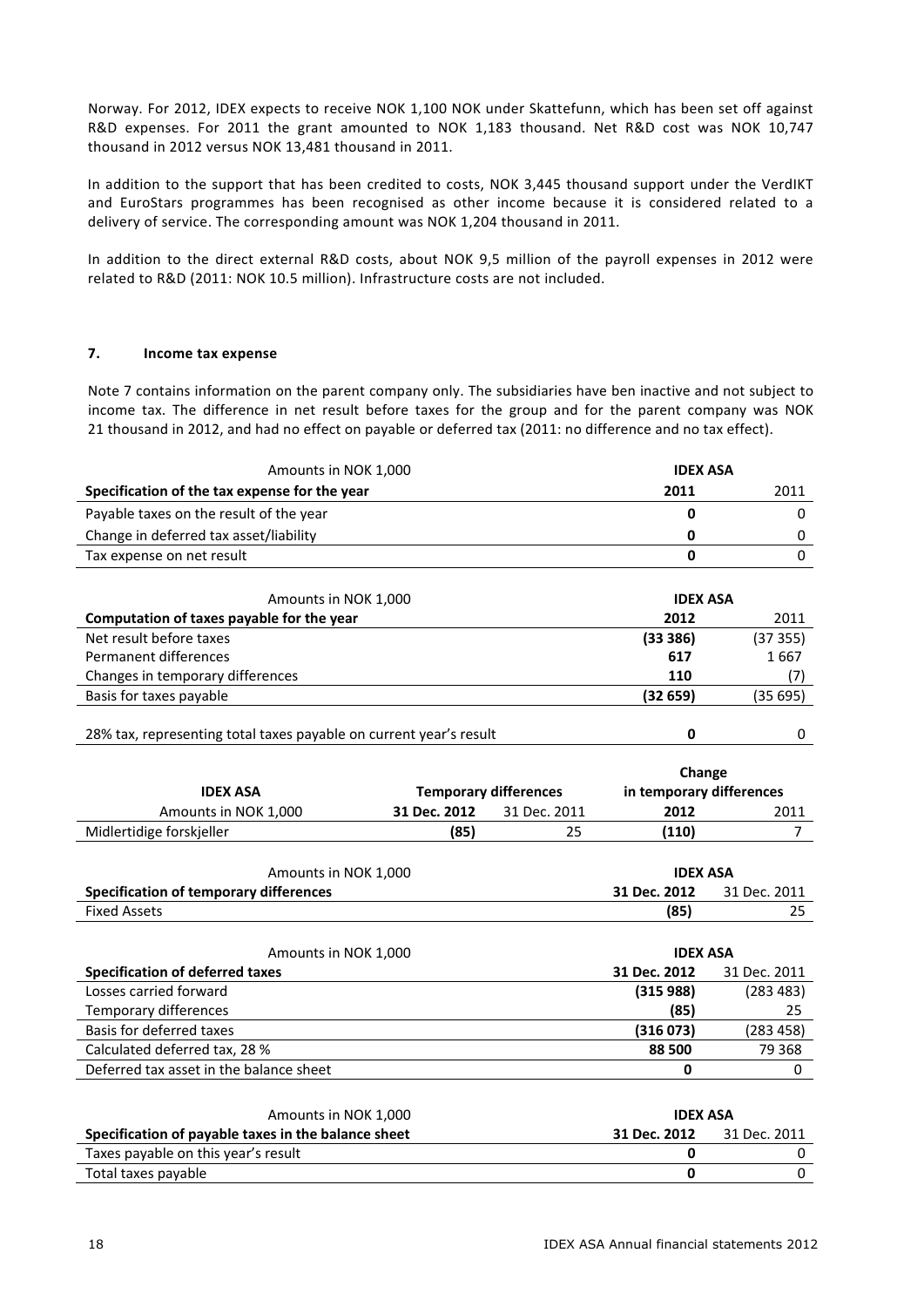Norway. For 2012, IDEX expects to receive NOK 1,100 NOK under Skattefunn, which has been set off against R&D expenses. For 2011 the grant amounted to NOK 1,183 thousand. Net R&D cost was NOK 10,747 thousand in 2012 versus NOK 13,481 thousand in 2011.

In addition to the support that has been credited to costs, NOK 3,445 thousand support under the VerdIKT and EuroStars programmes has been recognised as other income because it is considered related to a delivery of service. The corresponding amount was NOK 1,204 thousand in 2011.

In addition to the direct external R&D costs, about NOK 9,5 million of the payroll expenses in 2012 were related to R&D (2011: NOK 10.5 million). Infrastructure costs are not included.

## 7. Income tax expense

Note 7 contains information on the parent company only. The subsidiaries have ben inactive and not subject to income tax. The difference in net result before taxes for the group and for the parent company was NOK 21 thousand in 2012, and had no effect on payable or deferred tax (2011: no difference and no tax effect).

| Amounts in NOK 1,000 | IDEX ASA | |
|---|---|---|
| **Specification of the tax expense for the year** | **2011** | 2011 |
| Payable taxes on the result of the year | **0** | 0 |
| Change in deferred tax asset/liability | **0** | 0 |
| Tax expense on net result | **0** | 0 |

| Amounts in NOK 1,000 | IDEX ASA | |
|---|---|---|
| **Computation of taxes payable for the year** | **2012** | 2011 |
| Net result before taxes | **(33 386)** | (37 355) |
| Permanent differences | **617** | 1 667 |
| Changes in temporary differences | **110** | (7) |
| Basis for taxes payable | **(32 659)** | (35 695) |
| | | |
| 28% tax, representing total taxes payable on current year's result | **0** | 0 |

| IDEX ASA | Temporary differences | | Change in temporary differences | |
|---|---|---|---|---|
| Amounts in NOK 1,000 | **31 Dec. 2012** | 31 Dec. 2011 | **2012** | 2011 |
| Midlertidige forskjeller | **(85)** | 25 | **(110)** | 7 |

| Amounts in NOK 1,000 | IDEX ASA | |
|---|---|---|
| **Specification of temporary differences** | **31 Dec. 2012** | 31 Dec. 2011 |
| Fixed Assets | **(85)** | 25 |

| Amounts in NOK 1,000 | IDEX ASA | |
|---|---|---|
| **Specification of deferred taxes** | **31 Dec. 2012** | 31 Dec. 2011 |
| Losses carried forward | **(315 988)** | (283 483) |
| Temporary differences | **(85)** | 25 |
| Basis for deferred taxes | **(316 073)** | (283 458) |
| Calculated deferred tax, 28 % | **88 500** | 79 368 |
| Deferred tax asset in the balance sheet | **0** | 0 |

| Amounts in NOK 1,000 | IDEX ASA | |
|---|---|---|
| **Specification of payable taxes in the balance sheet** | **31 Dec. 2012** | 31 Dec. 2011 |
| Taxes payable on this year's result | **0** | 0 |
| Total taxes payable | **0** | 0 |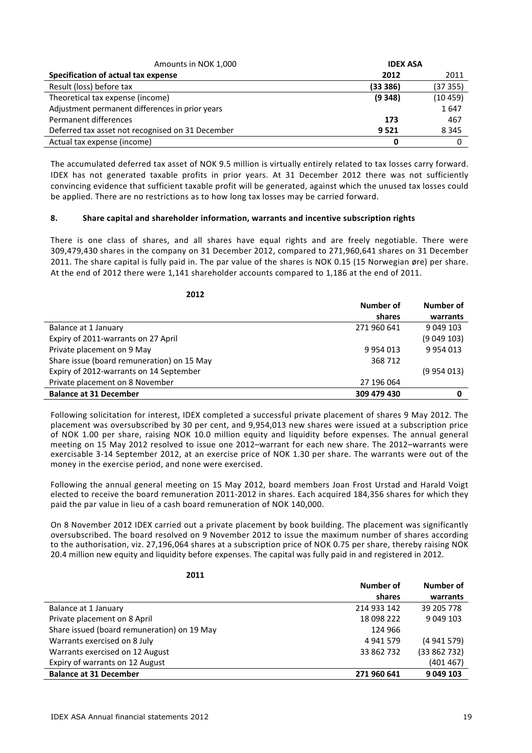| Amounts in NOK 1,000 | IDEX ASA | |
|---|---|---|
| **Specification of actual tax expense** | **2012** | 2011 |
| Result (loss) before tax | **(33 386)** | (37 355) |
| Theoretical tax expense (income) | **(9 348)** | (10 459) |
| Adjustment permanent differences in prior years | | 1 647 |
| Permanent differences | **173** | 467 |
| Deferred tax asset not recognised on 31 December | **9 521** | 8 345 |
| Actual tax expense (income) | **0** | 0 |

The accumulated deferred tax asset of NOK 9.5 million is virtually entirely related to tax losses carry forward. IDEX has not generated taxable profits in prior years. At 31 December 2012 there was not sufficiently convincing evidence that sufficient taxable profit will be generated, against which the unused tax losses could be applied. There are no restrictions as to how long tax losses may be carried forward.

## 8. Share capital and shareholder information, warrants and incentive subscription rights

There is one class of shares, and all shares have equal rights and are freely negotiable. There were 309,479,430 shares in the company on 31 December 2012, compared to 271,960,641 shares on 31 December 2011. The share capital is fully paid in. The par value of the shares is NOK 0.15 (15 Norwegian øre) per share. At the end of 2012 there were 1,141 shareholder accounts compared to 1,186 at the end of 2011.

| 2012 | Number of shares | Number of warrants |
|---|---|---|
| Balance at 1 January | 271 960 641 | 9 049 103 |
| Expiry of 2011-warrants on 27 April | | (9 049 103) |
| Private placement on 9 May | 9 954 013 | 9 954 013 |
| Share issue (board remuneration) on 15 May | 368 712 | |
| Expiry of 2012-warrants on 14 September | | (9 954 013) |
| Private placement on 8 November | 27 196 064 | |
| **Balance at 31 December** | **309 479 430** | **0** |

Following solicitation for interest, IDEX completed a successful private placement of shares 9 May 2012. The placement was oversubscribed by 30 per cent, and 9,954,013 new shares were issued at a subscription price of NOK 1.00 per share, raising NOK 10.0 million equity and liquidity before expenses. The annual general meeting on 15 May 2012 resolved to issue one 2012–warrant for each new share. The 2012–warrants were exercisable 3-14 September 2012, at an exercise price of NOK 1.30 per share. The warrants were out of the money in the exercise period, and none were exercised.

Following the annual general meeting on 15 May 2012, board members Joan Frost Urstad and Harald Voigt elected to receive the board remuneration 2011-2012 in shares. Each acquired 184,356 shares for which they paid the par value in lieu of a cash board remuneration of NOK 140,000.

On 8 November 2012 IDEX carried out a private placement by book building. The placement was significantly oversubscribed. The board resolved on 9 November 2012 to issue the maximum number of shares according to the authorisation, viz. 27,196,064 shares at a subscription price of NOK 0.75 per share, thereby raising NOK 20.4 million new equity and liquidity before expenses. The capital was fully paid in and registered in 2012.

| 2011 | Number of shares | Number of warrants |
|---|---|---|
| Balance at 1 January | 214 933 142 | 39 205 778 |
| Private placement on 8 April | 18 098 222 | 9 049 103 |
| Share issued (board remuneration) on 19 May | 124 966 | |
| Warrants exercised on 8 July | 4 941 579 | (4 941 579) |
| Warrants exercised on 12 August | 33 862 732 | (33 862 732) |
| Expiry of warrants on 12 August | | (401 467) |
| **Balance at 31 December** | **271 960 641** | **9 049 103** |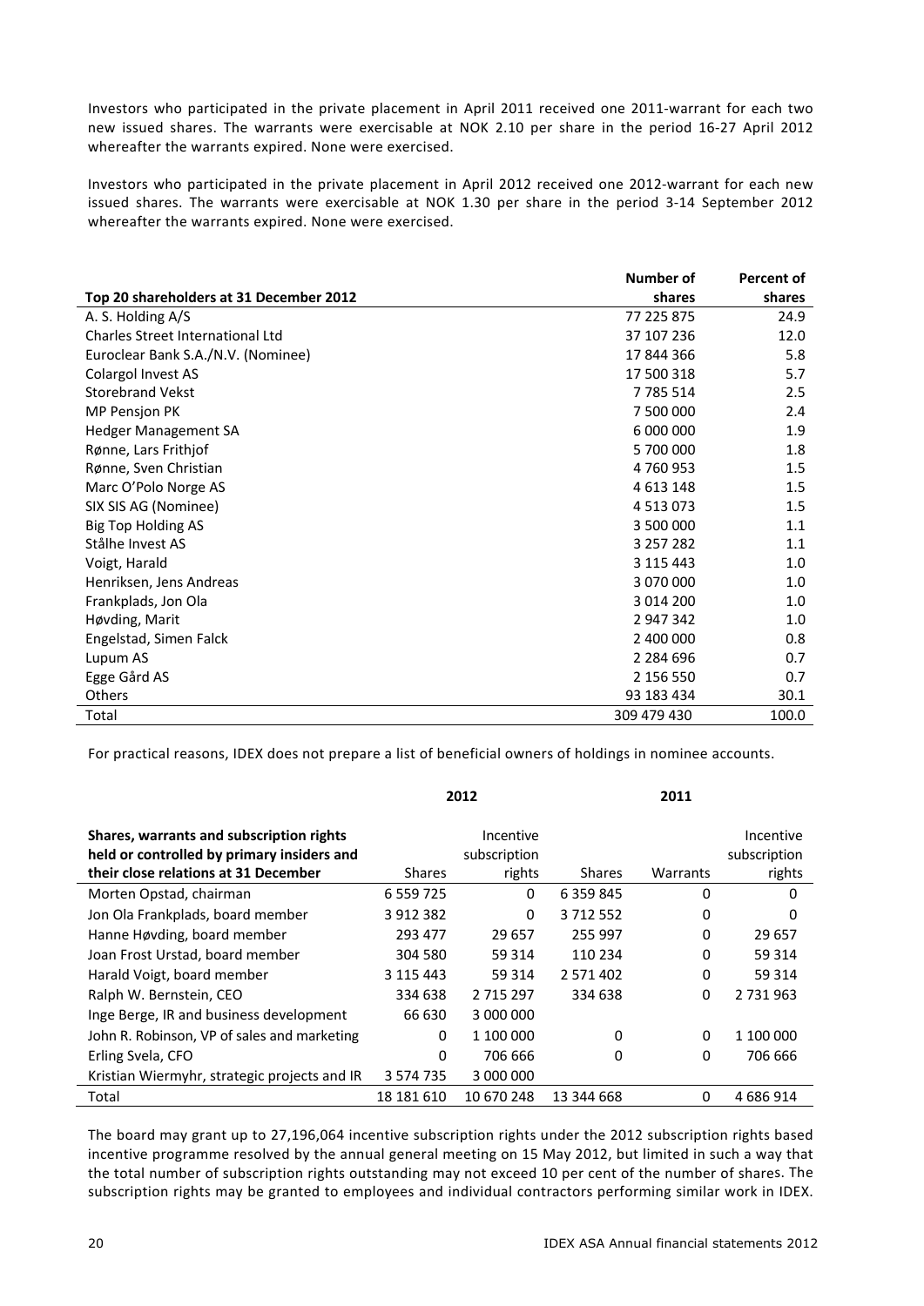Investors who participated in the private placement in April 2011 received one 2011-warrant for each two new issued shares. The warrants were exercisable at NOK 2.10 per share in the period 16-27 April 2012 whereafter the warrants expired. None were exercised.

Investors who participated in the private placement in April 2012 received one 2012-warrant for each new issued shares. The warrants were exercisable at NOK 1.30 per share in the period 3-14 September 2012 whereafter the warrants expired. None were exercised.

| Top 20 shareholders at 31 December 2012 | Number of shares | Percent of shares |
|---|---|---|
| A. S. Holding A/S | 77 225 875 | 24.9 |
| Charles Street International Ltd | 37 107 236 | 12.0 |
| Euroclear Bank S.A./N.V. (Nominee) | 17 844 366 | 5.8 |
| Colargol Invest AS | 17 500 318 | 5.7 |
| Storebrand Vekst | 7 785 514 | 2.5 |
| MP Pensjon PK | 7 500 000 | 2.4 |
| Hedger Management SA | 6 000 000 | 1.9 |
| Rønne, Lars Frithjof | 5 700 000 | 1.8 |
| Rønne, Sven Christian | 4 760 953 | 1.5 |
| Marc O'Polo Norge AS | 4 613 148 | 1.5 |
| SIX SIS AG (Nominee) | 4 513 073 | 1.5 |
| Big Top Holding AS | 3 500 000 | 1.1 |
| Stålhe Invest AS | 3 257 282 | 1.1 |
| Voigt, Harald | 3 115 443 | 1.0 |
| Henriksen, Jens Andreas | 3 070 000 | 1.0 |
| Frankplads, Jon Ola | 3 014 200 | 1.0 |
| Høvding, Marit | 2 947 342 | 1.0 |
| Engelstad, Simen Falck | 2 400 000 | 0.8 |
| Lupum AS | 2 284 696 | 0.7 |
| Egge Gård AS | 2 156 550 | 0.7 |
| Others | 93 183 434 | 30.1 |
| Total | 309 479 430 | 100.0 |

For practical reasons, IDEX does not prepare a list of beneficial owners of holdings in nominee accounts.

| Shares, warrants and subscription rights held or controlled by primary insiders and their close relations at 31 December | 2012 Shares | 2012 Incentive subscription rights | 2011 Shares | 2011 Warrants | 2011 Incentive subscription rights |
|---|---|---|---|---|---|
| Morten Opstad, chairman | 6 559 725 | 0 | 6 359 845 | 0 | 0 |
| Jon Ola Frankplads, board member | 3 912 382 | 0 | 3 712 552 | 0 | 0 |
| Hanne Høvding, board member | 293 477 | 29 657 | 255 997 | 0 | 29 657 |
| Joan Frost Urstad, board member | 304 580 | 59 314 | 110 234 | 0 | 59 314 |
| Harald Voigt, board member | 3 115 443 | 59 314 | 2 571 402 | 0 | 59 314 |
| Ralph W. Bernstein, CEO | 334 638 | 2 715 297 | 334 638 | 0 | 2 731 963 |
| Inge Berge, IR and business development | 66 630 | 3 000 000 | | | |
| John R. Robinson, VP of sales and marketing | 0 | 1 100 000 | 0 | 0 | 1 100 000 |
| Erling Svela, CFO | 0 | 706 666 | 0 | 0 | 706 666 |
| Kristian Wiermyhr, strategic projects and IR | 3 574 735 | 3 000 000 | | | |
| Total | 18 181 610 | 10 670 248 | 13 344 668 | 0 | 4 686 914 |

The board may grant up to 27,196,064 incentive subscription rights under the 2012 subscription rights based incentive programme resolved by the annual general meeting on 15 May 2012, but limited in such a way that the total number of subscription rights outstanding may not exceed 10 per cent of the number of shares. The subscription rights may be granted to employees and individual contractors performing similar work in IDEX.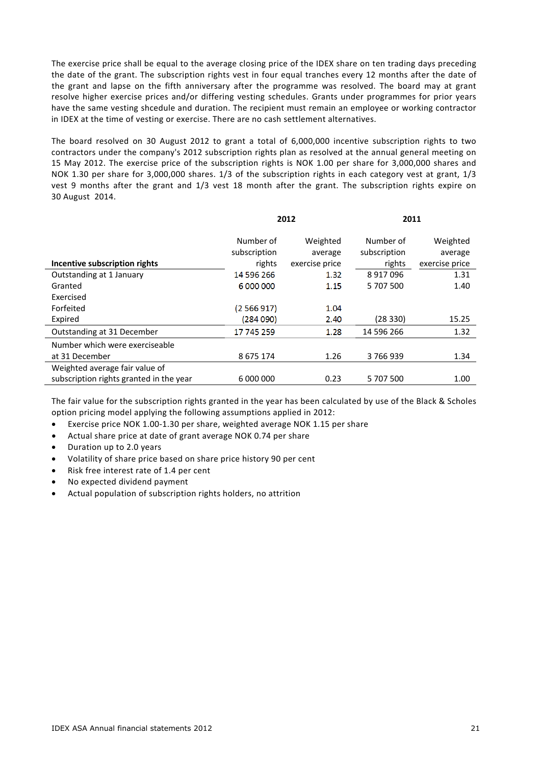The exercise price shall be equal to the average closing price of the IDEX share on ten trading days preceding the date of the grant. The subscription rights vest in four equal tranches every 12 months after the date of the grant and lapse on the fifth anniversary after the programme was resolved. The board may at grant resolve higher exercise prices and/or differing vesting schedules. Grants under programmes for prior years have the same vesting shcedule and duration. The recipient must remain an employee or working contractor in IDEX at the time of vesting or exercise. There are no cash settlement alternatives.

The board resolved on 30 August 2012 to grant a total of 6,000,000 incentive subscription rights to two contractors under the company's 2012 subscription rights plan as resolved at the annual general meeting on 15 May 2012. The exercise price of the subscription rights is NOK 1.00 per share for 3,000,000 shares and NOK 1.30 per share for 3,000,000 shares. 1/3 of the subscription rights in each category vest at grant, 1/3 vest 9 months after the grant and 1/3 vest 18 month after the grant. The subscription rights expire on 30 August 2014.

| | 2012 | | 2011 | |
|---|---|---|---|---|
| **Incentive subscription rights** | Number of subscription rights | Weighted average exercise price | Number of subscription rights | Weighted average exercise price |
| Outstanding at 1 January | 14 596 266 | 1.32 | 8 917 096 | 1.31 |
| Granted | 6 000 000 | 1.15 | 5 707 500 | 1.40 |
| Exercised | | | | |
| Forfeited | (2 566 917) | 1.04 | | |
| Expired | (284 090) | 2.40 | (28 330) | 15.25 |
| Outstanding at 31 December | 17 745 259 | 1.28 | 14 596 266 | 1.32 |
| Number which were exerciseable at 31 December | 8 675 174 | 1.26 | 3 766 939 | 1.34 |
| Weighted average fair value of subscription rights granted in the year | 6 000 000 | 0.23 | 5 707 500 | 1.00 |

The fair value for the subscription rights granted in the year has been calculated by use of the Black & Scholes option pricing model applying the following assumptions applied in 2012:

- Exercise price NOK 1.00-1.30 per share, weighted average NOK 1.15 per share
- Actual share price at date of grant average NOK 0.74 per share
- Duration up to 2.0 years
- Volatility of share price based on share price history 90 per cent
- Risk free interest rate of 1.4 per cent
- No expected dividend payment
- Actual population of subscription rights holders, no attrition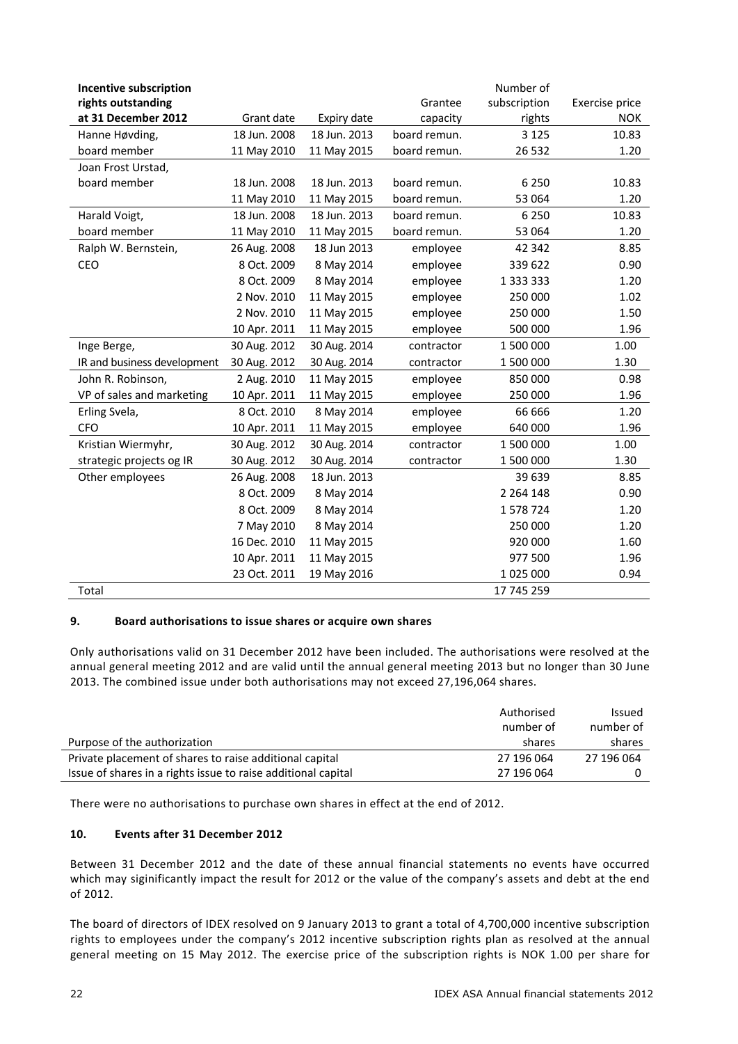| **Incentive subscription rights outstanding at 31 December 2012** | Grant date | Expiry date | Grantee capacity | Number of subscription rights | Exercise price NOK |
|---|---|---|---|---|---|
| Hanne Høvding, | 18 Jun. 2008 | 18 Jun. 2013 | board remun. | 3 125 | 10.83 |
| board member | 11 May 2010 | 11 May 2015 | board remun. | 26 532 | 1.20 |
| Joan Frost Urstad, | | | | | |
| board member | 18 Jun. 2008 | 18 Jun. 2013 | board remun. | 6 250 | 10.83 |
| | 11 May 2010 | 11 May 2015 | board remun. | 53 064 | 1.20 |
| Harald Voigt, | 18 Jun. 2008 | 18 Jun. 2013 | board remun. | 6 250 | 10.83 |
| board member | 11 May 2010 | 11 May 2015 | board remun. | 53 064 | 1.20 |
| Ralph W. Bernstein, | 26 Aug. 2008 | 18 Jun 2013 | employee | 42 342 | 8.85 |
| CEO | 8 Oct. 2009 | 8 May 2014 | employee | 339 622 | 0.90 |
| | 8 Oct. 2009 | 8 May 2014 | employee | 1 333 333 | 1.20 |
| | 2 Nov. 2010 | 11 May 2015 | employee | 250 000 | 1.02 |
| | 2 Nov. 2010 | 11 May 2015 | employee | 250 000 | 1.50 |
| | 10 Apr. 2011 | 11 May 2015 | employee | 500 000 | 1.96 |
| Inge Berge, | 30 Aug. 2012 | 30 Aug. 2014 | contractor | 1 500 000 | 1.00 |
| IR and business development | 30 Aug. 2012 | 30 Aug. 2014 | contractor | 1 500 000 | 1.30 |
| John R. Robinson, | 2 Aug. 2010 | 11 May 2015 | employee | 850 000 | 0.98 |
| VP of sales and marketing | 10 Apr. 2011 | 11 May 2015 | employee | 250 000 | 1.96 |
| Erling Svela, | 8 Oct. 2010 | 8 May 2014 | employee | 66 666 | 1.20 |
| CFO | 10 Apr. 2011 | 11 May 2015 | employee | 640 000 | 1.96 |
| Kristian Wiermyhr, | 30 Aug. 2012 | 30 Aug. 2014 | contractor | 1 500 000 | 1.00 |
| strategic projects og IR | 30 Aug. 2012 | 30 Aug. 2014 | contractor | 1 500 000 | 1.30 |
| Other employees | 26 Aug. 2008 | 18 Jun. 2013 | | 39 639 | 8.85 |
| | 8 Oct. 2009 | 8 May 2014 | | 2 264 148 | 0.90 |
| | 8 Oct. 2009 | 8 May 2014 | | 1 578 724 | 1.20 |
| | 7 May 2010 | 8 May 2014 | | 250 000 | 1.20 |
| | 16 Dec. 2010 | 11 May 2015 | | 920 000 | 1.60 |
| | 10 Apr. 2011 | 11 May 2015 | | 977 500 | 1.96 |
| | 23 Oct. 2011 | 19 May 2016 | | 1 025 000 | 0.94 |
| Total | | | | 17 745 259 | |

## 9. Board authorisations to issue shares or acquire own shares

Only authorisations valid on 31 December 2012 have been included. The authorisations were resolved at the annual general meeting 2012 and are valid until the annual general meeting 2013 but no longer than 30 June 2013. The combined issue under both authorisations may not exceed 27,196,064 shares.

| Purpose of the authorization | Authorised number of shares | Issued number of shares |
|---|---|---|
| Private placement of shares to raise additional capital | 27 196 064 | 27 196 064 |
| Issue of shares in a rights issue to raise additional capital | 27 196 064 | 0 |

There were no authorisations to purchase own shares in effect at the end of 2012.

## 10. Events after 31 December 2012

Between 31 December 2012 and the date of these annual financial statements no events have occurred which may siginificantly impact the result for 2012 or the value of the company's assets and debt at the end of 2012.

The board of directors of IDEX resolved on 9 January 2013 to grant a total of 4,700,000 incentive subscription rights to employees under the company's 2012 incentive subscription rights plan as resolved at the annual general meeting on 15 May 2012. The exercise price of the subscription rights is NOK 1.00 per share for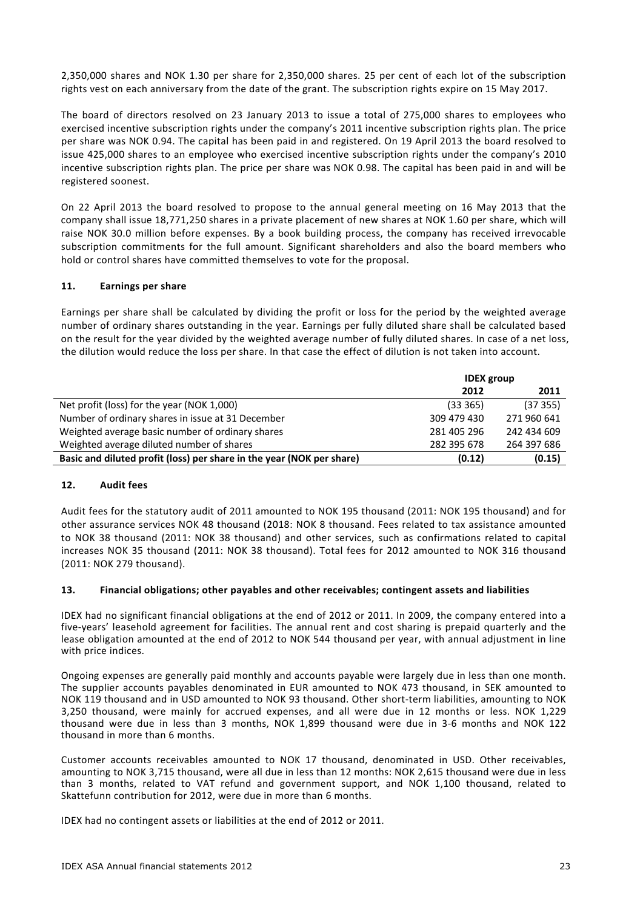2,350,000 shares and NOK 1.30 per share for 2,350,000 shares. 25 per cent of each lot of the subscription rights vest on each anniversary from the date of the grant. The subscription rights expire on 15 May 2017.

The board of directors resolved on 23 January 2013 to issue a total of 275,000 shares to employees who exercised incentive subscription rights under the company's 2011 incentive subscription rights plan. The price per share was NOK 0.94. The capital has been paid in and registered. On 19 April 2013 the board resolved to issue 425,000 shares to an employee who exercised incentive subscription rights under the company's 2010 incentive subscription rights plan. The price per share was NOK 0.98. The capital has been paid in and will be registered soonest.

On 22 April 2013 the board resolved to propose to the annual general meeting on 16 May 2013 that the company shall issue 18,771,250 shares in a private placement of new shares at NOK 1.60 per share, which will raise NOK 30.0 million before expenses. By a book building process, the company has received irrevocable subscription commitments for the full amount. Significant shareholders and also the board members who hold or control shares have committed themselves to vote for the proposal.

### 11. Earnings per share

Earnings per share shall be calculated by dividing the profit or loss for the period by the weighted average number of ordinary shares outstanding in the year. Earnings per fully diluted share shall be calculated based on the result for the year divided by the weighted average number of fully diluted shares. In case of a net loss, the dilution would reduce the loss per share. In that case the effect of dilution is not taken into account.

| | **IDEX group** | |
|---|---|---|
| | **2012** | **2011** |
| Net profit (loss) for the year (NOK 1,000) | (33 365) | (37 355) |
| Number of ordinary shares in issue at 31 December | 309 479 430 | 271 960 641 |
| Weighted average basic number of ordinary shares | 281 405 296 | 242 434 609 |
| Weighted average diluted number of shares | 282 395 678 | 264 397 686 |
| **Basic and diluted profit (loss) per share in the year (NOK per share)** | **(0.12)** | **(0.15)** |

### 12. Audit fees

Audit fees for the statutory audit of 2011 amounted to NOK 195 thousand (2011: NOK 195 thousand) and for other assurance services NOK 48 thousand (2018: NOK 8 thousand. Fees related to tax assistance amounted to NOK 38 thousand (2011: NOK 38 thousand) and other services, such as confirmations related to capital increases NOK 35 thousand (2011: NOK 38 thousand). Total fees for 2012 amounted to NOK 316 thousand (2011: NOK 279 thousand).

### 13. Financial obligations; other payables and other receivables; contingent assets and liabilities

IDEX had no significant financial obligations at the end of 2012 or 2011. In 2009, the company entered into a five-years' leasehold agreement for facilities. The annual rent and cost sharing is prepaid quarterly and the lease obligation amounted at the end of 2012 to NOK 544 thousand per year, with annual adjustment in line with price indices.

Ongoing expenses are generally paid monthly and accounts payable were largely due in less than one month. The supplier accounts payables denominated in EUR amounted to NOK 473 thousand, in SEK amounted to NOK 119 thousand and in USD amounted to NOK 93 thousand. Other short-term liabilities, amounting to NOK 3,250 thousand, were mainly for accrued expenses, and all were due in 12 months or less. NOK 1,229 thousand were due in less than 3 months, NOK 1,899 thousand were due in 3-6 months and NOK 122 thousand in more than 6 months.

Customer accounts receivables amounted to NOK 17 thousand, denominated in USD. Other receivables, amounting to NOK 3,715 thousand, were all due in less than 12 months: NOK 2,615 thousand were due in less than 3 months, related to VAT refund and government support, and NOK 1,100 thousand, related to Skattefunn contribution for 2012, were due in more than 6 months.

IDEX had no contingent assets or liabilities at the end of 2012 or 2011.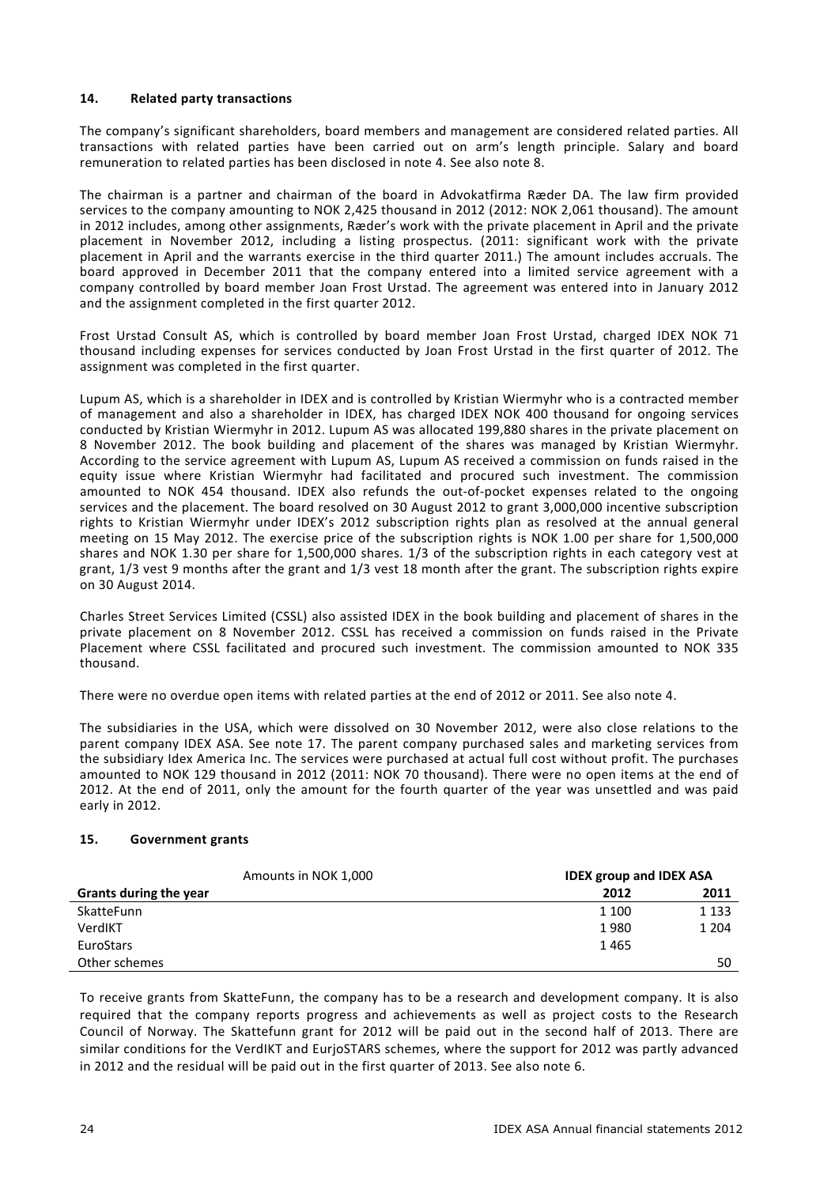## 14. Related party transactions

The company's significant shareholders, board members and management are considered related parties. All transactions with related parties have been carried out on arm's length principle. Salary and board remuneration to related parties has been disclosed in note 4. See also note 8.

The chairman is a partner and chairman of the board in Advokatfirma Ræder DA. The law firm provided services to the company amounting to NOK 2,425 thousand in 2012 (2012: NOK 2,061 thousand). The amount in 2012 includes, among other assignments, Ræder's work with the private placement in April and the private placement in November 2012, including a listing prospectus. (2011: significant work with the private placement in April and the warrants exercise in the third quarter 2011.) The amount includes accruals. The board approved in December 2011 that the company entered into a limited service agreement with a company controlled by board member Joan Frost Urstad. The agreement was entered into in January 2012 and the assignment completed in the first quarter 2012.

Frost Urstad Consult AS, which is controlled by board member Joan Frost Urstad, charged IDEX NOK 71 thousand including expenses for services conducted by Joan Frost Urstad in the first quarter of 2012. The assignment was completed in the first quarter.

Lupum AS, which is a shareholder in IDEX and is controlled by Kristian Wiermyhr who is a contracted member of management and also a shareholder in IDEX, has charged IDEX NOK 400 thousand for ongoing services conducted by Kristian Wiermyhr in 2012. Lupum AS was allocated 199,880 shares in the private placement on 8 November 2012. The book building and placement of the shares was managed by Kristian Wiermyhr. According to the service agreement with Lupum AS, Lupum AS received a commission on funds raised in the equity issue where Kristian Wiermyhr had facilitated and procured such investment. The commission amounted to NOK 454 thousand. IDEX also refunds the out-of-pocket expenses related to the ongoing services and the placement. The board resolved on 30 August 2012 to grant 3,000,000 incentive subscription rights to Kristian Wiermyhr under IDEX's 2012 subscription rights plan as resolved at the annual general meeting on 15 May 2012. The exercise price of the subscription rights is NOK 1.00 per share for 1,500,000 shares and NOK 1.30 per share for 1,500,000 shares. 1/3 of the subscription rights in each category vest at grant, 1/3 vest 9 months after the grant and 1/3 vest 18 month after the grant. The subscription rights expire on 30 August 2014.

Charles Street Services Limited (CSSL) also assisted IDEX in the book building and placement of shares in the private placement on 8 November 2012. CSSL has received a commission on funds raised in the Private Placement where CSSL facilitated and procured such investment. The commission amounted to NOK 335 thousand.

There were no overdue open items with related parties at the end of 2012 or 2011. See also note 4.

The subsidiaries in the USA, which were dissolved on 30 November 2012, were also close relations to the parent company IDEX ASA. See note 17. The parent company purchased sales and marketing services from the subsidiary Idex America Inc. The services were purchased at actual full cost without profit. The purchases amounted to NOK 129 thousand in 2012 (2011: NOK 70 thousand). There were no open items at the end of 2012. At the end of 2011, only the amount for the fourth quarter of the year was unsettled and was paid early in 2012.

## 15. Government grants

| Amounts in NOK 1,000 | IDEX group and IDEX ASA | |
|---|---|---|
| **Grants during the year** | **2012** | **2011** |
| SkatteFunn | 1 100 | 1 133 |
| VerdIKT | 1 980 | 1 204 |
| EuroStars | 1 465 | |
| Other schemes | | 50 |

To receive grants from SkatteFunn, the company has to be a research and development company. It is also required that the company reports progress and achievements as well as project costs to the Research Council of Norway. The Skattefunn grant for 2012 will be paid out in the second half of 2013. There are similar conditions for the VerdIKT and EurjoSTARS schemes, where the support for 2012 was partly advanced in 2012 and the residual will be paid out in the first quarter of 2013. See also note 6.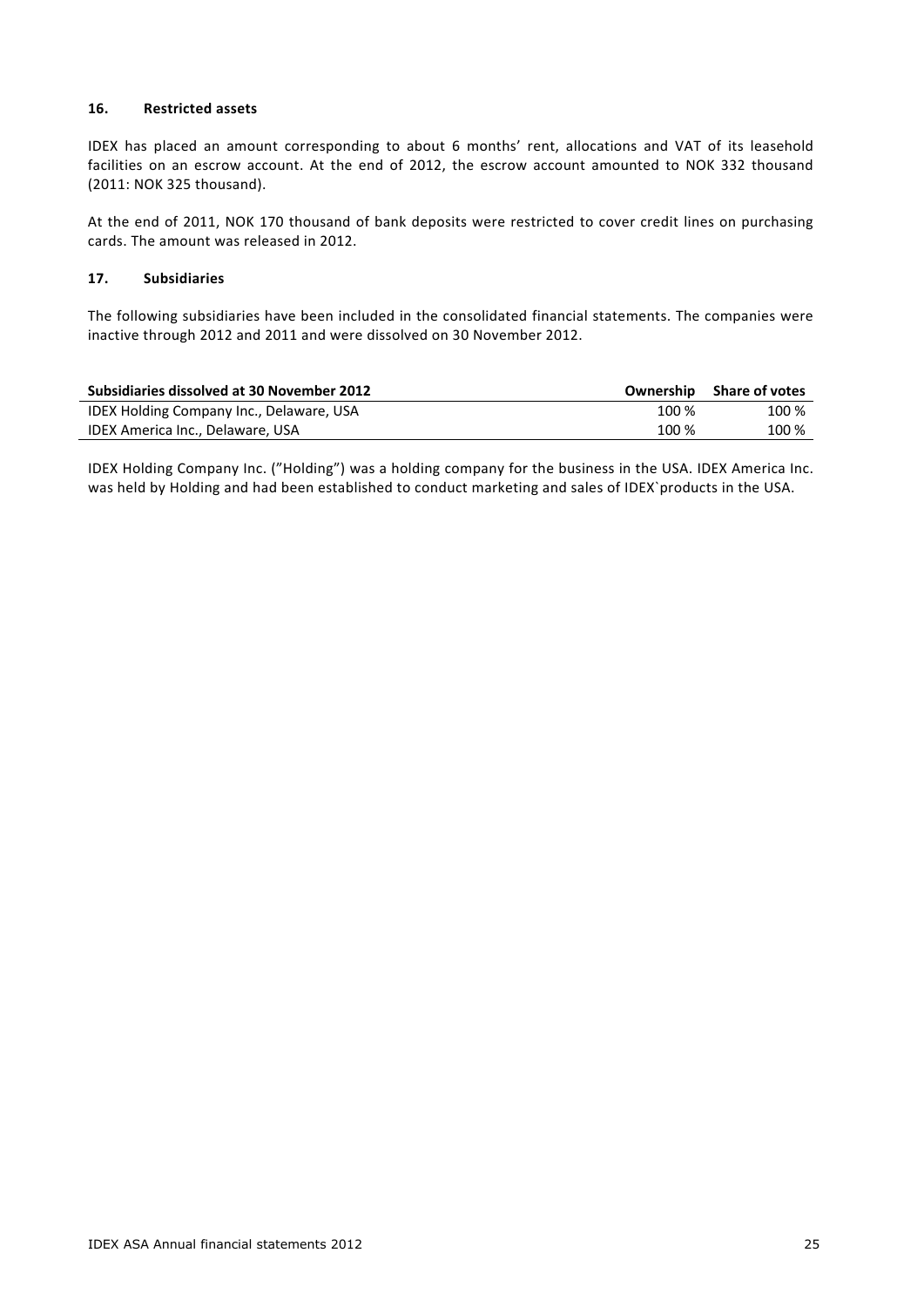## 16. Restricted assets

IDEX has placed an amount corresponding to about 6 months' rent, allocations and VAT of its leasehold facilities on an escrow account. At the end of 2012, the escrow account amounted to NOK 332 thousand (2011: NOK 325 thousand).

At the end of 2011, NOK 170 thousand of bank deposits were restricted to cover credit lines on purchasing cards. The amount was released in 2012.

## 17. Subsidiaries

The following subsidiaries have been included in the consolidated financial statements. The companies were inactive through 2012 and 2011 and were dissolved on 30 November 2012.

| Subsidiaries dissolved at 30 November 2012 | Ownership | Share of votes |
|---|---|---|
| IDEX Holding Company Inc., Delaware, USA | 100 % | 100 % |
| IDEX America Inc., Delaware, USA | 100 % | 100 % |

IDEX Holding Company Inc. ("Holding") was a holding company for the business in the USA. IDEX America Inc. was held by Holding and had been established to conduct marketing and sales of IDEX`products in the USA.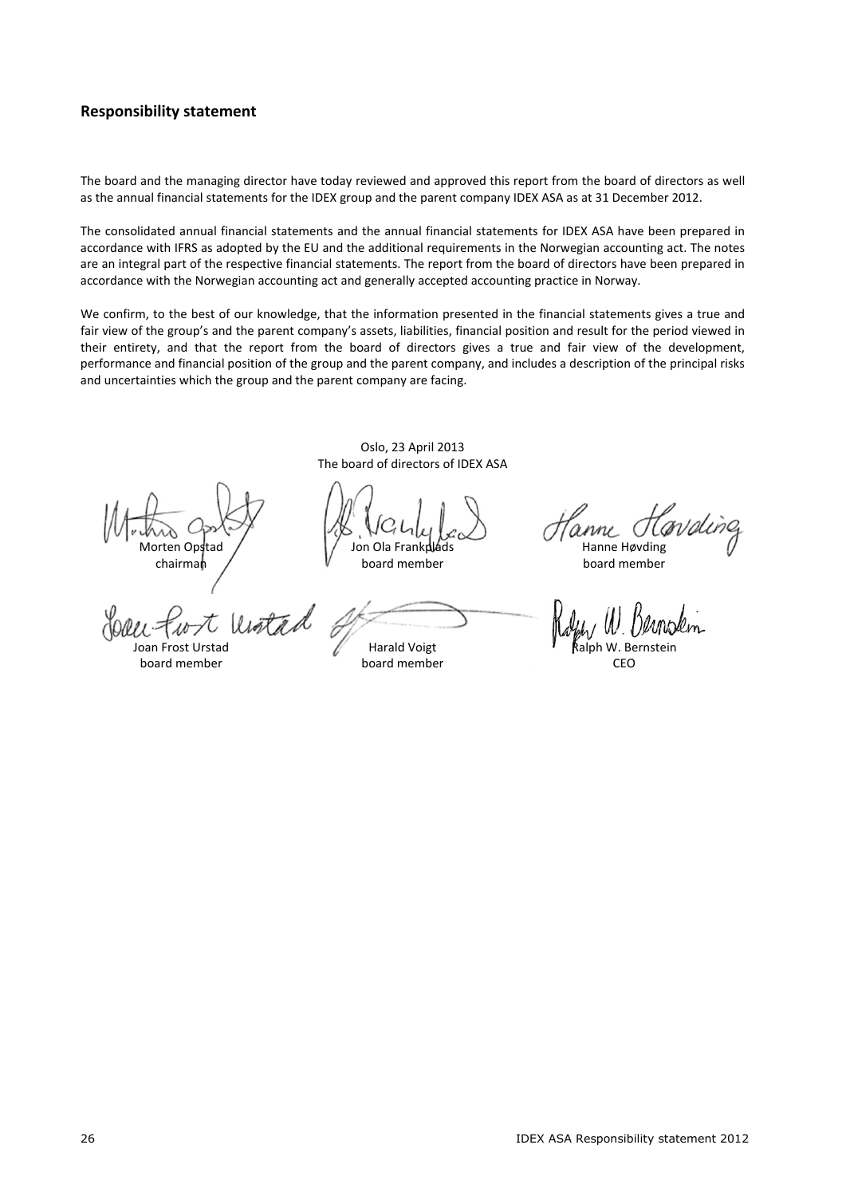## Responsibility statement

The board and the managing director have today reviewed and approved this report from the board of directors as well as the annual financial statements for the IDEX group and the parent company IDEX ASA as at 31 December 2012.

The consolidated annual financial statements and the annual financial statements for IDEX ASA have been prepared in accordance with IFRS as adopted by the EU and the additional requirements in the Norwegian accounting act. The notes are an integral part of the respective financial statements. The report from the board of directors have been prepared in accordance with the Norwegian accounting act and generally accepted accounting practice in Norway.

We confirm, to the best of our knowledge, that the information presented in the financial statements gives a true and fair view of the group's and the parent company's assets, liabilities, financial position and result for the period viewed in their entirety, and that the report from the board of directors gives a true and fair view of the development, performance and financial position of the group and the parent company, and includes a description of the principal risks and uncertainties which the group and the parent company are facing.

Oslo, 23 April 2013
The board of directors of IDEX ASA

| | | |
|---|---|---|
| Morten Opstad<br>chairman | Jon Ola Frankplads<br>board member | Hanne Høvding<br>board member |
| Joan Frost Urstad<br>board member | Harald Voigt<br>board member | Ralph W. Bernstein<br>CEO |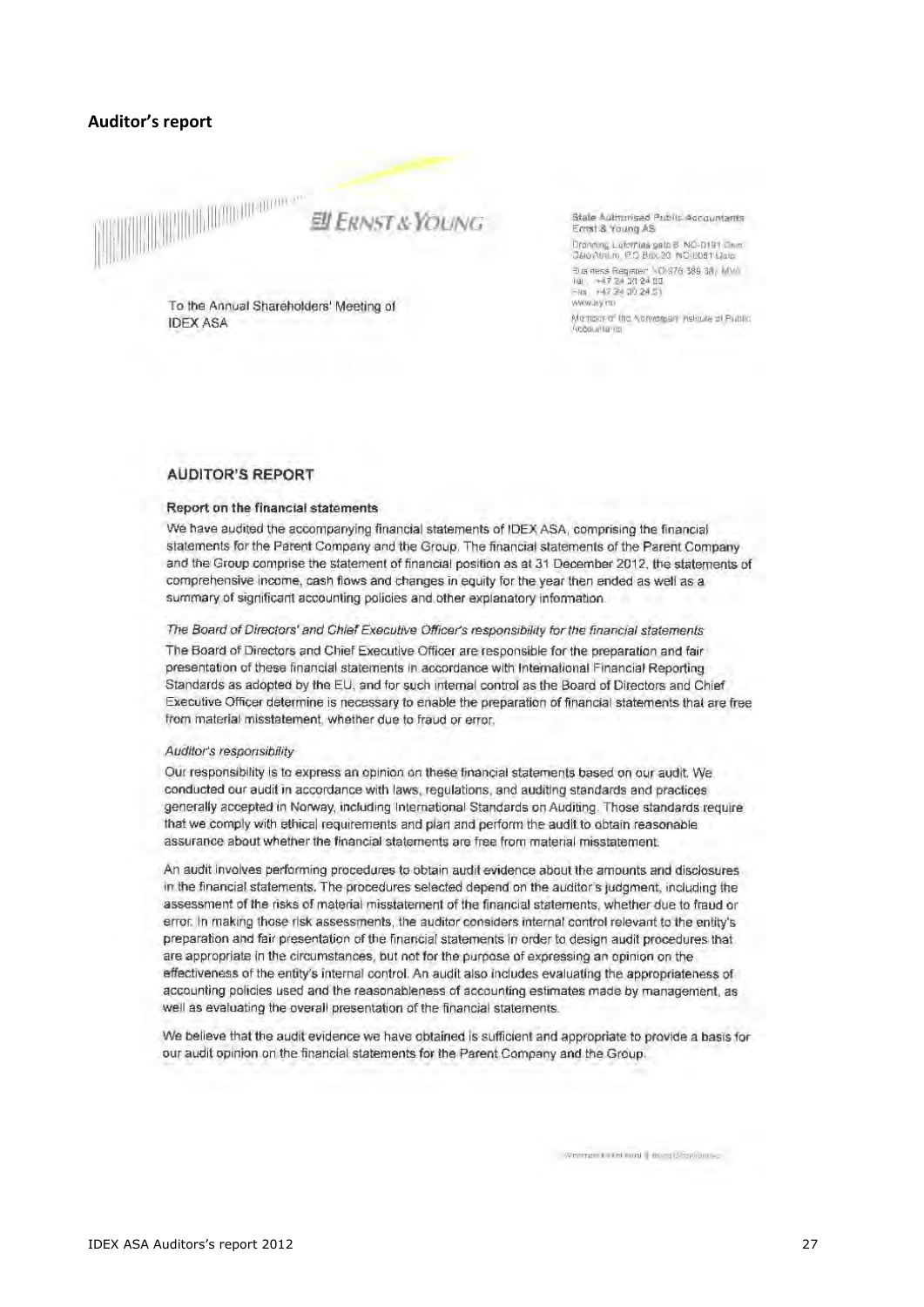## Auditor's report

Ernst & Young

State Authorised Public Accountants
Ernst & Young AS

Dronning Eufemias gate 6, NO-0191 Oslo
Oslo Atrium, P.O. Box 20, NO-0051 Oslo

Business Register: NO 976 389 387 MVA
Tel.: +47 24 00 24 00
Fax: +47 24 00 24 01
www.ey.no

Member of the Norwegian Institute of Public Accountants

To the Annual Shareholders' Meeting of
IDEX ASA

### AUDITOR'S REPORT

#### Report on the financial statements

We have audited the accompanying financial statements of IDEX ASA, comprising the financial statements for the Parent Company and the Group. The financial statements of the Parent Company and the Group comprise the statement of financial position as at 31 December 2012, the statements of comprehensive income, cash flows and changes in equity for the year then ended as well as a summary of significant accounting policies and other explanatory information.

*The Board of Directors' and Chief Executive Officer's responsibility for the financial statements*

The Board of Directors and Chief Executive Officer are responsible for the preparation and fair presentation of these financial statements in accordance with International Financial Reporting Standards as adopted by the EU, and for such internal control as the Board of Directors and Chief Executive Officer determine is necessary to enable the preparation of financial statements that are free from material misstatement, whether due to fraud or error.

*Auditor's responsibility*

Our responsibility is to express an opinion on these financial statements based on our audit. We conducted our audit in accordance with laws, regulations, and auditing standards and practices generally accepted in Norway, including International Standards on Auditing. Those standards require that we comply with ethical requirements and plan and perform the audit to obtain reasonable assurance about whether the financial statements are free from material misstatement.

An audit involves performing procedures to obtain audit evidence about the amounts and disclosures in the financial statements. The procedures selected depend on the auditor's judgment, including the assessment of the risks of material misstatement of the financial statements, whether due to fraud or error. In making those risk assessments, the auditor considers internal control relevant to the entity's preparation and fair presentation of the financial statements in order to design audit procedures that are appropriate in the circumstances, but not for the purpose of expressing an opinion on the effectiveness of the entity's internal control. An audit also includes evaluating the appropriateness of accounting policies used and the reasonableness of accounting estimates made by management, as well as evaluating the overall presentation of the financial statements.

We believe that the audit evidence we have obtained is sufficient and appropriate to provide a basis for our audit opinion on the financial statements for the Parent Company and the Group.

A member firm of Ernst & Young Global Limited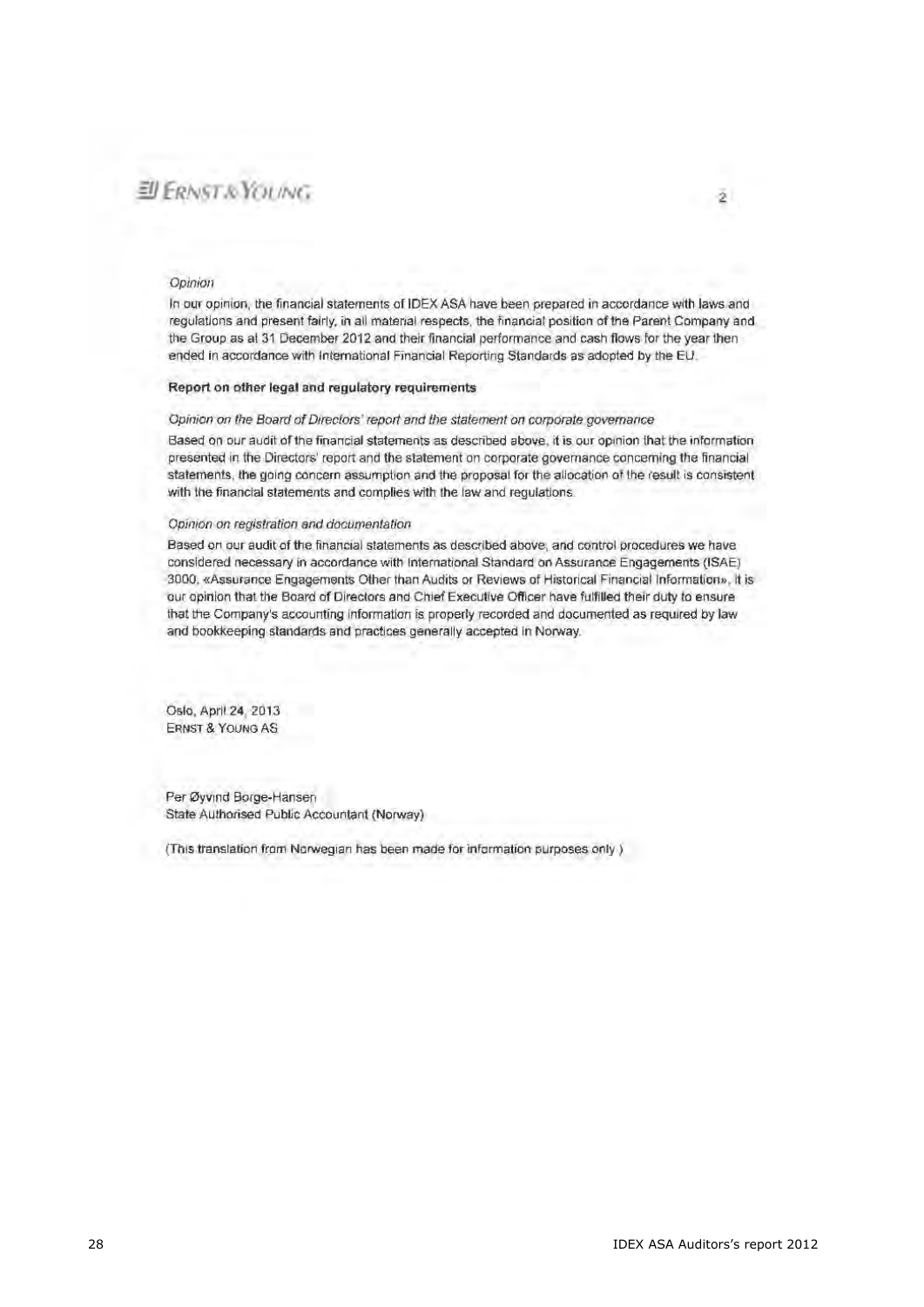*Opinion*

In our opinion, the financial statements of IDEX ASA have been prepared in accordance with laws and regulations and present fairly, in all material respects, the financial position of the Parent Company and the Group as at 31 December 2012 and their financial performance and cash flows for the year then ended in accordance with International Financial Reporting Standards as adopted by the EU.

**Report on other legal and regulatory requirements**

*Opinion on the Board of Directors' report and the statement on corporate governance*

Based on our audit of the financial statements as described above, it is our opinion that the information presented in the Directors' report and the statement on corporate governance concerning the financial statements, the going concern assumption and the proposal for the allocation of the result is consistent with the financial statements and complies with the law and regulations.

*Opinion on registration and documentation*

Based on our audit of the financial statements as described above, and control procedures we have considered necessary in accordance with International Standard on Assurance Engagements (ISAE) 3000, «Assurance Engagements Other than Audits or Reviews of Historical Financial Information», it is our opinion that the Board of Directors and Chief Executive Officer have fulfilled their duty to ensure that the Company's accounting information is properly recorded and documented as required by law and bookkeeping standards and practices generally accepted in Norway.

Oslo, April 24, 2013
ERNST & YOUNG AS

Per Øyvind Borge-Hansen
State Authorised Public Accountant (Norway)

(This translation from Norwegian has been made for information purposes only.)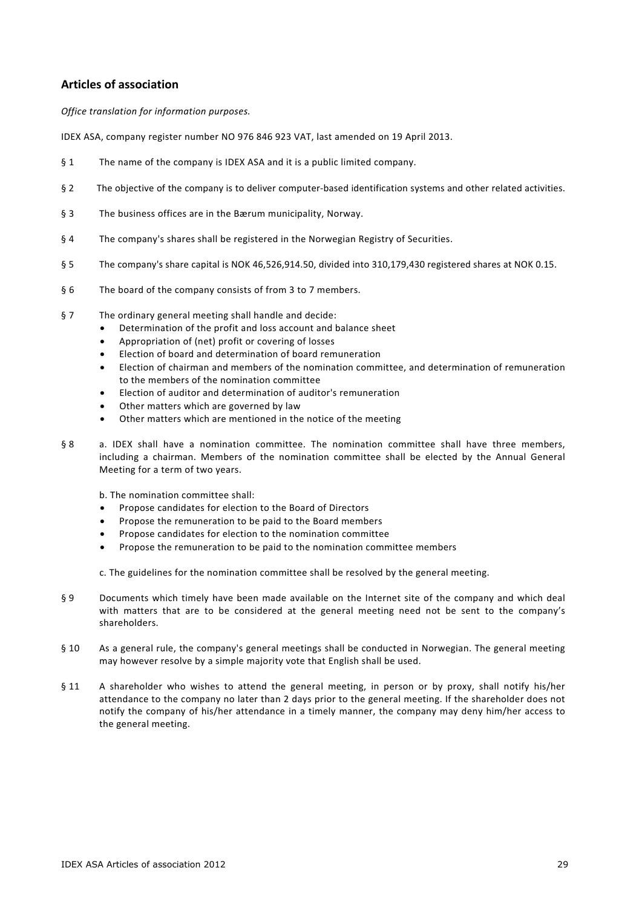## Articles of association

*Office translation for information purposes.*

IDEX ASA, company register number NO 976 846 923 VAT, last amended on 19 April 2013.

§ 1 The name of the company is IDEX ASA and it is a public limited company.

§ 2 The objective of the company is to deliver computer-based identification systems and other related activities.

§ 3 The business offices are in the Bærum municipality, Norway.

§ 4 The company's shares shall be registered in the Norwegian Registry of Securities.

§ 5 The company's share capital is NOK 46,526,914.50, divided into 310,179,430 registered shares at NOK 0.15.

§ 6 The board of the company consists of from 3 to 7 members.

§ 7 The ordinary general meeting shall handle and decide:

- Determination of the profit and loss account and balance sheet
- Appropriation of (net) profit or covering of losses
- Election of board and determination of board remuneration
- Election of chairman and members of the nomination committee, and determination of remuneration to the members of the nomination committee
- Election of auditor and determination of auditor's remuneration
- Other matters which are governed by law
- Other matters which are mentioned in the notice of the meeting

§ 8 a. IDEX shall have a nomination committee. The nomination committee shall have three members, including a chairman. Members of the nomination committee shall be elected by the Annual General Meeting for a term of two years.

b. The nomination committee shall:

- Propose candidates for election to the Board of Directors
- Propose the remuneration to be paid to the Board members
- Propose candidates for election to the nomination committee
- Propose the remuneration to be paid to the nomination committee members

c. The guidelines for the nomination committee shall be resolved by the general meeting.

§ 9 Documents which timely have been made available on the Internet site of the company and which deal with matters that are to be considered at the general meeting need not be sent to the company's shareholders.

§ 10 As a general rule, the company's general meetings shall be conducted in Norwegian. The general meeting may however resolve by a simple majority vote that English shall be used.

§ 11 A shareholder who wishes to attend the general meeting, in person or by proxy, shall notify his/her attendance to the company no later than 2 days prior to the general meeting. If the shareholder does not notify the company of his/her attendance in a timely manner, the company may deny him/her access to the general meeting.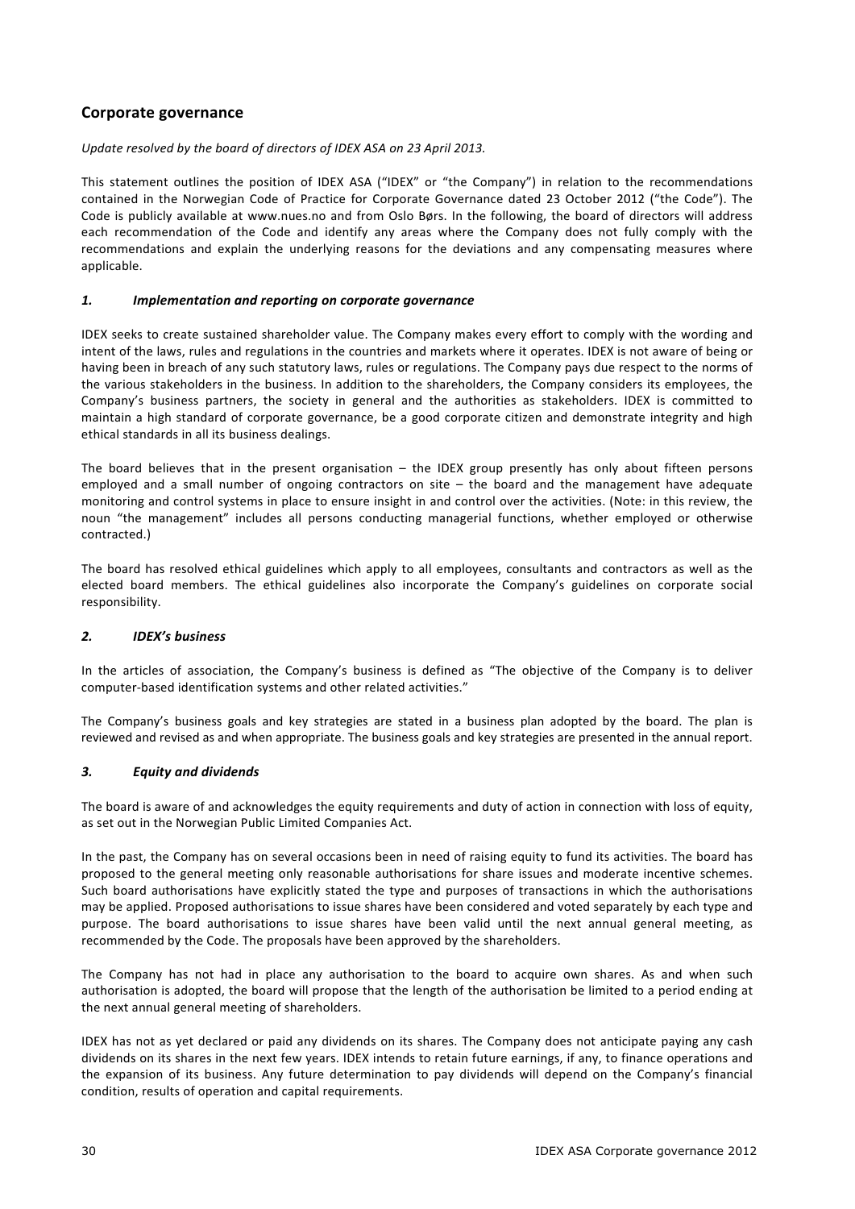## Corporate governance

*Update resolved by the board of directors of IDEX ASA on 23 April 2013.*

This statement outlines the position of IDEX ASA ("IDEX" or "the Company") in relation to the recommendations contained in the Norwegian Code of Practice for Corporate Governance dated 23 October 2012 ("the Code"). The Code is publicly available at www.nues.no and from Oslo Børs. In the following, the board of directors will address each recommendation of the Code and identify any areas where the Company does not fully comply with the recommendations and explain the underlying reasons for the deviations and any compensating measures where applicable.

### *1. Implementation and reporting on corporate governance*

IDEX seeks to create sustained shareholder value. The Company makes every effort to comply with the wording and intent of the laws, rules and regulations in the countries and markets where it operates. IDEX is not aware of being or having been in breach of any such statutory laws, rules or regulations. The Company pays due respect to the norms of the various stakeholders in the business. In addition to the shareholders, the Company considers its employees, the Company's business partners, the society in general and the authorities as stakeholders. IDEX is committed to maintain a high standard of corporate governance, be a good corporate citizen and demonstrate integrity and high ethical standards in all its business dealings.

The board believes that in the present organisation – the IDEX group presently has only about fifteen persons employed and a small number of ongoing contractors on site – the board and the management have adequate monitoring and control systems in place to ensure insight in and control over the activities. (Note: in this review, the noun "the management" includes all persons conducting managerial functions, whether employed or otherwise contracted.)

The board has resolved ethical guidelines which apply to all employees, consultants and contractors as well as the elected board members. The ethical guidelines also incorporate the Company's guidelines on corporate social responsibility.

### *2. IDEX's business*

In the articles of association, the Company's business is defined as "The objective of the Company is to deliver computer-based identification systems and other related activities."

The Company's business goals and key strategies are stated in a business plan adopted by the board. The plan is reviewed and revised as and when appropriate. The business goals and key strategies are presented in the annual report.

### *3. Equity and dividends*

The board is aware of and acknowledges the equity requirements and duty of action in connection with loss of equity, as set out in the Norwegian Public Limited Companies Act.

In the past, the Company has on several occasions been in need of raising equity to fund its activities. The board has proposed to the general meeting only reasonable authorisations for share issues and moderate incentive schemes. Such board authorisations have explicitly stated the type and purposes of transactions in which the authorisations may be applied. Proposed authorisations to issue shares have been considered and voted separately by each type and purpose. The board authorisations to issue shares have been valid until the next annual general meeting, as recommended by the Code. The proposals have been approved by the shareholders.

The Company has not had in place any authorisation to the board to acquire own shares. As and when such authorisation is adopted, the board will propose that the length of the authorisation be limited to a period ending at the next annual general meeting of shareholders.

IDEX has not as yet declared or paid any dividends on its shares. The Company does not anticipate paying any cash dividends on its shares in the next few years. IDEX intends to retain future earnings, if any, to finance operations and the expansion of its business. Any future determination to pay dividends will depend on the Company's financial condition, results of operation and capital requirements.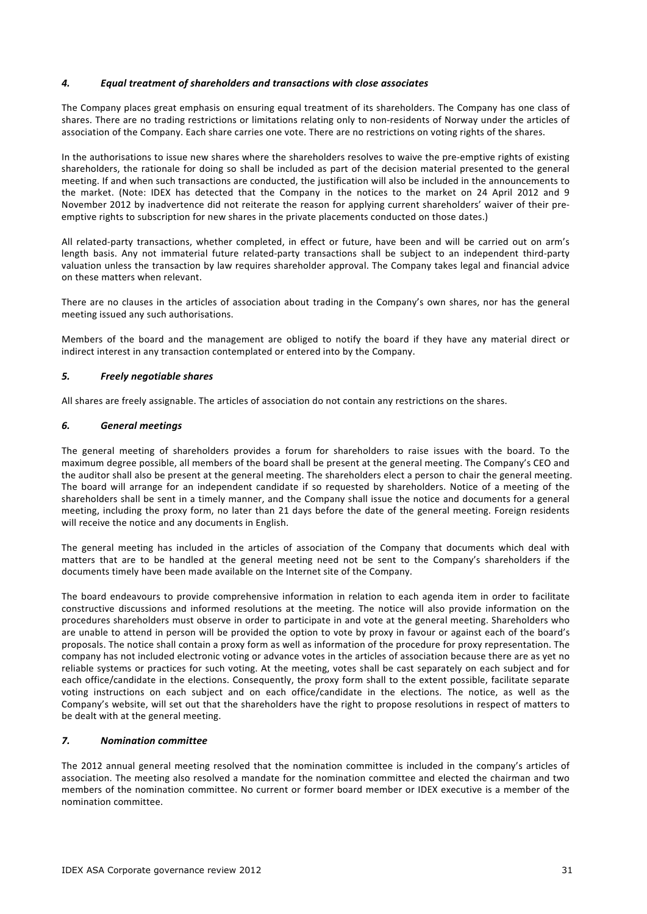### *4. Equal treatment of shareholders and transactions with close associates*

The Company places great emphasis on ensuring equal treatment of its shareholders. The Company has one class of shares. There are no trading restrictions or limitations relating only to non-residents of Norway under the articles of association of the Company. Each share carries one vote. There are no restrictions on voting rights of the shares.

In the authorisations to issue new shares where the shareholders resolves to waive the pre-emptive rights of existing shareholders, the rationale for doing so shall be included as part of the decision material presented to the general meeting. If and when such transactions are conducted, the justification will also be included in the announcements to the market. (Note: IDEX has detected that the Company in the notices to the market on 24 April 2012 and 9 November 2012 by inadvertence did not reiterate the reason for applying current shareholders' waiver of their pre-emptive rights to subscription for new shares in the private placements conducted on those dates.)

All related-party transactions, whether completed, in effect or future, have been and will be carried out on arm's length basis. Any not immaterial future related-party transactions shall be subject to an independent third-party valuation unless the transaction by law requires shareholder approval. The Company takes legal and financial advice on these matters when relevant.

There are no clauses in the articles of association about trading in the Company's own shares, nor has the general meeting issued any such authorisations.

Members of the board and the management are obliged to notify the board if they have any material direct or indirect interest in any transaction contemplated or entered into by the Company.

### *5. Freely negotiable shares*

All shares are freely assignable. The articles of association do not contain any restrictions on the shares.

### *6. General meetings*

The general meeting of shareholders provides a forum for shareholders to raise issues with the board. To the maximum degree possible, all members of the board shall be present at the general meeting. The Company's CEO and the auditor shall also be present at the general meeting. The shareholders elect a person to chair the general meeting. The board will arrange for an independent candidate if so requested by shareholders. Notice of a meeting of the shareholders shall be sent in a timely manner, and the Company shall issue the notice and documents for a general meeting, including the proxy form, no later than 21 days before the date of the general meeting. Foreign residents will receive the notice and any documents in English.

The general meeting has included in the articles of association of the Company that documents which deal with matters that are to be handled at the general meeting need not be sent to the Company's shareholders if the documents timely have been made available on the Internet site of the Company.

The board endeavours to provide comprehensive information in relation to each agenda item in order to facilitate constructive discussions and informed resolutions at the meeting. The notice will also provide information on the procedures shareholders must observe in order to participate in and vote at the general meeting. Shareholders who are unable to attend in person will be provided the option to vote by proxy in favour or against each of the board's proposals. The notice shall contain a proxy form as well as information of the procedure for proxy representation. The company has not included electronic voting or advance votes in the articles of association because there are as yet no reliable systems or practices for such voting. At the meeting, votes shall be cast separately on each subject and for each office/candidate in the elections. Consequently, the proxy form shall to the extent possible, facilitate separate voting instructions on each subject and on each office/candidate in the elections. The notice, as well as the Company's website, will set out that the shareholders have the right to propose resolutions in respect of matters to be dealt with at the general meeting.

### *7. Nomination committee*

The 2012 annual general meeting resolved that the nomination committee is included in the company's articles of association. The meeting also resolved a mandate for the nomination committee and elected the chairman and two members of the nomination committee. No current or former board member or IDEX executive is a member of the nomination committee.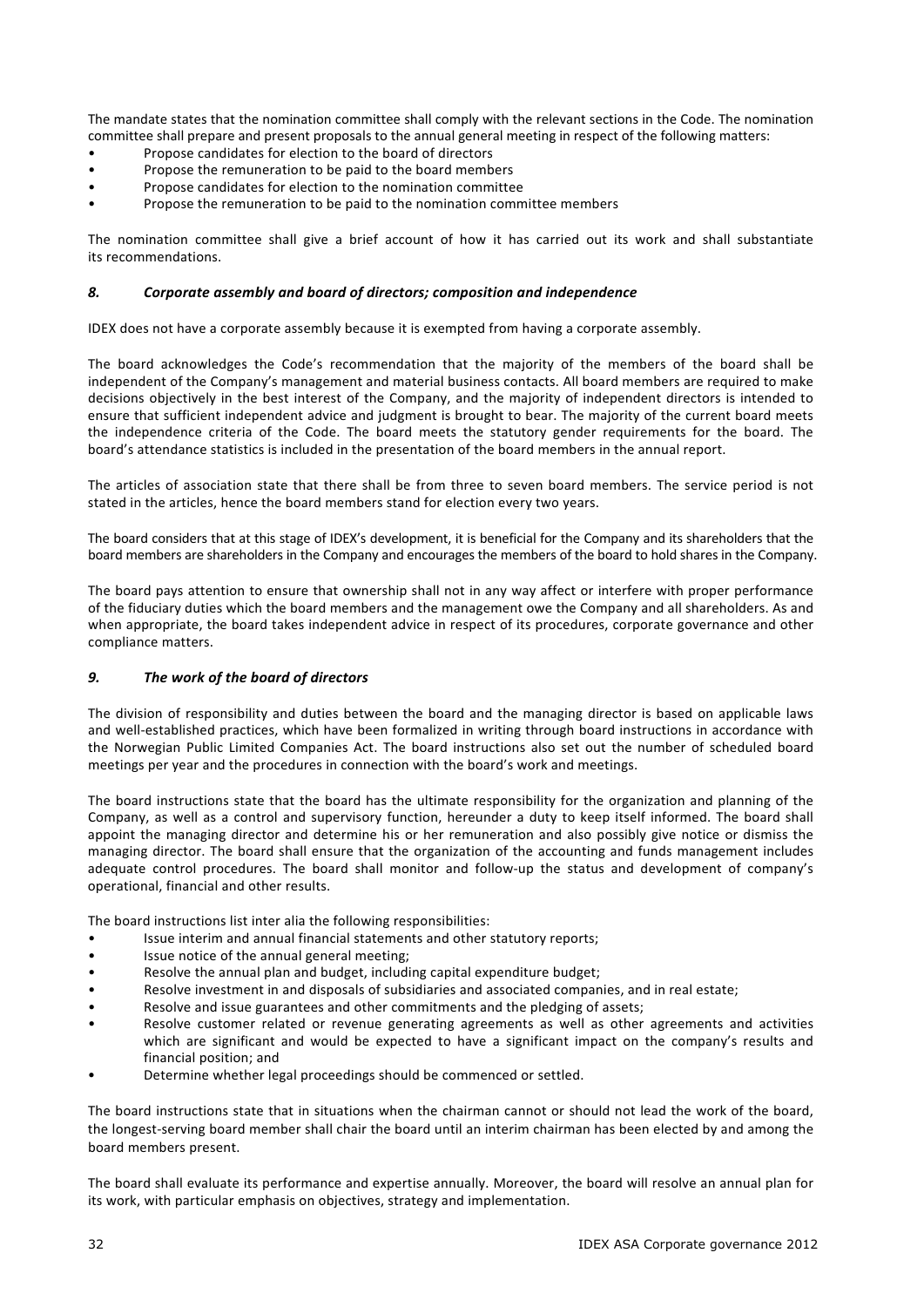The mandate states that the nomination committee shall comply with the relevant sections in the Code. The nomination committee shall prepare and present proposals to the annual general meeting in respect of the following matters:

- Propose candidates for election to the board of directors
- Propose the remuneration to be paid to the board members
- Propose candidates for election to the nomination committee
- Propose the remuneration to be paid to the nomination committee members

The nomination committee shall give a brief account of how it has carried out its work and shall substantiate its recommendations.

### *8. Corporate assembly and board of directors; composition and independence*

IDEX does not have a corporate assembly because it is exempted from having a corporate assembly.

The board acknowledges the Code's recommendation that the majority of the members of the board shall be independent of the Company's management and material business contacts. All board members are required to make decisions objectively in the best interest of the Company, and the majority of independent directors is intended to ensure that sufficient independent advice and judgment is brought to bear. The majority of the current board meets the independence criteria of the Code. The board meets the statutory gender requirements for the board. The board's attendance statistics is included in the presentation of the board members in the annual report.

The articles of association state that there shall be from three to seven board members. The service period is not stated in the articles, hence the board members stand for election every two years.

The board considers that at this stage of IDEX's development, it is beneficial for the Company and its shareholders that the board members are shareholders in the Company and encourages the members of the board to hold shares in the Company.

The board pays attention to ensure that ownership shall not in any way affect or interfere with proper performance of the fiduciary duties which the board members and the management owe the Company and all shareholders. As and when appropriate, the board takes independent advice in respect of its procedures, corporate governance and other compliance matters.

### *9. The work of the board of directors*

The division of responsibility and duties between the board and the managing director is based on applicable laws and well-established practices, which have been formalized in writing through board instructions in accordance with the Norwegian Public Limited Companies Act. The board instructions also set out the number of scheduled board meetings per year and the procedures in connection with the board's work and meetings.

The board instructions state that the board has the ultimate responsibility for the organization and planning of the Company, as well as a control and supervisory function, hereunder a duty to keep itself informed. The board shall appoint the managing director and determine his or her remuneration and also possibly give notice or dismiss the managing director. The board shall ensure that the organization of the accounting and funds management includes adequate control procedures. The board shall monitor and follow-up the status and development of company's operational, financial and other results.

The board instructions list inter alia the following responsibilities:

- Issue interim and annual financial statements and other statutory reports;
- Issue notice of the annual general meeting;
- Resolve the annual plan and budget, including capital expenditure budget;
- Resolve investment in and disposals of subsidiaries and associated companies, and in real estate;
- Resolve and issue guarantees and other commitments and the pledging of assets;
- Resolve customer related or revenue generating agreements as well as other agreements and activities which are significant and would be expected to have a significant impact on the company's results and financial position; and
- Determine whether legal proceedings should be commenced or settled.

The board instructions state that in situations when the chairman cannot or should not lead the work of the board, the longest-serving board member shall chair the board until an interim chairman has been elected by and among the board members present.

The board shall evaluate its performance and expertise annually. Moreover, the board will resolve an annual plan for its work, with particular emphasis on objectives, strategy and implementation.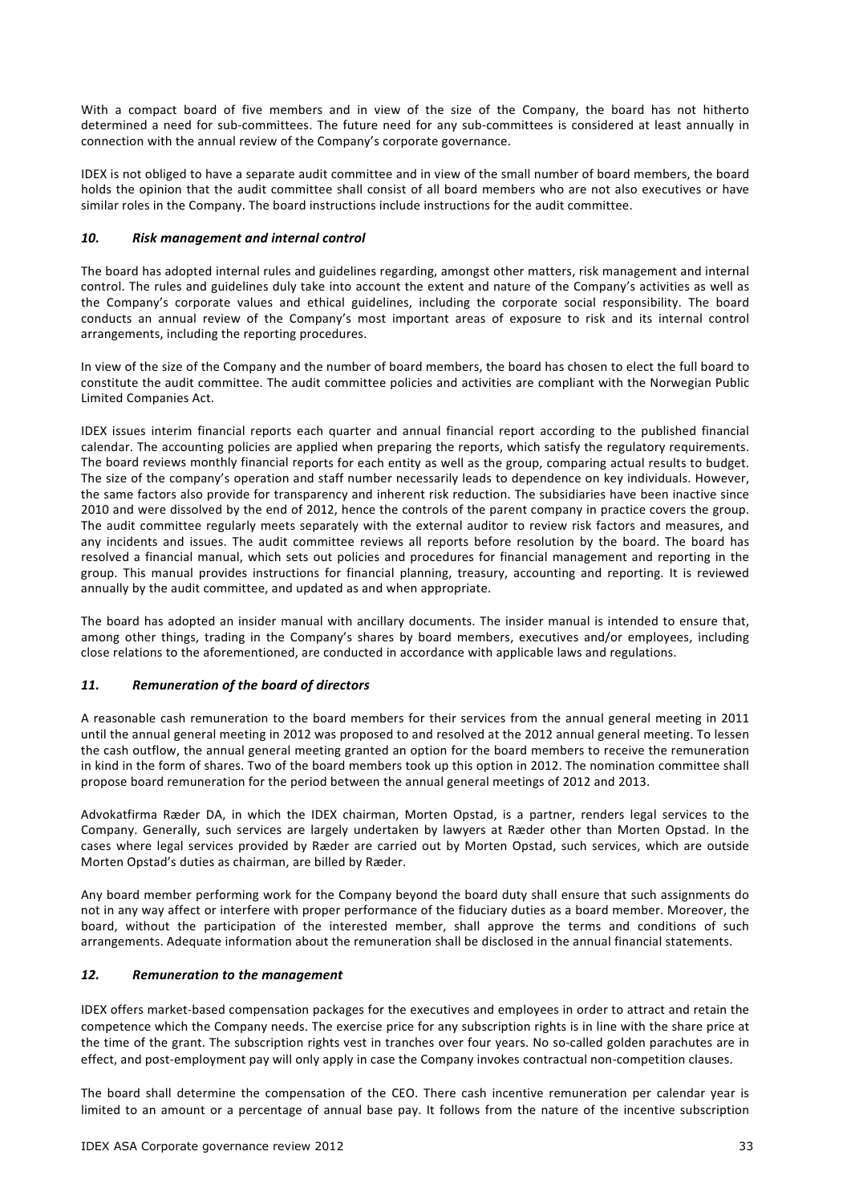With a compact board of five members and in view of the size of the Company, the board has not hitherto determined a need for sub-committees. The future need for any sub-committees is considered at least annually in connection with the annual review of the Company's corporate governance.

IDEX is not obliged to have a separate audit committee and in view of the small number of board members, the board holds the opinion that the audit committee shall consist of all board members who are not also executives or have similar roles in the Company. The board instructions include instructions for the audit committee.

### *10. Risk management and internal control*

The board has adopted internal rules and guidelines regarding, amongst other matters, risk management and internal control. The rules and guidelines duly take into account the extent and nature of the Company's activities as well as the Company's corporate values and ethical guidelines, including the corporate social responsibility. The board conducts an annual review of the Company's most important areas of exposure to risk and its internal control arrangements, including the reporting procedures.

In view of the size of the Company and the number of board members, the board has chosen to elect the full board to constitute the audit committee. The audit committee policies and activities are compliant with the Norwegian Public Limited Companies Act.

IDEX issues interim financial reports each quarter and annual financial report according to the published financial calendar. The accounting policies are applied when preparing the reports, which satisfy the regulatory requirements. The board reviews monthly financial reports for each entity as well as the group, comparing actual results to budget. The size of the company's operation and staff number necessarily leads to dependence on key individuals. However, the same factors also provide for transparency and inherent risk reduction. The subsidiaries have been inactive since 2010 and were dissolved by the end of 2012, hence the controls of the parent company in practice covers the group. The audit committee regularly meets separately with the external auditor to review risk factors and measures, and any incidents and issues. The audit committee reviews all reports before resolution by the board. The board has resolved a financial manual, which sets out policies and procedures for financial management and reporting in the group. This manual provides instructions for financial planning, treasury, accounting and reporting. It is reviewed annually by the audit committee, and updated as and when appropriate.

The board has adopted an insider manual with ancillary documents. The insider manual is intended to ensure that, among other things, trading in the Company's shares by board members, executives and/or employees, including close relations to the aforementioned, are conducted in accordance with applicable laws and regulations.

### *11. Remuneration of the board of directors*

A reasonable cash remuneration to the board members for their services from the annual general meeting in 2011 until the annual general meeting in 2012 was proposed to and resolved at the 2012 annual general meeting. To lessen the cash outflow, the annual general meeting granted an option for the board members to receive the remuneration in kind in the form of shares. Two of the board members took up this option in 2012. The nomination committee shall propose board remuneration for the period between the annual general meetings of 2012 and 2013.

Advokatfirma Ræder DA, in which the IDEX chairman, Morten Opstad, is a partner, renders legal services to the Company. Generally, such services are largely undertaken by lawyers at Ræder other than Morten Opstad. In the cases where legal services provided by Ræder are carried out by Morten Opstad, such services, which are outside Morten Opstad's duties as chairman, are billed by Ræder.

Any board member performing work for the Company beyond the board duty shall ensure that such assignments do not in any way affect or interfere with proper performance of the fiduciary duties as a board member. Moreover, the board, without the participation of the interested member, shall approve the terms and conditions of such arrangements. Adequate information about the remuneration shall be disclosed in the annual financial statements.

### *12. Remuneration to the management*

IDEX offers market-based compensation packages for the executives and employees in order to attract and retain the competence which the Company needs. The exercise price for any subscription rights is in line with the share price at the time of the grant. The subscription rights vest in tranches over four years. No so-called golden parachutes are in effect, and post-employment pay will only apply in case the Company invokes contractual non-competition clauses.

The board shall determine the compensation of the CEO. There cash incentive remuneration per calendar year is limited to an amount or a percentage of annual base pay. It follows from the nature of the incentive subscription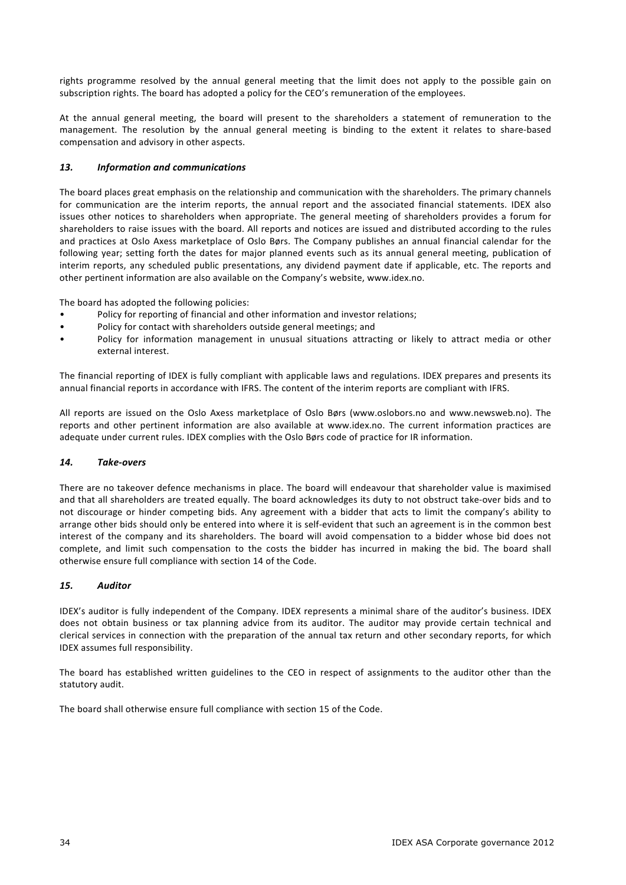rights programme resolved by the annual general meeting that the limit does not apply to the possible gain on subscription rights. The board has adopted a policy for the CEO's remuneration of the employees.

At the annual general meeting, the board will present to the shareholders a statement of remuneration to the management. The resolution by the annual general meeting is binding to the extent it relates to share-based compensation and advisory in other aspects.

### *13. Information and communications*

The board places great emphasis on the relationship and communication with the shareholders. The primary channels for communication are the interim reports, the annual report and the associated financial statements. IDEX also issues other notices to shareholders when appropriate. The general meeting of shareholders provides a forum for shareholders to raise issues with the board. All reports and notices are issued and distributed according to the rules and practices at Oslo Axess marketplace of Oslo Børs. The Company publishes an annual financial calendar for the following year; setting forth the dates for major planned events such as its annual general meeting, publication of interim reports, any scheduled public presentations, any dividend payment date if applicable, etc. The reports and other pertinent information are also available on the Company's website, www.idex.no.

The board has adopted the following policies:

- Policy for reporting of financial and other information and investor relations;
- Policy for contact with shareholders outside general meetings; and
- Policy for information management in unusual situations attracting or likely to attract media or other external interest.

The financial reporting of IDEX is fully compliant with applicable laws and regulations. IDEX prepares and presents its annual financial reports in accordance with IFRS. The content of the interim reports are compliant with IFRS.

All reports are issued on the Oslo Axess marketplace of Oslo Børs (www.oslobors.no and www.newsweb.no). The reports and other pertinent information are also available at www.idex.no. The current information practices are adequate under current rules. IDEX complies with the Oslo Børs code of practice for IR information.

### *14. Take-overs*

There are no takeover defence mechanisms in place. The board will endeavour that shareholder value is maximised and that all shareholders are treated equally. The board acknowledges its duty to not obstruct take-over bids and to not discourage or hinder competing bids. Any agreement with a bidder that acts to limit the company's ability to arrange other bids should only be entered into where it is self-evident that such an agreement is in the common best interest of the company and its shareholders. The board will avoid compensation to a bidder whose bid does not complete, and limit such compensation to the costs the bidder has incurred in making the bid. The board shall otherwise ensure full compliance with section 14 of the Code.

### *15. Auditor*

IDEX's auditor is fully independent of the Company. IDEX represents a minimal share of the auditor's business. IDEX does not obtain business or tax planning advice from its auditor. The auditor may provide certain technical and clerical services in connection with the preparation of the annual tax return and other secondary reports, for which IDEX assumes full responsibility.

The board has established written guidelines to the CEO in respect of assignments to the auditor other than the statutory audit.

The board shall otherwise ensure full compliance with section 15 of the Code.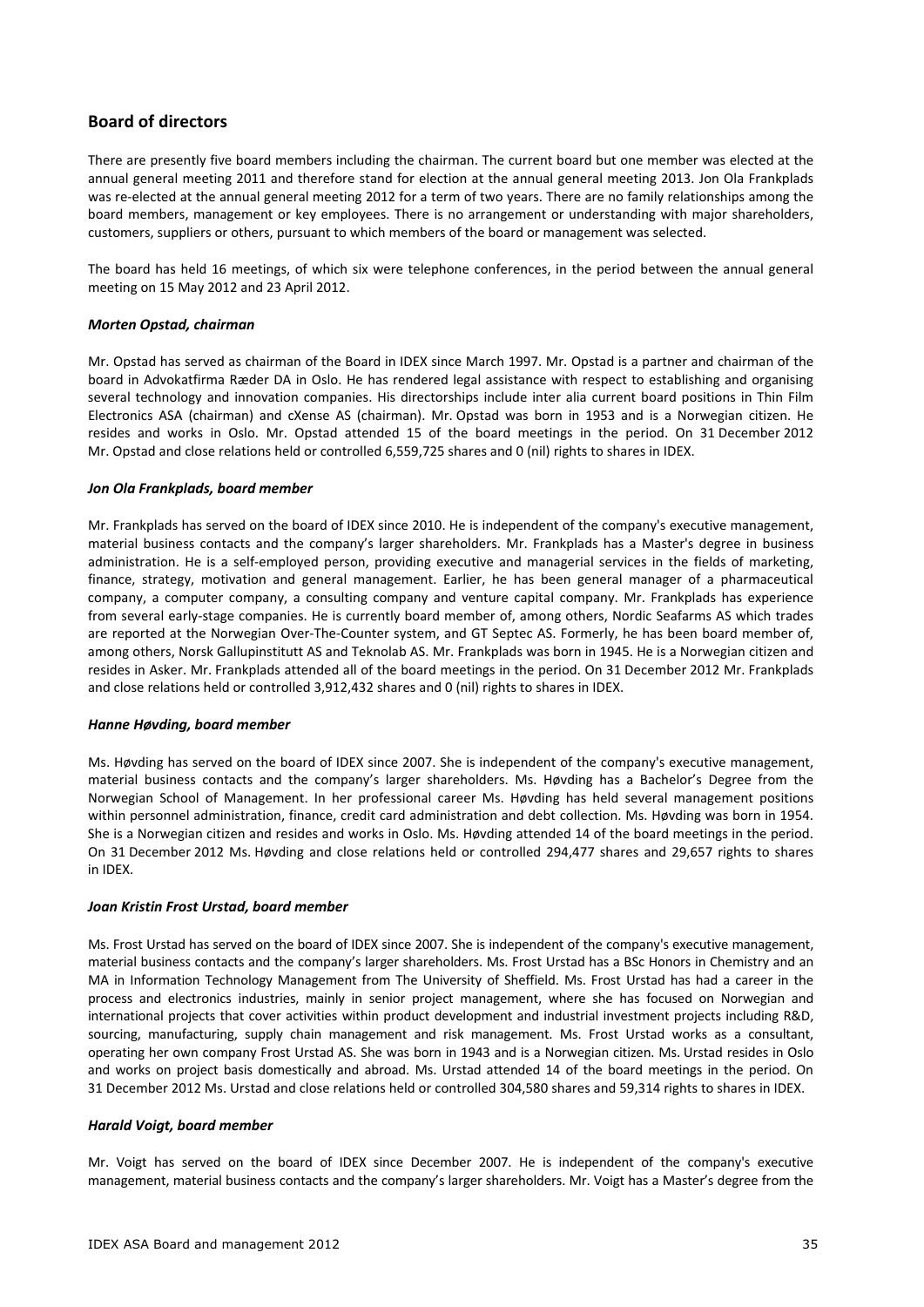## Board of directors

There are presently five board members including the chairman. The current board but one member was elected at the annual general meeting 2011 and therefore stand for election at the annual general meeting 2013. Jon Ola Frankplads was re-elected at the annual general meeting 2012 for a term of two years. There are no family relationships among the board members, management or key employees. There is no arrangement or understanding with major shareholders, customers, suppliers or others, pursuant to which members of the board or management was selected.

The board has held 16 meetings, of which six were telephone conferences, in the period between the annual general meeting on 15 May 2012 and 23 April 2012.

#### *Morten Opstad, chairman*

Mr. Opstad has served as chairman of the Board in IDEX since March 1997. Mr. Opstad is a partner and chairman of the board in Advokatfirma Ræder DA in Oslo. He has rendered legal assistance with respect to establishing and organising several technology and innovation companies. His directorships include inter alia current board positions in Thin Film Electronics ASA (chairman) and cXense AS (chairman). Mr. Opstad was born in 1953 and is a Norwegian citizen. He resides and works in Oslo. Mr. Opstad attended 15 of the board meetings in the period. On 31 December 2012 Mr. Opstad and close relations held or controlled 6,559,725 shares and 0 (nil) rights to shares in IDEX.

#### *Jon Ola Frankplads, board member*

Mr. Frankplads has served on the board of IDEX since 2010. He is independent of the company's executive management, material business contacts and the company's larger shareholders. Mr. Frankplads has a Master's degree in business administration. He is a self-employed person, providing executive and managerial services in the fields of marketing, finance, strategy, motivation and general management. Earlier, he has been general manager of a pharmaceutical company, a computer company, a consulting company and venture capital company. Mr. Frankplads has experience from several early-stage companies. He is currently board member of, among others, Nordic Seafarms AS which trades are reported at the Norwegian Over-The-Counter system, and GT Septec AS. Formerly, he has been board member of, among others, Norsk Gallupinstitutt AS and Teknolab AS. Mr. Frankplads was born in 1945. He is a Norwegian citizen and resides in Asker. Mr. Frankplads attended all of the board meetings in the period. On 31 December 2012 Mr. Frankplads and close relations held or controlled 3,912,432 shares and 0 (nil) rights to shares in IDEX.

#### *Hanne Høvding, board member*

Ms. Høvding has served on the board of IDEX since 2007. She is independent of the company's executive management, material business contacts and the company's larger shareholders. Ms. Høvding has a Bachelor's Degree from the Norwegian School of Management. In her professional career Ms. Høvding has held several management positions within personnel administration, finance, credit card administration and debt collection. Ms. Høvding was born in 1954. She is a Norwegian citizen and resides and works in Oslo. Ms. Høvding attended 14 of the board meetings in the period. On 31 December 2012 Ms. Høvding and close relations held or controlled 294,477 shares and 29,657 rights to shares in IDEX.

#### *Joan Kristin Frost Urstad, board member*

Ms. Frost Urstad has served on the board of IDEX since 2007. She is independent of the company's executive management, material business contacts and the company's larger shareholders. Ms. Frost Urstad has a BSc Honors in Chemistry and an MA in Information Technology Management from The University of Sheffield. Ms. Frost Urstad has had a career in the process and electronics industries, mainly in senior project management, where she has focused on Norwegian and international projects that cover activities within product development and industrial investment projects including R&D, sourcing, manufacturing, supply chain management and risk management. Ms. Frost Urstad works as a consultant, operating her own company Frost Urstad AS. She was born in 1943 and is a Norwegian citizen. Ms. Urstad resides in Oslo and works on project basis domestically and abroad. Ms. Urstad attended 14 of the board meetings in the period. On 31 December 2012 Ms. Urstad and close relations held or controlled 304,580 shares and 59,314 rights to shares in IDEX.

#### *Harald Voigt, board member*

Mr. Voigt has served on the board of IDEX since December 2007. He is independent of the company's executive management, material business contacts and the company's larger shareholders. Mr. Voigt has a Master's degree from the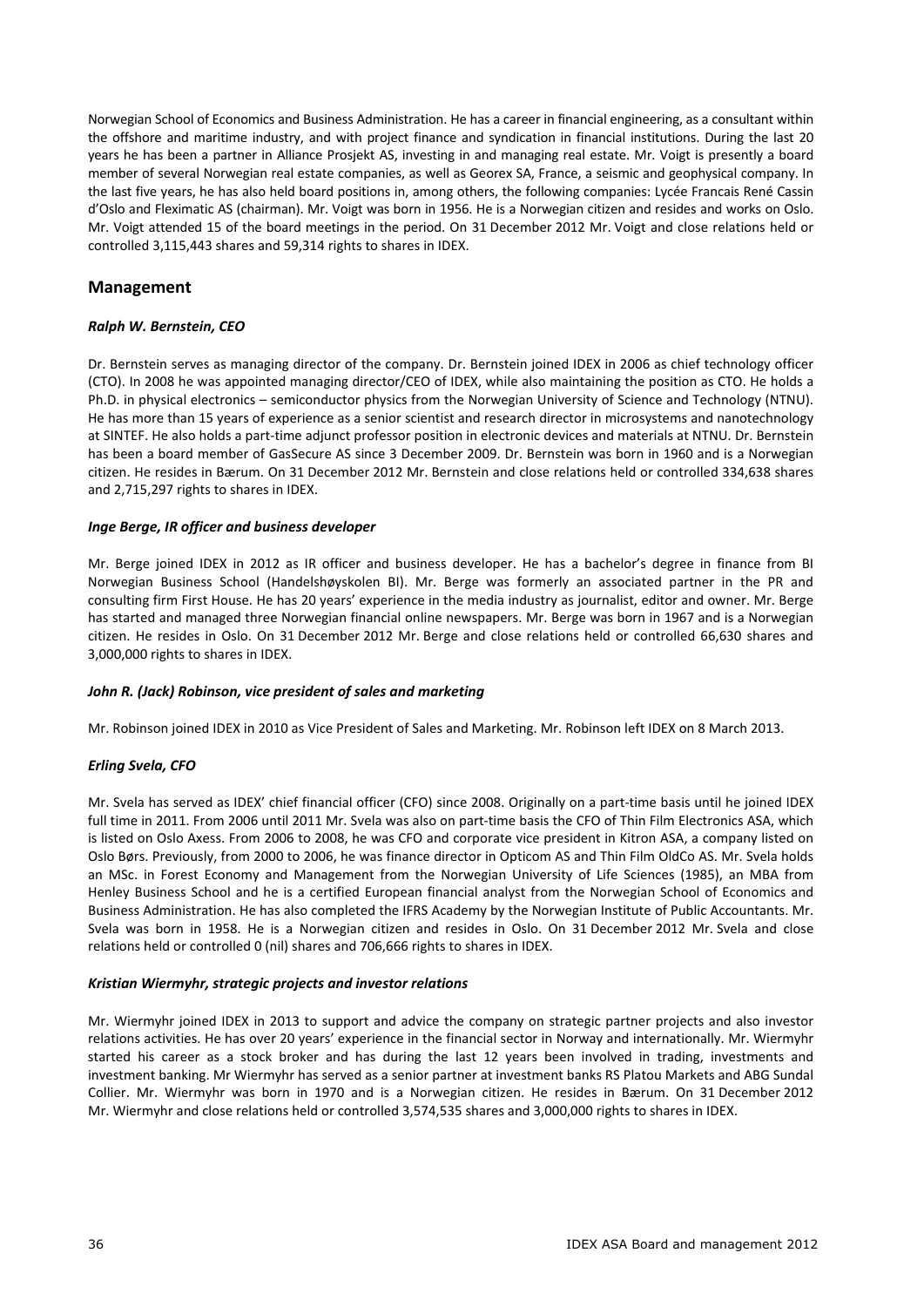Norwegian School of Economics and Business Administration. He has a career in financial engineering, as a consultant within the offshore and maritime industry, and with project finance and syndication in financial institutions. During the last 20 years he has been a partner in Alliance Prosjekt AS, investing in and managing real estate. Mr. Voigt is presently a board member of several Norwegian real estate companies, as well as Georex SA, France, a seismic and geophysical company. In the last five years, he has also held board positions in, among others, the following companies: Lycée Francais René Cassin d'Oslo and Fleximatic AS (chairman). Mr. Voigt was born in 1956. He is a Norwegian citizen and resides and works on Oslo. Mr. Voigt attended 15 of the board meetings in the period. On 31 December 2012 Mr. Voigt and close relations held or controlled 3,115,443 shares and 59,314 rights to shares in IDEX.

## Management

### *Ralph W. Bernstein, CEO*

Dr. Bernstein serves as managing director of the company. Dr. Bernstein joined IDEX in 2006 as chief technology officer (CTO). In 2008 he was appointed managing director/CEO of IDEX, while also maintaining the position as CTO. He holds a Ph.D. in physical electronics – semiconductor physics from the Norwegian University of Science and Technology (NTNU). He has more than 15 years of experience as a senior scientist and research director in microsystems and nanotechnology at SINTEF. He also holds a part-time adjunct professor position in electronic devices and materials at NTNU. Dr. Bernstein has been a board member of GasSecure AS since 3 December 2009. Dr. Bernstein was born in 1960 and is a Norwegian citizen. He resides in Bærum. On 31 December 2012 Mr. Bernstein and close relations held or controlled 334,638 shares and 2,715,297 rights to shares in IDEX.

### *Inge Berge, IR officer and business developer*

Mr. Berge joined IDEX in 2012 as IR officer and business developer. He has a bachelor's degree in finance from BI Norwegian Business School (Handelshøyskolen BI). Mr. Berge was formerly an associated partner in the PR and consulting firm First House. He has 20 years' experience in the media industry as journalist, editor and owner. Mr. Berge has started and managed three Norwegian financial online newspapers. Mr. Berge was born in 1967 and is a Norwegian citizen. He resides in Oslo. On 31 December 2012 Mr. Berge and close relations held or controlled 66,630 shares and 3,000,000 rights to shares in IDEX.

### *John R. (Jack) Robinson, vice president of sales and marketing*

Mr. Robinson joined IDEX in 2010 as Vice President of Sales and Marketing. Mr. Robinson left IDEX on 8 March 2013.

### *Erling Svela, CFO*

Mr. Svela has served as IDEX' chief financial officer (CFO) since 2008. Originally on a part-time basis until he joined IDEX full time in 2011. From 2006 until 2011 Mr. Svela was also on part-time basis the CFO of Thin Film Electronics ASA, which is listed on Oslo Axess. From 2006 to 2008, he was CFO and corporate vice president in Kitron ASA, a company listed on Oslo Børs. Previously, from 2000 to 2006, he was finance director in Opticom AS and Thin Film OldCo AS. Mr. Svela holds an MSc. in Forest Economy and Management from the Norwegian University of Life Sciences (1985), an MBA from Henley Business School and he is a certified European financial analyst from the Norwegian School of Economics and Business Administration. He has also completed the IFRS Academy by the Norwegian Institute of Public Accountants. Mr. Svela was born in 1958. He is a Norwegian citizen and resides in Oslo. On 31 December 2012 Mr. Svela and close relations held or controlled 0 (nil) shares and 706,666 rights to shares in IDEX.

### *Kristian Wiermyhr, strategic projects and investor relations*

Mr. Wiermyhr joined IDEX in 2013 to support and advice the company on strategic partner projects and also investor relations activities. He has over 20 years' experience in the financial sector in Norway and internationally. Mr. Wiermyhr started his career as a stock broker and has during the last 12 years been involved in trading, investments and investment banking. Mr Wiermyhr has served as a senior partner at investment banks RS Platou Markets and ABG Sundal Collier. Mr. Wiermyhr was born in 1970 and is a Norwegian citizen. He resides in Bærum. On 31 December 2012 Mr. Wiermyhr and close relations held or controlled 3,574,535 shares and 3,000,000 rights to shares in IDEX.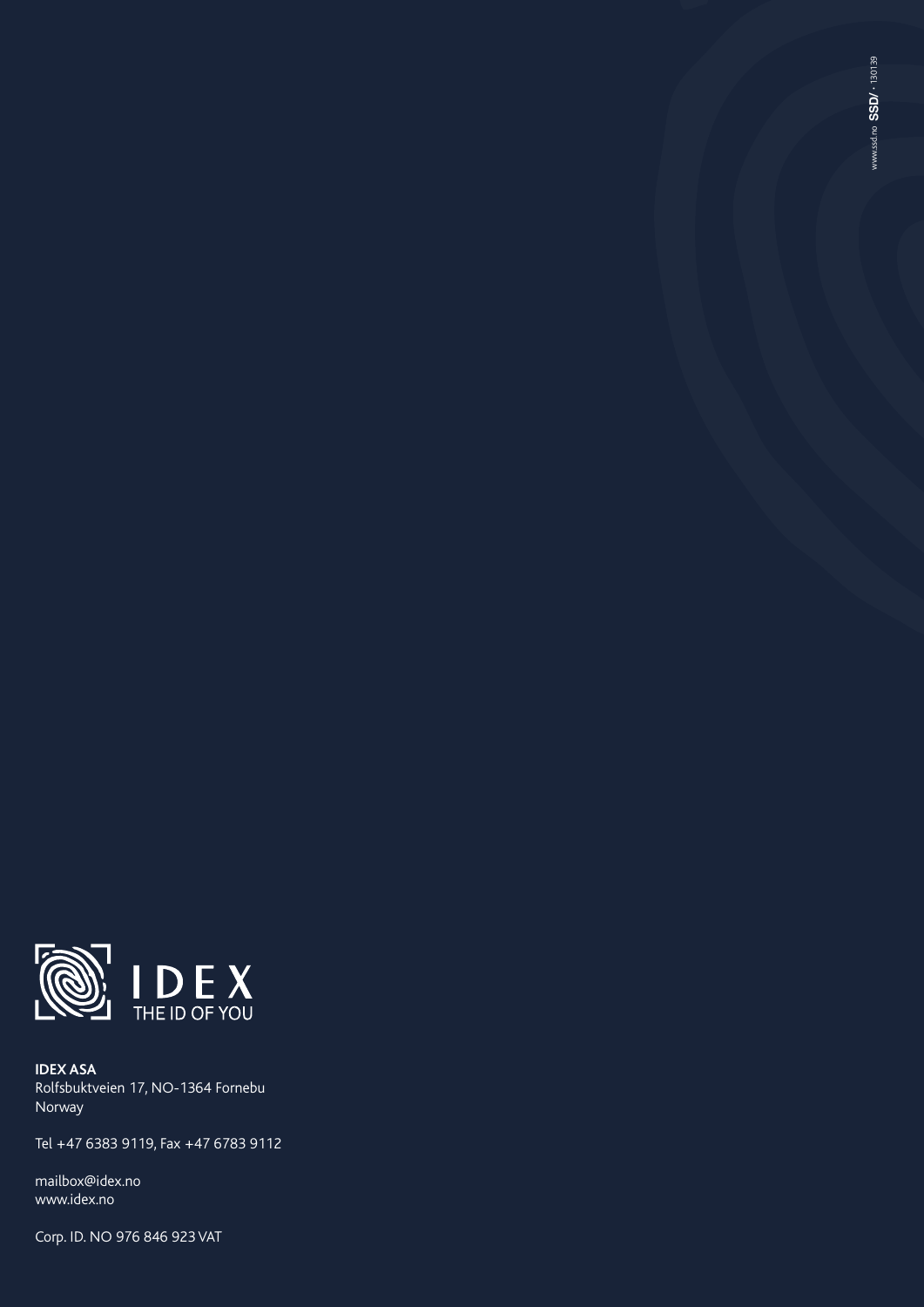IDEX
THE ID OF YOU

**IDEX ASA**
Rolfsbuktveien 17, NO-1364 Fornebu
Norway

Tel +47 6383 9119, Fax +47 6783 9112

mailbox@idex.no
www.idex.no

Corp. ID. NO 976 846 923 VAT

www.ssd.no **SSD/** · 130139